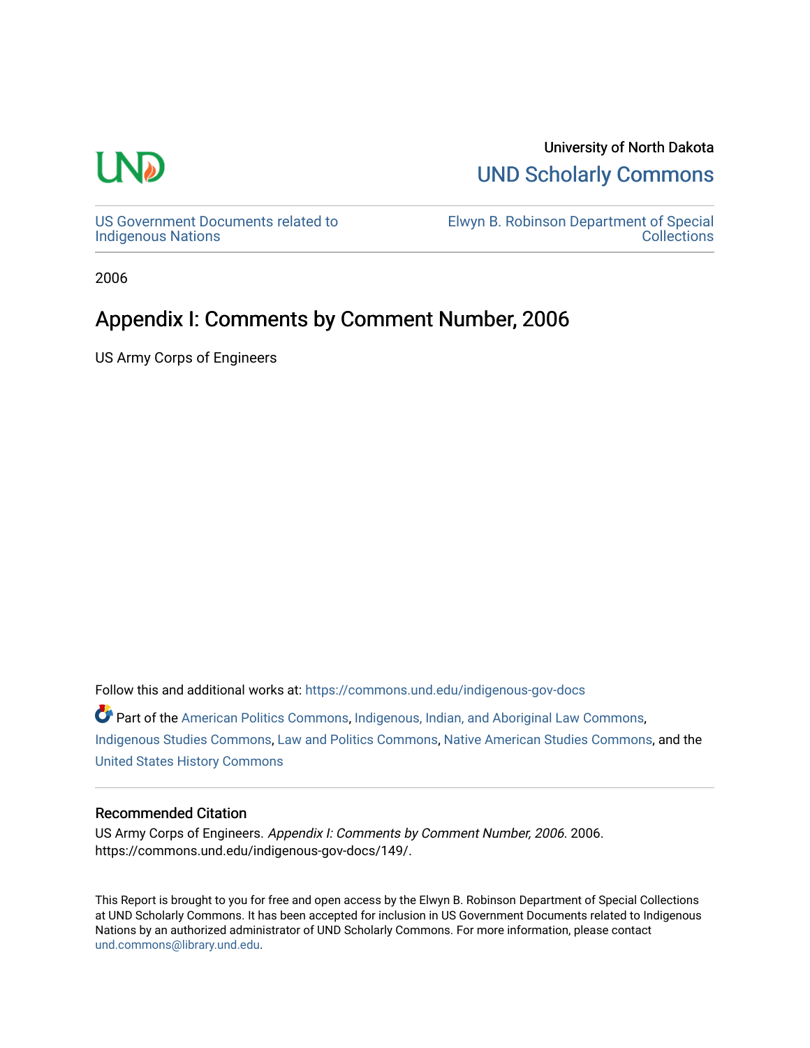University of North Dakota

UND Scholarly Commons

US Government Documents related to Indigenous Nations

Elwyn B. Robinson Department of Special Collections

2006

# Appendix I: Comments by Comment Number, 2006

US Army Corps of Engineers

Follow this and additional works at: https://commons.und.edu/indigenous-gov-docs

Part of the American Politics Commons, Indigenous, Indian, and Aboriginal Law Commons, Indigenous Studies Commons, Law and Politics Commons, Native American Studies Commons, and the United States History Commons

### Recommended Citation

US Army Corps of Engineers. *Appendix I: Comments by Comment Number, 2006*. 2006. https://commons.und.edu/indigenous-gov-docs/149/.

This Report is brought to you for free and open access by the Elwyn B. Robinson Department of Special Collections at UND Scholarly Commons. It has been accepted for inclusion in US Government Documents related to Indigenous Nations by an authorized administrator of UND Scholarly Commons. For more information, please contact und.commons@library.und.edu.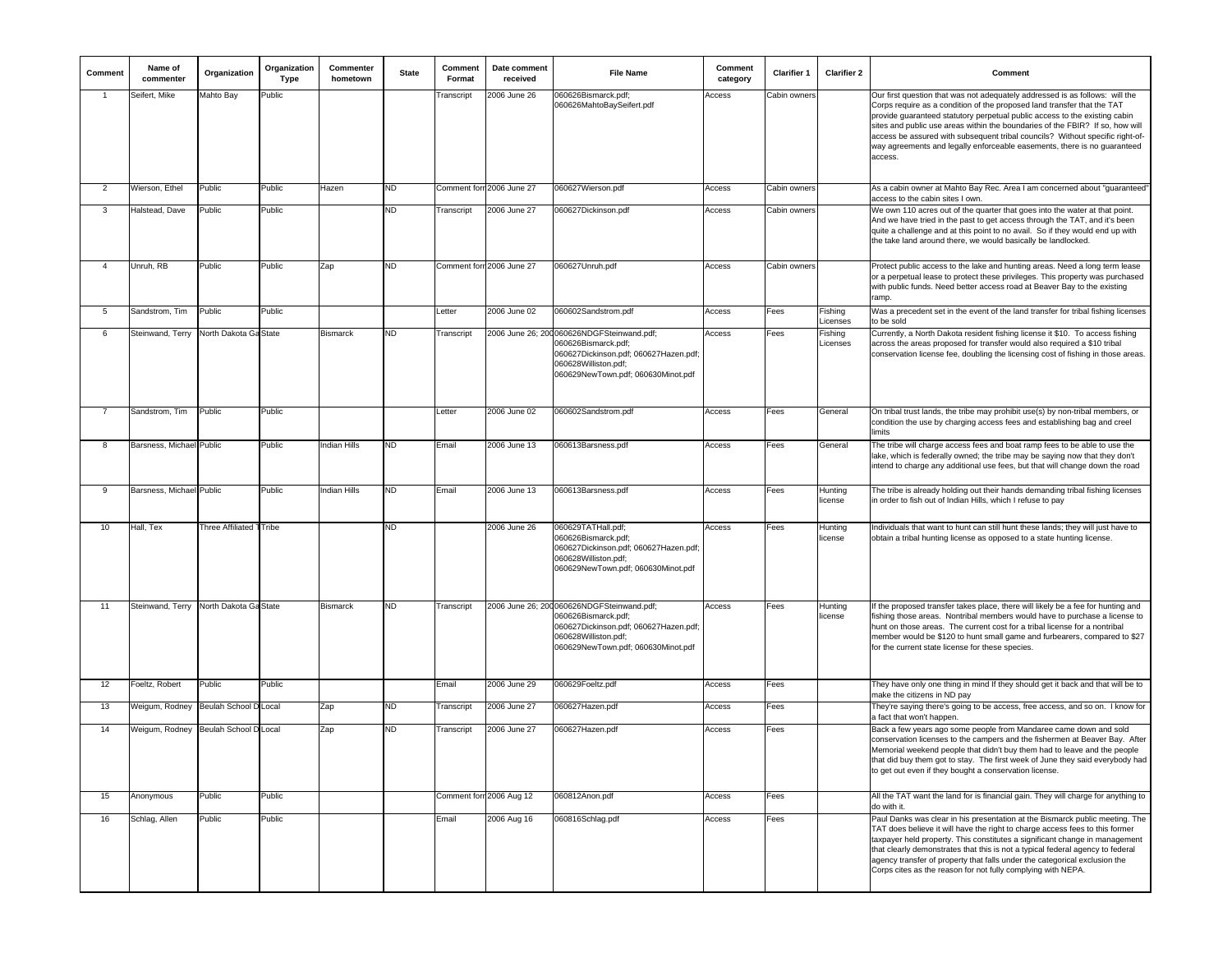| Comment | Name of commenter | Organization | Organization Type | Commenter hometown | State | Comment Format | Date comment received | File Name | Comment category | Clarifier 1 | Clarifier 2 | Comment |
|---|---|---|---|---|---|---|---|---|---|---|---|---|
| 1 | Seifert, Mike | Mahto Bay | Public | | | Transcript | 2006 June 26 | 060626Bismarck.pdf; 060626MahtoBaySeifert.pdf | Access | Cabin owners | | Our first question that was not adequately addressed is as follows: will the Corps require as a condition of the proposed land transfer that the TAT provide guaranteed statutory perpetual public access to the existing cabin sites and public use areas within the boundaries of the FBIR? If so, how will access be assured with subsequent tribal councils? Without specific right-of-way agreements and legally enforceable easements, there is no guaranteed access. |
| 2 | Wierson, Ethel | Public | Public | Hazen | ND | Comment forr | 2006 June 27 | 060627Wierson.pdf | Access | Cabin owners | | As a cabin owner at Mahto Bay Rec. Area I am concerned about "guaranteed" access to the cabin sites I own. |
| 3 | Halstead, Dave | Public | Public | | ND | Transcript | 2006 June 27 | 060627Dickinson.pdf | Access | Cabin owners | | We own 110 acres out of the quarter that goes into the water at that point. And we have tried in the past to get access through the TAT, and it's been quite a challenge and at this point to no avail. So if they would end up with the take land around there, we would basically be landlocked. |
| 4 | Unruh, RB | Public | Public | Zap | ND | Comment forr | 2006 June 27 | 060627Unruh.pdf | Access | Cabin owners | | Protect public access to the lake and hunting areas. Need a long term lease or a perpetual lease to protect these privileges. This property was purchased with public funds. Need better access road at Beaver Bay to the existing ramp. |
| 5 | Sandstrom, Tim | Public | Public | | | Letter | 2006 June 02 | 060602Sandstrom.pdf | Access | Fees | Fishing Licenses | Was a precedent set in the event of the land transfer for tribal fishing licenses to be sold |
| 6 | Steinwand, Terry | North Dakota Ga | State | Bismarck | ND | Transcript | 2006 June 26; 20 | 060626NDGFSteinwand.pdf; 060626Bismarck.pdf; 060627Dickinson.pdf; 060627Hazen.pdf; 060628Williston.pdf; 060629NewTown.pdf; 060630Minot.pdf | Access | Fees | Fishing Licenses | Currently, a North Dakota resident fishing license it $10. To access fishing across the areas proposed for transfer would also required a $10 tribal conservation license fee, doubling the licensing cost of fishing in those areas. |
| 7 | Sandstrom, Tim | Public | Public | | | Letter | 2006 June 02 | 060602Sandstrom.pdf | Access | Fees | General | On tribal trust lands, the tribe may prohibit use(s) by non-tribal members, or condition the use by charging access fees and establishing bag and creel limits |
| 8 | Barsness, Michael | Public | Public | Indian Hills | ND | Email | 2006 June 13 | 060613Barsness.pdf | Access | Fees | General | The tribe will charge access fees and boat ramp fees to be able to use the lake, which is federally owned; the tribe may be saying now that they don't intend to charge any additional use fees, but that will change down the road |
| 9 | Barsness, Michael | Public | Public | Indian Hills | ND | Email | 2006 June 13 | 060613Barsness.pdf | Access | Fees | Hunting license | The tribe is already holding out their hands demanding tribal fishing licenses in order to fish out of Indian Hills, which I refuse to pay |
| 10 | Hall, Tex | Three Affiliated T | Tribe | | ND | | 2006 June 26 | 060629TATHall.pdf; 060626Bismarck.pdf; 060627Dickinson.pdf; 060627Hazen.pdf; 060628Williston.pdf; 060629NewTown.pdf; 060630Minot.pdf | Access | Fees | Hunting license | Individuals that want to hunt can still hunt these lands; they will just have to obtain a tribal hunting license as opposed to a state hunting license. |
| 11 | Steinwand, Terry | North Dakota Ga | State | Bismarck | ND | Transcript | 2006 June 26; 20 | 060626NDGFSteinwand.pdf; 060626Bismarck.pdf; 060627Dickinson.pdf; 060627Hazen.pdf; 060628Williston.pdf; 060629NewTown.pdf; 060630Minot.pdf | Access | Fees | Hunting license | If the proposed transfer takes place, there will likely be a fee for hunting and fishing those areas. Nontribal members would have to purchase a license to hunt on those areas. The current cost for a tribal license for a nontribal member would be $120 to hunt small game and furbearers, compared to $27 for the current state license for these species. |
| 12 | Foeltz, Robert | Public | Public | | | Email | 2006 June 29 | 060629Foeltz.pdf | Access | Fees | | They have only one thing in mind If they should get it back and that will be to make the citizens in ND pay |
| 13 | Weigum, Rodney | Beulah School D | Local | Zap | ND | Transcript | 2006 June 27 | 060627Hazen.pdf | Access | Fees | | They're saying there's going to be access, free access, and so on. I know for a fact that won't happen. |
| 14 | Weigum, Rodney | Beulah School D | Local | Zap | ND | Transcript | 2006 June 27 | 060627Hazen.pdf | Access | Fees | | Back a few years ago some people from Mandaree came down and sold conservation licenses to the campers and the fishermen at Beaver Bay. After Memorial weekend people that didn't buy them had to leave and the people that did buy them got to stay. The first week of June they said everybody had to get out even if they bought a conservation license. |
| 15 | Anonymous | Public | Public | | | Comment forr | 2006 Aug 12 | 060812Anon.pdf | Access | Fees | | All the TAT want the land for is financial gain. They will charge for anything to do with it. |
| 16 | Schlag, Allen | Public | Public | | | Email | 2006 Aug 16 | 060816Schlag.pdf | Access | Fees | | Paul Danks was clear in his presentation at the Bismarck public meeting. The TAT does believe it will have the right to charge access fees to this former taxpayer held property. This constitutes a significant change in management that clearly demonstrates that this is not a typical federal agency to federal agency transfer of property that falls under the categorical exclusion the Corps cites as the reason for not fully complying with NEPA. |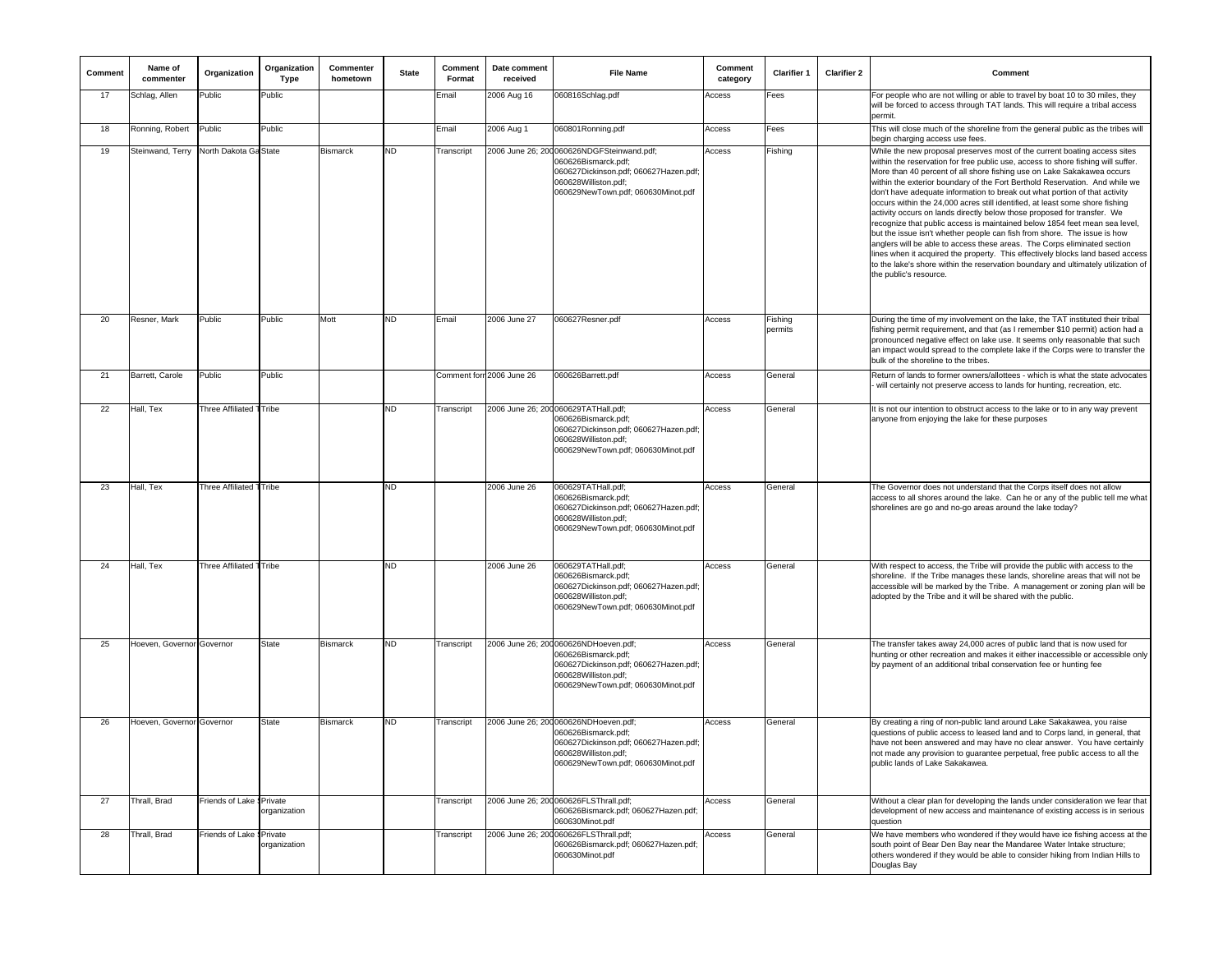| Comment | Name of commenter | Organization | Organization Type | Commenter hometown | State | Comment Format | Date comment received | File Name | Comment category | Clarifier 1 | Clarifier 2 | Comment |
|---|---|---|---|---|---|---|---|---|---|---|---|---|
| 17 | Schlag, Allen | Public | Public | | | Email | 2006 Aug 16 | 060816Schlag.pdf | Access | Fees | | For people who are not willing or able to travel by boat 10 to 30 miles, they will be forced to access through TAT lands. This will require a tribal access permit. |
| 18 | Ronning, Robert | Public | Public | | | Email | 2006 Aug 1 | 060801Ronning.pdf | Access | Fees | | This will close much of the shoreline from the general public as the tribes will begin charging access use fees. |
| 19 | Steinwand, Terry | North Dakota Ga | State | Bismarck | ND | Transcript | 2006 June 26; 200 | 060626NDGFSteinwand.pdf; 060626Bismarck.pdf; 060627Dickinson.pdf; 060627Hazen.pdf; 060628Williston.pdf; 060629NewTown.pdf; 060630Minot.pdf | Access | Fishing | | While the new proposal preserves most of the current boating access sites within the reservation for free public use, access to shore fishing will suffer. More than 40 percent of all shore fishing use on Lake Sakakawea occurs within the exterior boundary of the Fort Berthold Reservation. And while we don't have adequate information to break out what portion of that activity occurs within the 24,000 acres still identified, at least some shore fishing activity occurs on lands directly below those proposed for transfer. We recognize that public access is maintained below 1854 feet mean sea level, but the issue isn't whether people can fish from shore. The issue is how anglers will be able to access these areas. The Corps eliminated section lines when it acquired the property. This effectively blocks land based access to the lake's shore within the reservation boundary and ultimately utilization of the public's resource. |
| 20 | Resner, Mark | Public | Public | Mott | ND | Email | 2006 June 27 | 060627Resner.pdf | Access | Fishing permits | | During the time of my involvement on the lake, the TAT instituted their tribal fishing permit requirement, and that (as I remember $10 permit) action had a pronounced negative effect on lake use. It seems only reasonable that such an impact would spread to the complete lake if the Corps were to transfer the bulk of the shoreline to the tribes. |
| 21 | Barrett, Carole | Public | Public | | | Comment forr | 2006 June 26 | 060626Barrett.pdf | Access | General | | Return of lands to former owners/allottees - which is what the state advocates - will certainly not preserve access to lands for hunting, recreation, etc. |
| 22 | Hall, Tex | Three Affiliated T | Tribe | | ND | Transcript | 2006 June 26; 200 | 060629TATHall.pdf; 060626Bismarck.pdf; 060627Dickinson.pdf; 060627Hazen.pdf; 060628Williston.pdf; 060629NewTown.pdf; 060630Minot.pdf | Access | General | | It is not our intention to obstruct access to the lake or to in any way prevent anyone from enjoying the lake for these purposes |
| 23 | Hall, Tex | Three Affiliated T | Tribe | | ND | | 2006 June 26 | 060629TATHall.pdf; 060626Bismarck.pdf; 060627Dickinson.pdf; 060627Hazen.pdf; 060628Williston.pdf; 060629NewTown.pdf; 060630Minot.pdf | Access | General | | The Governor does not understand that the Corps itself does not allow access to all shores around the lake. Can he or any of the public tell me what shorelines are go and no-go areas around the lake today? |
| 24 | Hall, Tex | Three Affiliated T | Tribe | | ND | | 2006 June 26 | 060629TATHall.pdf; 060626Bismarck.pdf; 060627Dickinson.pdf; 060627Hazen.pdf; 060628Williston.pdf; 060629NewTown.pdf; 060630Minot.pdf | Access | General | | With respect to access, the Tribe will provide the public with access to the shoreline. If the Tribe manages these lands, shoreline areas that will not be accessible will be marked by the Tribe. A management or zoning plan will be adopted by the Tribe and it will be shared with the public. |
| 25 | Hoeven, Governor | Governor | State | Bismarck | ND | Transcript | 2006 June 26; 200 | 060626NDHoeven.pdf; 060626Bismarck.pdf; 060627Dickinson.pdf; 060627Hazen.pdf; 060628Williston.pdf; 060629NewTown.pdf; 060630Minot.pdf | Access | General | | The transfer takes away 24,000 acres of public land that is now used for hunting or other recreation and makes it either inaccessible or accessible only by payment of an additional tribal conservation fee or hunting fee |
| 26 | Hoeven, Governor | Governor | State | Bismarck | ND | Transcript | 2006 June 26; 200 | 060626NDHoeven.pdf; 060626Bismarck.pdf; 060627Dickinson.pdf; 060627Hazen.pdf; 060628Williston.pdf; 060629NewTown.pdf; 060630Minot.pdf | Access | General | | By creating a ring of non-public land around Lake Sakakawea, you raise questions of public access to leased land and to Corps land, in general, that have not been answered and may have no clear answer. You have certainly not made any provision to guarantee perpetual, free public access to all the public lands of Lake Sakakawea. |
| 27 | Thrall, Brad | Friends of Lake S | Private organization | | | Transcript | 2006 June 26; 200 | 060626FLSThrall.pdf; 060626Bismarck.pdf; 060627Hazen.pdf; 060630Minot.pdf | Access | General | | Without a clear plan for developing the lands under consideration we fear that development of new access and maintenance of existing access is in serious question |
| 28 | Thrall, Brad | Friends of Lake S | Private organization | | | Transcript | 2006 June 26; 200 | 060626FLSThrall.pdf; 060626Bismarck.pdf; 060627Hazen.pdf; 060630Minot.pdf | Access | General | | We have members who wondered if they would have ice fishing access at the south point of Bear Den Bay near the Mandaree Water Intake structure; others wondered if they would be able to consider hiking from Indian Hills to Douglas Bay |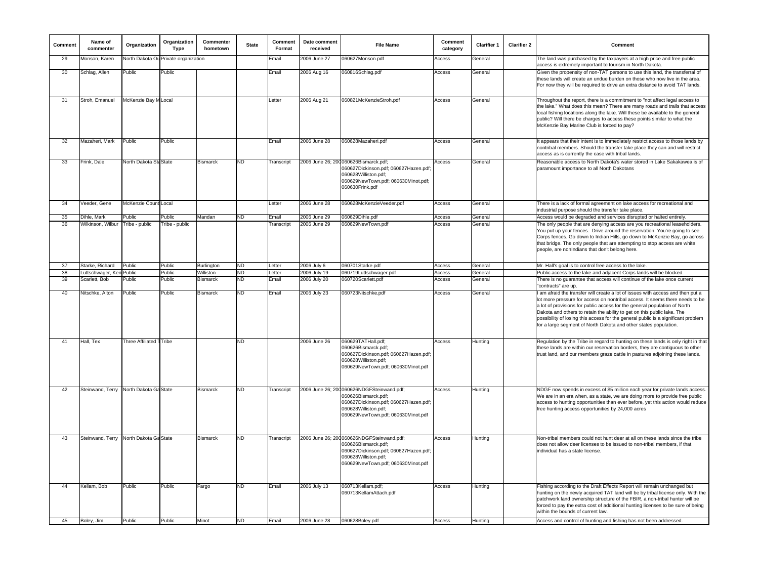| Comment | Name of commenter | Organization | Organization Type | Commenter hometown | State | Comment Format | Date comment received | File Name | Comment category | Clarifier 1 | Clarifier 2 | Comment |
|---|---|---|---|---|---|---|---|---|---|---|---|---|
| 29 | Monson, Karen | North Dakota Ou | Private organization | | | Email | 2006 June 27 | 060627Monson.pdf | Access | General | | The land was purchased by the taxpayers at a high price and free public access is extremely important to tourism in North Dakota. |
| 30 | Schlag, Allen | Public | Public | | | Email | 2006 Aug 16 | 060816Schlag.pdf | Access | General | | Given the propensity of non-TAT persons to use this land, the transferral of these lands will create an undue burden on those who now live in the area. For now they will be required to drive an extra distance to avoid TAT lands. |
| 31 | Stroh, Emanuel | McKenzie Bay M | Local | | | Letter | 2006 Aug 21 | 060821McKenzieStroh.pdf | Access | General | | Throughout the report, there is a commitment to "not affect legal access to the lake." What does this mean? There are many roads and trails that access local fishing locations along the lake. Will these be available to the general public? Will there be charges to access these points similar to what the McKenzie Bay Marine Club is forced to pay? |
| 32 | Mazaheri, Mark | Public | Public | | | Email | 2006 June 28 | 060628Mazaheri.pdf | Access | General | | It appears that their intent is to immediately restrict access to those lands by nontribal members. Should the transfer take place they can and will restrict access as is currently the case with tribal lands. |
| 33 | Frink, Dale | North Dakota Sta | State | Bismarck | ND | Transcript | 2006 June 26; 200 | 060626Bismarck.pdf; 060627Dickinson.pdf; 060627Hazen.pdf; 060628Williston.pdf; 060629NewTown.pdf; 060630Minot.pdf; 060630Frink.pdf | Access | General | | Reasonable access to North Dakota's water stored in Lake Sakakawea is of paramount importance to all North Dakotans |
| 34 | Veeder, Gene | McKenzie Count | Local | | | Letter | 2006 June 28 | 060628McKenzieVeeder.pdf | Access | General | | There is a lack of formal agreement on lake access for recreational and industrial purpose should the transfer take place. |
| 35 | Dihle, Mark | Public | Public | Mandan | ND | Email | 2006 June 29 | 060629Dihle.pdf | Access | General | | Access would be degraded and services disrupted or halted entirely. |
| 36 | Wilkinson, Wilbur | Tribe - public | Tribe - public | | | Transcript | 2006 June 29 | 060629NewTown.pdf | Access | General | | The only people that are denying access are you recreational leaseholders. You put up your fences. Drive around the reservation. You're going to see Corps fences. Go down to Indian Hills, go down to McKenzie Bay, go across that bridge. The only people that are attempting to stop access are white people, are nonIndians that don't belong here. |
| 37 | Starke, Richard | Public | Public | Burlington | ND | Letter | 2006 July 6 | 060701Starke.pdf | Access | General | | Mr. Hall's goal is to control free access to the lake. |
| 38 | Luttschwager, Ken | Public | Public | Williston | ND | Letter | 2006 July 19 | 060719Luttschwager.pdf | Access | General | | Public access to the lake and adjacent Corps lands will be blocked. |
| 39 | Scarlett, Bob | Public | Public | Bismarck | ND | Email | 2006 July 20 | 060720Scarlett.pdf | Access | General | | There is no guarantee that access will continue of the lake once current "contracts" are up. |
| 40 | Nitschke, Alton | Public | Public | Bismarck | ND | Email | 2006 July 23 | 060723Nitschke.pdf | Access | General | | I am afraid the transfer will create a lot of issues with access and then put a lot more pressure for access on nontribal access. It seems there needs to be a lot of provisions for public access for the general population of North Dakota and others to retain the ability to get on this public lake. The possibility of losing this access for the general public is a significant problem for a large segment of North Dakota and other states population. |
| 41 | Hall, Tex | Three Affiliated T | Tribe | | ND | | 2006 June 26 | 060629TATHall.pdf; 060626Bismarck.pdf; 060627Dickinson.pdf; 060627Hazen.pdf; 060628Williston.pdf; 060629NewTown.pdf; 060630Minot.pdf | Access | Hunting | | Regulation by the Tribe in regard to hunting on these lands is only right in that these lands are within our reservation borders, they are contiguous to other trust land, and our members graze cattle in pastures adjoining these lands. |
| 42 | Steinwand, Terry | North Dakota Ga | State | Bismarck | ND | Transcript | 2006 June 26; 200 | 060626NDGFSteinwand.pdf; 060626Bismarck.pdf; 060627Dickinson.pdf; 060627Hazen.pdf; 060628Williston.pdf; 060629NewTown.pdf; 060630Minot.pdf | Access | Hunting | | NDGF now spends in excess of $5 million each year for private lands access. We are in an era when, as a state, we are doing more to provide free public access to hunting opportunities than ever before, yet this action would reduce free hunting access opportunities by 24,000 acres |
| 43 | Steinwand, Terry | North Dakota Ga | State | Bismarck | ND | Transcript | 2006 June 26; 200 | 060626NDGFSteinwand.pdf; 060626Bismarck.pdf; 060627Dickinson.pdf; 060627Hazen.pdf; 060628Williston.pdf; 060629NewTown.pdf; 060630Minot.pdf | Access | Hunting | | Non-tribal members could not hunt deer at all on these lands since the tribe does not allow deer licenses to be issued to non-tribal members, if that individual has a state license. |
| 44 | Kellam, Bob | Public | Public | Fargo | ND | Email | 2006 July 13 | 060713Kellam.pdf; 060713KellamAttach.pdf | Access | Hunting | | Fishing according to the Draft Effects Report will remain unchanged but hunting on the newly acquired TAT land will be by tribal license only. With the patchwork land ownership structure of the FBIR, a non-tribal hunter will be forced to pay the extra cost of additional hunting licenses to be sure of being within the bounds of current law. |
| 45 | Boley, Jim | Public | Public | Minot | ND | Email | 2006 June 28 | 060628Boley.pdf | Access | Hunting | | Access and control of hunting and fishing has not been addressed. |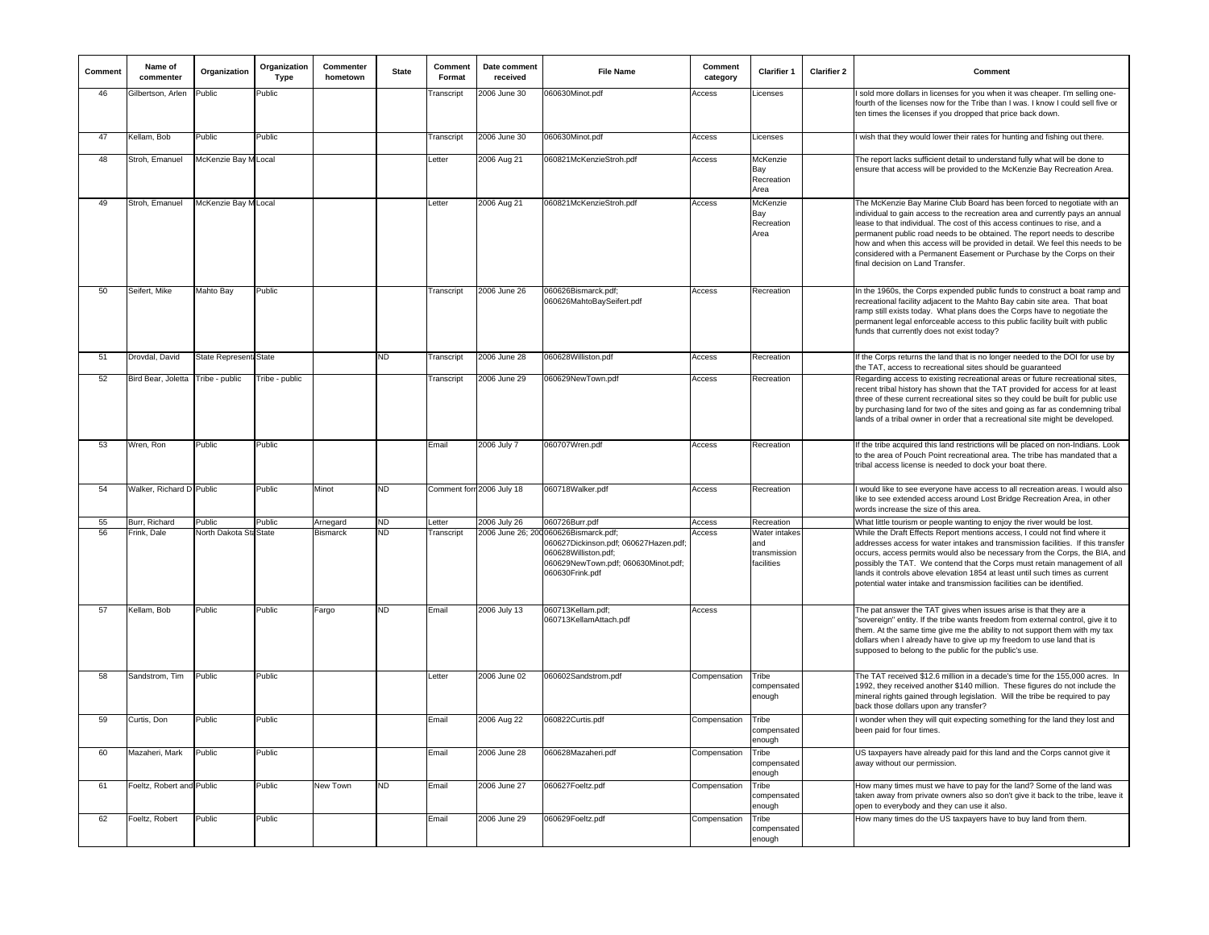| Comment | Name of commenter | Organization | Organization Type | Commenter hometown | State | Comment Format | Date comment received | File Name | Comment category | Clarifier 1 | Clarifier 2 | Comment |
|---|---|---|---|---|---|---|---|---|---|---|---|---|
| 46 | Gilbertson, Arlen | Public | Public | | | Transcript | 2006 June 30 | 060630Minot.pdf | Access | Licenses | | I sold more dollars in licenses for you when it was cheaper. I'm selling one-fourth of the licenses now for the Tribe than I was. I know I could sell five or ten times the licenses if you dropped that price back down. |
| 47 | Kellam, Bob | Public | Public | | | Transcript | 2006 June 30 | 060630Minot.pdf | Access | Licenses | | I wish that they would lower their rates for hunting and fishing out there. |
| 48 | Stroh, Emanuel | McKenzie Bay M | Local | | | Letter | 2006 Aug 21 | 060821McKenzieStroh.pdf | Access | McKenzie Bay Recreation Area | | The report lacks sufficient detail to understand fully what will be done to ensure that access will be provided to the McKenzie Bay Recreation Area. |
| 49 | Stroh, Emanuel | McKenzie Bay M | Local | | | Letter | 2006 Aug 21 | 060821McKenzieStroh.pdf | Access | McKenzie Bay Recreation Area | | The McKenzie Bay Marine Club Board has been forced to negotiate with an individual to gain access to the recreation area and currently pays an annual lease to that individual. The cost of this access continues to rise, and a permanent public road needs to be obtained. The report needs to describe how and when this access will be provided in detail. We feel this needs to be considered with a Permanent Easement or Purchase by the Corps on their final decision on Land Transfer. |
| 50 | Seifert, Mike | Mahto Bay | Public | | | Transcript | 2006 June 26 | 060626Bismarck.pdf; 060626MahtoBaySeifert.pdf | Access | Recreation | | In the 1960s, the Corps expended public funds to construct a boat ramp and recreational facility adjacent to the Mahto Bay cabin site area. That boat ramp still exists today. What plans does the Corps have to negotiate the permanent legal enforceable access to this public facility built with public funds that currently does not exist today? |
| 51 | Drovdal, David | State Represent | State | | ND | Transcript | 2006 June 28 | 060628Williston.pdf | Access | Recreation | | If the Corps returns the land that is no longer needed to the DOI for use by the TAT, access to recreational sites should be guaranteed |
| 52 | Bird Bear, Joletta | Tribe - public | Tribe - public | | | Transcript | 2006 June 29 | 060629NewTown.pdf | Access | Recreation | | Regarding access to existing recreational areas or future recreational sites, recent tribal history has shown that the TAT provided for access for at least three of these current recreational sites so they could be built for public use by purchasing land for two of the sites and going as far as condemning tribal lands of a tribal owner in order that a recreational site might be developed. |
| 53 | Wren, Ron | Public | Public | | | Email | 2006 July 7 | 060707Wren.pdf | Access | Recreation | | If the tribe acquired this land restrictions will be placed on non-Indians. Look to the area of Pouch Point recreational area. The tribe has mandated that a tribal access license is needed to dock your boat there. |
| 54 | Walker, Richard D | Public | Public | Minot | ND | Comment forr | 2006 July 18 | 060718Walker.pdf | Access | Recreation | | I would like to see everyone have access to all recreation areas. I would also like to see extended access around Lost Bridge Recreation Area, in other words increase the size of this area. |
| 55 | Burr, Richard | Public | Public | Arnegard | ND | Letter | 2006 July 26 | 060726Burr.pdf | Access | Recreation | | What little tourism or people wanting to enjoy the river would be lost. |
| 56 | Frink, Dale | North Dakota Sta | State | Bismarck | ND | Transcript | 2006 June 26; 200 | 060626Bismarck.pdf; 060627Dickinson.pdf; 060627Hazen.pdf; 060628Williston.pdf; 060629NewTown.pdf; 060630Minot.pdf; 060630Frink.pdf | Access | Water intakes and transmission facilities | | While the Draft Effects Report mentions access, I could not find where it addresses access for water intakes and transmission facilities. If this transfer occurs, access permits would also be necessary from the Corps, the BIA, and possibly the TAT. We contend that the Corps must retain management of all lands it controls above elevation 1854 at least until such times as current potential water intake and transmission facilities can be identified. |
| 57 | Kellam, Bob | Public | Public | Fargo | ND | Email | 2006 July 13 | 060713Kellam.pdf; 060713KellamAttach.pdf | Access | | | The pat answer the TAT gives when issues arise is that they are a "sovereign" entity. If the tribe wants freedom from external control, give it to them. At the same time give me the ability to not support them with my tax dollars when I already have to give up my freedom to use land that is supposed to belong to the public for the public's use. |
| 58 | Sandstrom, Tim | Public | Public | | | Letter | 2006 June 02 | 060602Sandstrom.pdf | Compensation | Tribe compensated enough | | The TAT received $12.6 million in a decade's time for the 155,000 acres. In 1992, they received another $140 million. These figures do not include the mineral rights gained through legislation. Will the tribe be required to pay back those dollars upon any transfer? |
| 59 | Curtis, Don | Public | Public | | | Email | 2006 Aug 22 | 060822Curtis.pdf | Compensation | Tribe compensated enough | | I wonder when they will quit expecting something for the land they lost and been paid for four times. |
| 60 | Mazaheri, Mark | Public | Public | | | Email | 2006 June 28 | 060628Mazaheri.pdf | Compensation | Tribe compensated enough | | US taxpayers have already paid for this land and the Corps cannot give it away without our permission. |
| 61 | Foeltz, Robert and | Public | Public | New Town | ND | Email | 2006 June 27 | 060627Foeltz.pdf | Compensation | Tribe compensated enough | | How many times must we have to pay for the land? Some of the land was taken away from private owners also so don't give it back to the tribe, leave it open to everybody and they can use it also. |
| 62 | Foeltz, Robert | Public | Public | | | Email | 2006 June 29 | 060629Foeltz.pdf | Compensation | Tribe compensated enough | | How many times do the US taxpayers have to buy land from them. |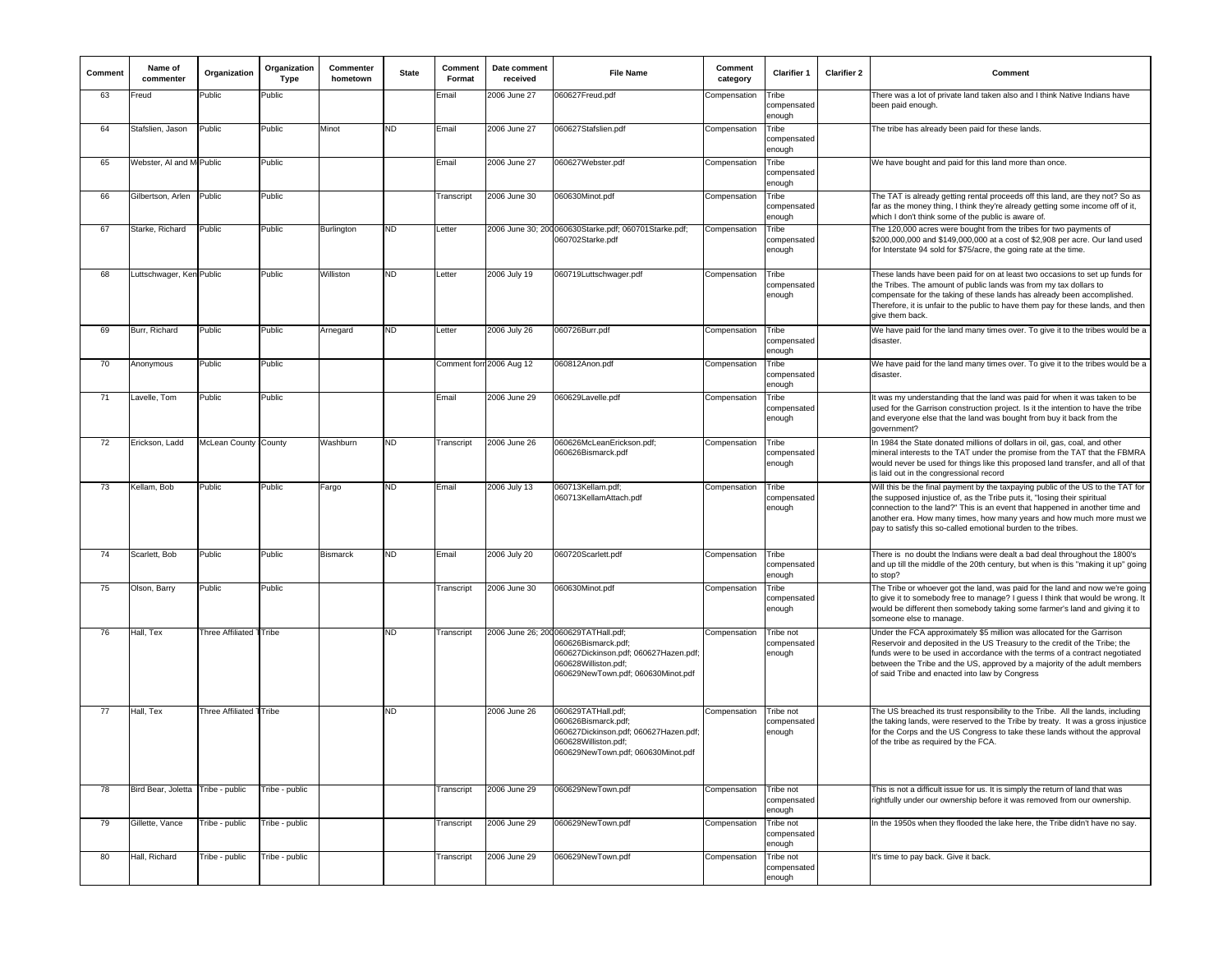| Comment | Name of commenter | Organization | Organization Type | Commenter hometown | State | Comment Format | Date comment received | File Name | Comment category | Clarifier 1 | Clarifier 2 | Comment |
|---|---|---|---|---|---|---|---|---|---|---|---|---|
| 63 | Freud | Public | Public | | | Email | 2006 June 27 | 060627Freud.pdf | Compensation | Tribe compensated enough | | There was a lot of private land taken also and I think Native Indians have been paid enough. |
| 64 | Stafslien, Jason | Public | Public | Minot | ND | Email | 2006 June 27 | 060627Stafslien.pdf | Compensation | Tribe compensated enough | | The tribe has already been paid for these lands. |
| 65 | Webster, Al and M | Public | Public | | | Email | 2006 June 27 | 060627Webster.pdf | Compensation | Tribe compensated enough | | We have bought and paid for this land more than once. |
| 66 | Gilbertson, Arlen | Public | Public | | | Transcript | 2006 June 30 | 060630Minot.pdf | Compensation | Tribe compensated enough | | The TAT is already getting rental proceeds off this land, are they not? So as far as the money thing, I think they're already getting some income off of it, which I don't think some of the public is aware of. |
| 67 | Starke, Richard | Public | Public | Burlington | ND | Letter | 2006 June 30; 20 | 060630Starke.pdf; 060701Starke.pdf; 060702Starke.pdf | Compensation | Tribe compensated enough | | The 120,000 acres were bought from the tribes for two payments of $200,000,000 and $149,000,000 at a cost of $2,908 per acre. Our land used for Interstate 94 sold for $75/acre, the going rate at the time. |
| 68 | Luttschwager, Ken | Public | Public | Williston | ND | Letter | 2006 July 19 | 060719Luttschwager.pdf | Compensation | Tribe compensated enough | | These lands have been paid for on at least two occasions to set up funds for the Tribes. The amount of public lands was from my tax dollars to compensate for the taking of these lands has already been accomplished. Therefore, it is unfair to the public to have them pay for these lands, and then give them back. |
| 69 | Burr, Richard | Public | Public | Arnegard | ND | Letter | 2006 July 26 | 060726Burr.pdf | Compensation | Tribe compensated enough | | We have paid for the land many times over. To give it to the tribes would be a disaster. |
| 70 | Anonymous | Public | Public | | | Comment forr | 2006 Aug 12 | 060812Anon.pdf | Compensation | Tribe compensated enough | | We have paid for the land many times over. To give it to the tribes would be a disaster. |
| 71 | Lavelle, Tom | Public | Public | | | Email | 2006 June 29 | 060629Lavelle.pdf | Compensation | Tribe compensated enough | | It was my understanding that the land was paid for when it was taken to be used for the Garrison construction project. Is it the intention to have the tribe and everyone else that the land was bought from buy it back from the government? |
| 72 | Erickson, Ladd | McLean County | County | Washburn | ND | Transcript | 2006 June 26 | 060626McLeanErickson.pdf; 060626Bismarck.pdf | Compensation | Tribe compensated enough | | In 1984 the State donated millions of dollars in oil, gas, coal, and other mineral interests to the TAT under the promise from the TAT that the FBMRA would never be used for things like this proposed land transfer, and all of that is laid out in the congressional record |
| 73 | Kellam, Bob | Public | Public | Fargo | ND | Email | 2006 July 13 | 060713Kellam.pdf; 060713KellamAttach.pdf | Compensation | Tribe compensated enough | | Will this be the final payment by the taxpaying public of the US to the TAT for the supposed injustice of, as the Tribe puts it, "losing their spiritual connection to the land?" This is an event that happened in another time and another era. How many times, how many years and how much more must we pay to satisfy this so-called emotional burden to the tribes. |
| 74 | Scarlett, Bob | Public | Public | Bismarck | ND | Email | 2006 July 20 | 060720Scarlett.pdf | Compensation | Tribe compensated enough | | There is no doubt the Indians were dealt a bad deal throughout the 1800's and up till the middle of the 20th century, but when is this "making it up" going to stop? |
| 75 | Olson, Barry | Public | Public | | | Transcript | 2006 June 30 | 060630Minot.pdf | Compensation | Tribe compensated enough | | The Tribe or whoever got the land, was paid for the land and now we're going to give it to somebody free to manage? I guess I think that would be wrong. It would be different then somebody taking some farmer's land and giving it to someone else to manage. |
| 76 | Hall, Tex | Three Affiliated T | Tribe | | ND | Transcript | 2006 June 26; 20 | 060629TATHall.pdf; 060626Bismarck.pdf; 060627Dickinson.pdf; 060627Hazen.pdf; 060628Williston.pdf; 060629NewTown.pdf; 060630Minot.pdf | Compensation | Tribe not compensated enough | | Under the FCA approximately $5 million was allocated for the Garrison Reservoir and deposited in the US Treasury to the credit of the Tribe; the funds were to be used in accordance with the terms of a contract negotiated between the Tribe and the US, approved by a majority of the adult members of said Tribe and enacted into law by Congress |
| 77 | Hall, Tex | Three Affiliated T | Tribe | | ND | | 2006 June 26 | 060629TATHall.pdf; 060626Bismarck.pdf; 060627Dickinson.pdf; 060627Hazen.pdf; 060628Williston.pdf; 060629NewTown.pdf; 060630Minot.pdf | Compensation | Tribe not compensated enough | | The US breached its trust responsibility to the Tribe. All the lands, including the taking lands, were reserved to the Tribe by treaty. It was a gross injustice for the Corps and the US Congress to take these lands without the approval of the tribe as required by the FCA. |
| 78 | Bird Bear, Joletta | Tribe - public | Tribe - public | | | Transcript | 2006 June 29 | 060629NewTown.pdf | Compensation | Tribe not compensated enough | | This is not a difficult issue for us. It is simply the return of land that was rightfully under our ownership before it was removed from our ownership. |
| 79 | Gillette, Vance | Tribe - public | Tribe - public | | | Transcript | 2006 June 29 | 060629NewTown.pdf | Compensation | Tribe not compensated enough | | In the 1950s when they flooded the lake here, the Tribe didn't have no say. |
| 80 | Hall, Richard | Tribe - public | Tribe - public | | | Transcript | 2006 June 29 | 060629NewTown.pdf | Compensation | Tribe not compensated enough | | It's time to pay back. Give it back. |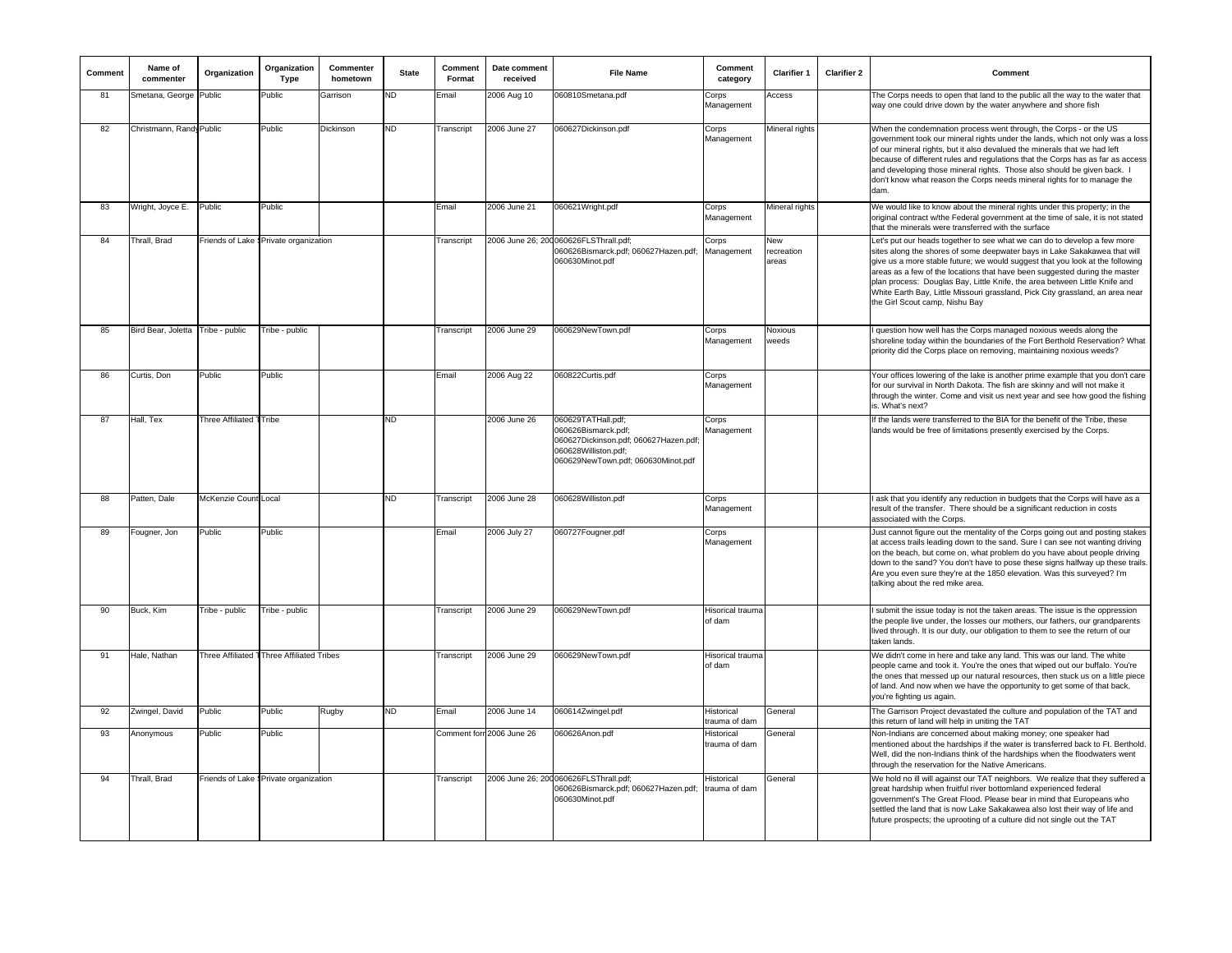| Comment | Name of commenter | Organization | Organization Type | Commenter hometown | State | Comment Format | Date comment received | File Name | Comment category | Clarifier 1 | Clarifier 2 | Comment |
|---|---|---|---|---|---|---|---|---|---|---|---|---|
| 81 | Smetana, George | Public | Public | Garrison | ND | Email | 2006 Aug 10 | 060810Smetana.pdf | Corps Management | Access | | The Corps needs to open that land to the public all the way to the water that way one could drive down by the water anywhere and shore fish |
| 82 | Christmann, Randy | Public | Public | Dickinson | ND | Transcript | 2006 June 27 | 060627Dickinson.pdf | Corps Management | Mineral rights | | When the condemnation process went through, the Corps - or the US government took our mineral rights under the lands, which not only was a loss of our mineral rights, but it also devalued the minerals that we had left because of different rules and regulations that the Corps has as far as access and developing those mineral rights. Those also should be given back. I don't know what reason the Corps needs mineral rights for to manage the dam. |
| 83 | Wright, Joyce E. | Public | Public | | | Email | 2006 June 21 | 060621Wright.pdf | Corps Management | Mineral rights | | We would like to know about the mineral rights under this property; in the original contract w/the Federal government at the time of sale, it is not stated that the minerals were transferred with the surface |
| 84 | Thrall, Brad | Friends of Lake S | Private organization | | | Transcript | 2006 June 26; 200 | 060626FLSThrall.pdf; 060626Bismarck.pdf; 060627Hazen.pdf; 060630Minot.pdf | Corps Management | New recreation areas | | Let's put our heads together to see what we can do to develop a few more sites along the shores of some deepwater bays in Lake Sakakawea that will give us a more stable future; we would suggest that you look at the following areas as a few of the locations that have been suggested during the master plan process: Douglas Bay, Little Knife, the area between Little Knife and White Earth Bay, Little Missouri grassland, Pick City grassland, an area near the Girl Scout camp, Nishu Bay |
| 85 | Bird Bear, Joletta | Tribe - public | Tribe - public | | | Transcript | 2006 June 29 | 060629NewTown.pdf | Corps Management | Noxious weeds | | I question how well has the Corps managed noxious weeds along the shoreline today within the boundaries of the Fort Berthold Reservation? What priority did the Corps place on removing, maintaining noxious weeds? |
| 86 | Curtis, Don | Public | Public | | | Email | 2006 Aug 22 | 060822Curtis.pdf | Corps Management | | | Your offices lowering of the lake is another prime example that you don't care for our survival in North Dakota. The fish are skinny and will not make it through the winter. Come and visit us next year and see how good the fishing is. What's next? |
| 87 | Hall, Tex | Three Affiliated T | Tribe | | ND | | 2006 June 26 | 060629TATHall.pdf; 060626Bismarck.pdf; 060627Dickinson.pdf; 060627Hazen.pdf; 060628Williston.pdf; 060629NewTown.pdf; 060630Minot.pdf | Corps Management | | | If the lands were transferred to the BIA for the benefit of the Tribe, these lands would be free of limitations presently exercised by the Corps. |
| 88 | Patten, Dale | McKenzie County | Local | | ND | Transcript | 2006 June 28 | 060628Williston.pdf | Corps Management | | | I ask that you identify any reduction in budgets that the Corps will have as a result of the transfer. There should be a significant reduction in costs associated with the Corps. |
| 89 | Fougner, Jon | Public | Public | | | Email | 2006 July 27 | 060727Fougner.pdf | Corps Management | | | Just cannot figure out the mentality of the Corps going out and posting stakes at access trails leading down to the sand. Sure I can see not wanting driving on the beach, but come on, what problem do you have about people driving down to the sand? You don't have to pose these signs halfway up these trails. Are you even sure they're at the 1850 elevation. Was this surveyed? I'm talking about the red mike area. |
| 90 | Buck, Kim | Tribe - public | Tribe - public | | | Transcript | 2006 June 29 | 060629NewTown.pdf | Hisorical trauma of dam | | | I submit the issue today is not the taken areas. The issue is the oppression the people live under, the losses our mothers, our fathers, our grandparents lived through. It is our duty, our obligation to them to see the return of our taken lands. |
| 91 | Hale, Nathan | Three Affiliated T | Three Affiliated Tribes | | | Transcript | 2006 June 29 | 060629NewTown.pdf | Hisorical trauma of dam | | | We didn't come in here and take any land. This was our land. The white people came and took it. You're the ones that wiped out our buffalo. You're the ones that messed up our natural resources, then stuck us on a little piece of land. And now when we have the opportunity to get some of that back, you're fighting us again. |
| 92 | Zwingel, David | Public | Public | Rugby | ND | Email | 2006 June 14 | 060614Zwingel.pdf | Historical trauma of dam | General | | The Garrison Project devastated the culture and population of the TAT and this return of land will help in uniting the TAT |
| 93 | Anonymous | Public | Public | | | Comment form | 2006 June 26 | 060626Anon.pdf | Historical trauma of dam | General | | Non-Indians are concerned about making money; one speaker had mentioned about the hardships if the water is transferred back to Ft. Berthold. Well, did the non-Indians think of the hardships when the floodwaters went through the reservation for the Native Americans. |
| 94 | Thrall, Brad | Friends of Lake S | Private organization | | | Transcript | 2006 June 26; 200 | 060626FLSThrall.pdf; 060626Bismarck.pdf; 060627Hazen.pdf; 060630Minot.pdf | Historical trauma of dam | General | | We hold no ill will against our TAT neighbors. We realize that they suffered a great hardship when fruitful river bottomland experienced federal government's The Great Flood. Please bear in mind that Europeans who settled the land that is now Lake Sakakawea also lost their way of life and future prospects; the uprooting of a culture did not single out the TAT |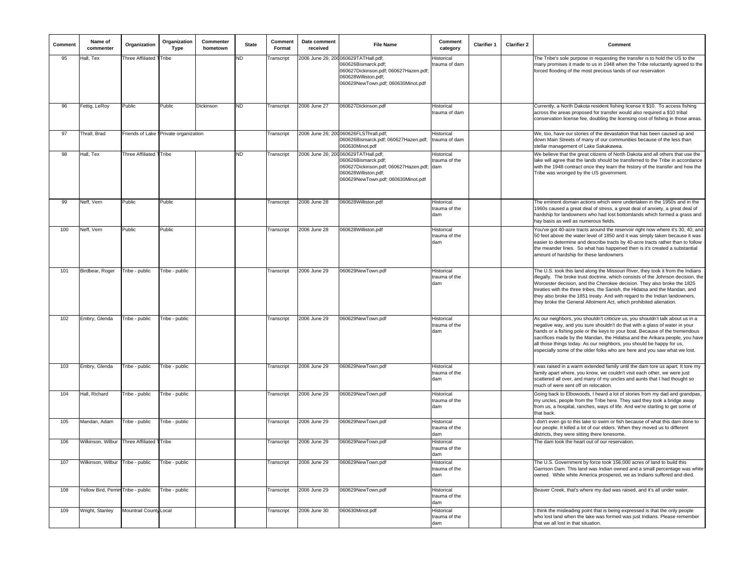| Comment | Name of commenter | Organization | Organization Type | Commenter hometown | State | Comment Format | Date comment received | File Name | Comment category | Clarifier 1 | Clarifier 2 | Comment |
|---|---|---|---|---|---|---|---|---|---|---|---|---|
| 95 | Hall, Tex | Three Affiliated T | Tribe | | ND | Transcript | 2006 June 26; 200 | 060629TATHall.pdf; 060626Bismarck.pdf; 060627Dickinson.pdf; 060627Hazen.pdf; 060628Williston.pdf; 060629NewTown.pdf; 060630Minot.pdf | Historical trauma of dam | | | The Tribe's sole purpose in requesting the transfer is to hold the US to the many promises it made to us in 1948 when the Tribe reluctantly agreed to the forced flooding of the most precious lands of our reservation |
| 96 | Fettig, LeRoy | Public | Public | Dickinson | ND | Transcript | 2006 June 27 | 060627Dickinson.pdf | Historical trauma of dam | | | Currently, a North Dakota resident fishing license it $10. To access fishing across the areas proposed for transfer would also required a $10 tribal conservation license fee, doubling the licensing cost of fishing in those areas. |
| 97 | Thrall, Brad | Friends of Lake S | Private organization | | | Transcript | 2006 June 26; 200 | 060626FLSThrall.pdf; 060626Bismarck.pdf; 060627Hazen.pdf; 060630Minot.pdf | Historical trauma of dam | | | We, too, have our stories of the devastation that has been caused up and down Main Streets of many of our communities because of the less than stellar management of Lake Sakakawea. |
| 98 | Hall, Tex | Three Affiliated T | Tribe | | ND | Transcript | 2006 June 26; 200 | 060629TATHall.pdf; 060626Bismarck.pdf; 060627Dickinson.pdf; 060627Hazen.pdf; 060628Williston.pdf; 060629NewTown.pdf; 060630Minot.pdf | Historical trauma of the dam | | | We believe that the great citizens of North Dakota and all others that use the lake will agree that the lands should be transferred to the Tribe in accordance with the 1948 contract once they learn the history of the transfer and how the Tribe was wronged by the US government. |
| 99 | Neff, Vern | Public | Public | | | Transcript | 2006 June 28 | 060628Williston.pdf | Historical trauma of the dam | | | The eminent domain actions which were undertaken in the 1950s and in the 1960s caused a great deal of stress, a great deal of anxiety, a great deal of hardship for landowners who had lost bottomlands which formed a grass and hay basis as well as numerous fields. |
| 100 | Neff, Vern | Public | Public | | | Transcript | 2006 June 28 | 060628Williston.pdf | Historical trauma of the dam | | | You've got 40-acre tracts around the reservoir right now where it's 30, 40, and 50 feet above the water level of 1850 and it was simply taken because it was easier to determine and describe tracts by 40-acre tracts rather than to follow the meander lines. So what has happened then is it's created a substantial amount of hardship for these landowners |
| 101 | Birdbear, Roger | Tribe - public | Tribe - public | | | Transcript | 2006 June 29 | 060629NewTown.pdf | Historical trauma of the dam | | | The U.S. took this land along the Missouri River, they took it from the Indians illegally. The broke trust doctrine, which consists of the Johnson decision, the Worcester decision, and the Cherokee decision. They also broke the 1825 treaties with the three tribes, the Sanish, the Hidatsa and the Mandan, and they also broke the 1851 treaty. And with regard to the Indian landowners, they broke the General Allotment Act, which prohibited alienation. |
| 102 | Embry, Glenda | Tribe - public | Tribe - public | | | Transcript | 2006 June 29 | 060629NewTown.pdf | Historical trauma of the dam | | | As our neighbors, you shouldn't criticize us, you shouldn't talk about us in a negative way, and you sure shouldn't do that with a glass of water in your hands or a fishing pole or the keys to your boat. Because of the tremendous sacrifices made by the Mandan, the Hidatsa and the Arikara people, you have all those things today. As our neighbors, you should be happy for us, especially some of the older folks who are here and you saw what we lost. |
| 103 | Embry, Glenda | Tribe - public | Tribe - public | | | Transcript | 2006 June 29 | 060629NewTown.pdf | Historical trauma of the dam | | | I was raised in a warm extended family until the dam tore us apart. It tore my family apart where, you know, we couldn't visit each other, we were just scattered all over, and many of my uncles and aunts that I had thought so much of were sent off on relocation. |
| 104 | Hall, Richard | Tribe - public | Tribe - public | | | Transcript | 2006 June 29 | 060629NewTown.pdf | Historical trauma of the dam | | | Going back to Elbowoods, I heard a lot of stories from my dad and grandpas, my uncles, people from the Tribe here. They said they took a bridge away from us, a hospital, ranches, ways of life. And we're starting to get some of that back. |
| 105 | Mandan, Adam | Tribe - public | Tribe - public | | | Transcript | 2006 June 29 | 060629NewTown.pdf | Historical trauma of the dam | | | I don't even go to this lake to swim or fish because of what this dam done to our people. It killed a lot of our elders. When they moved us to different districts, they were sitting there lonesome. |
| 106 | Wilkinson, Wilbur | Three Affiliated T | Tribe | | | Transcript | 2006 June 29 | 060629NewTown.pdf | Historical trauma of the dam | | | The dam took the heart out of our reservation. |
| 107 | Wilkinson, Wilbur | Tribe - public | Tribe - public | | | Transcript | 2006 June 29 | 060629NewTown.pdf | Historical trauma of the dam | | | The U.S. Government by force took 156,000 acres of land to build this Garrison Dam. This land was Indian owned and a small percentage was white owned. While white America prospered, we as Indians suffered and died. |
| 108 | Yellow Bird, Pemin | Tribe - public | Tribe - public | | | Transcript | 2006 June 29 | 060629NewTown.pdf | Historical trauma of the dam | | | Beaver Creek, that's where my dad was raised, and it's all under water. |
| 109 | Wright, Stanley | Mountrail County | Local | | | Transcript | 2006 June 30 | 060630Minot.pdf | Historical trauma of the dam | | | I think the misleading point that is being expressed is that the only people who lost land when the lake was formed was just Indians. Please remember that we all lost in that situation. |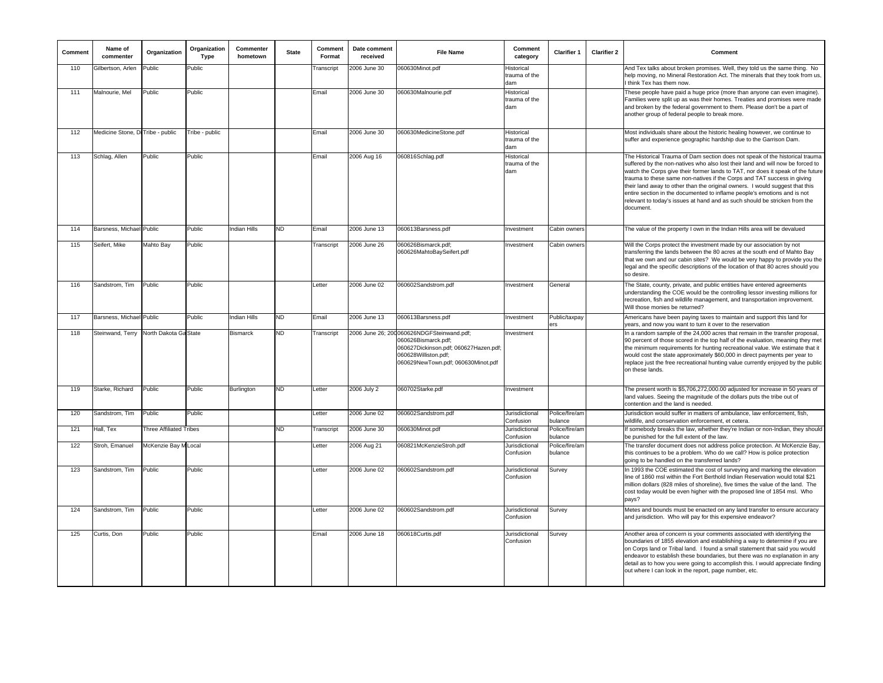| Comment | Name of commenter | Organization | Organization Type | Commenter hometown | State | Comment Format | Date comment received | File Name | Comment category | Clarifier 1 | Clarifier 2 | Comment |
|---|---|---|---|---|---|---|---|---|---|---|---|---|
| 110 | Gilbertson, Arlen | Public | Public | | | Transcript | 2006 June 30 | 060630Minot.pdf | Historical trauma of the dam | | | And Tex talks about broken promises. Well, they told us the same thing. No help moving, no Mineral Restoration Act. The minerals that they took from us, I think Tex has them now. |
| 111 | Malnourie, Mel | Public | Public | | | Email | 2006 June 30 | 060630Malnourie.pdf | Historical trauma of the dam | | | These people have paid a huge price (more than anyone can even imagine). Families were split up as was their homes. Treaties and promises were made and broken by the federal government to them. Please don't be a part of another group of federal people to break more. |
| 112 | Medicine Stone, D | Tribe - public | Tribe - public | | | Email | 2006 June 30 | 060630MedicineStone.pdf | Historical trauma of the dam | | | Most individuals share about the historic healing however, we continue to suffer and experience geographic hardship due to the Garrison Dam. |
| 113 | Schlag, Allen | Public | Public | | | Email | 2006 Aug 16 | 060816Schlag.pdf | Historical trauma of the dam | | | The Historical Trauma of Dam section does not speak of the historical trauma suffered by the non-natives who also lost their land and will now be forced to watch the Corps give their former lands to TAT, nor does it speak of the future trauma to these same non-natives if the Corps and TAT success in giving their land away to other than the original owners. I would suggest that this entire section in the documented to inflame people's emotions and is not relevant to today's issues at hand and as such should be stricken from the document. |
| 114 | Barsness, Michael | Public | Public | Indian Hills | ND | Email | 2006 June 13 | 060613Barsness.pdf | Investment | Cabin owners | | The value of the property I own in the Indian Hills area will be devalued |
| 115 | Seifert, Mike | Mahto Bay | Public | | | Transcript | 2006 June 26 | 060626Bismarck.pdf; 060626MahtoBaySeifert.pdf | Investment | Cabin owners | | Will the Corps protect the investment made by our association by not transferring the lands between the 80 acres at the south end of Mahto Bay that we own and our cabin sites? We would be very happy to provide you the legal and the specific descriptions of the location of that 80 acres should you so desire. |
| 116 | Sandstrom, Tim | Public | Public | | | Letter | 2006 June 02 | 060602Sandstrom.pdf | Investment | General | | The State, county, private, and public entities have entered agreements understanding the COE would be the controlling lessor investing millions for recreation, fish and wildlife management, and transportation improvement. Will those monies be returned? |
| 117 | Barsness, Michael | Public | Public | Indian Hills | ND | Email | 2006 June 13 | 060613Barsness.pdf | Investment | Public/taxpayers | | Americans have been paying taxes to maintain and support this land for years, and now you want to turn it over to the reservation |
| 118 | Steinwand, Terry | North Dakota Ga | State | Bismarck | ND | Transcript | 2006 June 26; 200 | 060626NDGFSteinwand.pdf; 060626Bismarck.pdf; 060627Dickinson.pdf; 060627Hazen.pdf; 060628Williston.pdf; 060629NewTown.pdf; 060630Minot.pdf | Investment | | | In a random sample of the 24,000 acres that remain in the transfer proposal, 90 percent of those scored in the top half of the evaluation, meaning they met the minimum requirements for hunting recreational value. We estimate that it would cost the state approximately $60,000 in direct payments per year to replace just the free recreational hunting value currently enjoyed by the public on these lands. |
| 119 | Starke, Richard | Public | Public | Burlington | ND | Letter | 2006 July 2 | 060702Starke.pdf | Investment | | | The present worth is $5,706,272,000.00 adjusted for increase in 50 years of land values. Seeing the magnitude of the dollars puts the tribe out of contention and the land is needed. |
| 120 | Sandstrom, Tim | Public | Public | | | Letter | 2006 June 02 | 060602Sandstrom.pdf | Jurisdictional Confusion | Police/fire/ambulance | | Jurisdiction would suffer in matters of ambulance, law enforcement, fish, wildlife, and conservation enforcement, et cetera. |
| 121 | Hall, Tex | Three Affiliated Tribes | | | ND | Transcript | 2006 June 30 | 060630Minot.pdf | Jurisdictional Confusion | Police/fire/ambulance | | If somebody breaks the law, whether they're Indian or non-Indian, they should be punished for the full extent of the law. |
| 122 | Stroh, Emanuel | McKenzie Bay M | Local | | | Letter | 2006 Aug 21 | 060821McKenzieStroh.pdf | Jurisdictional Confusion | Police/fire/ambulance | | The transfer document does not address police protection. At McKenzie Bay, this continues to be a problem. Who do we call? How is police protection going to be handled on the transferred lands? |
| 123 | Sandstrom, Tim | Public | Public | | | Letter | 2006 June 02 | 060602Sandstrom.pdf | Jurisdictional Confusion | Survey | | In 1993 the COE estimated the cost of surveying and marking the elevation line of 1860 msl within the Fort Berthold Indian Reservation would total $21 million dollars (828 miles of shoreline), five times the value of the land. The cost today would be even higher with the proposed line of 1854 msl. Who pays? |
| 124 | Sandstrom, Tim | Public | Public | | | Letter | 2006 June 02 | 060602Sandstrom.pdf | Jurisdictional Confusion | Survey | | Metes and bounds must be enacted on any land transfer to ensure accuracy and jurisdiction. Who will pay for this expensive endeavor? |
| 125 | Curtis, Don | Public | Public | | | Email | 2006 June 18 | 060618Curtis.pdf | Jurisdictional Confusion | Survey | | Another area of concern is your comments associated with identifying the boundaries of 1855 elevation and establishing a way to determine if you are on Corps land or Tribal land. I found a small statement that said you would endeavor to establish these boundaries, but there was no explanation in any detail as to how you were going to accomplish this. I would appreciate finding out where I can look in the report, page number, etc. |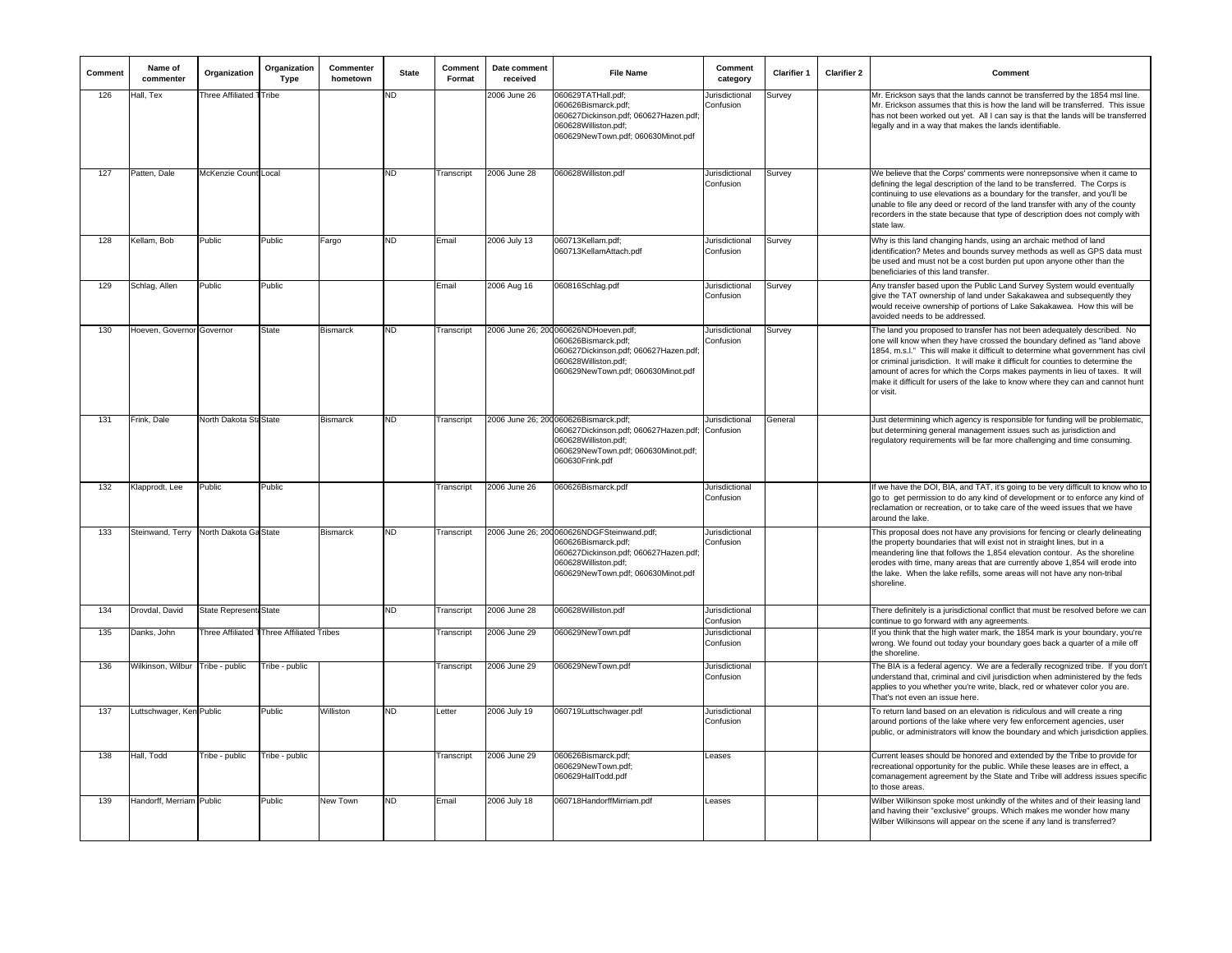| Comment | Name of commenter | Organization | Organization Type | Commenter hometown | State | Comment Format | Date comment received | File Name | Comment category | Clarifier 1 | Clarifier 2 | Comment |
|---|---|---|---|---|---|---|---|---|---|---|---|---|
| 126 | Hall, Tex | Three Affiliated T | Tribe | | ND | | 2006 June 26 | 060629TATHall.pdf; 060626Bismarck.pdf; 060627Dickinson.pdf; 060627Hazen.pdf; 060628Williston.pdf; 060629NewTown.pdf; 060630Minot.pdf | Jurisdictional Confusion | Survey | | Mr. Erickson says that the lands cannot be transferred by the 1854 msl line. Mr. Erickson assumes that this is how the land will be transferred. This issue has not been worked out yet. All I can say is that the lands will be transferred legally and in a way that makes the lands identifiable. |
| 127 | Patten, Dale | McKenzie Count | Local | | ND | Transcript | 2006 June 28 | 060628Williston.pdf | Jurisdictional Confusion | Survey | | We believe that the Corps' comments were nonrepsonsive when it came to defining the legal description of the land to be transferred. The Corps is continuing to use elevations as a boundary for the transfer, and you'll be unable to file any deed or record of the land transfer with any of the county recorders in the state because that type of description does not comply with state law. |
| 128 | Kellam, Bob | Public | Public | Fargo | ND | Email | 2006 July 13 | 060713Kellam.pdf; 060713KellamAttach.pdf | Jurisdictional Confusion | Survey | | Why is this land changing hands, using an archaic method of land identification? Metes and bounds survey methods as well as GPS data must be used and must not be a cost burden put upon anyone other than the beneficiaries of this land transfer. |
| 129 | Schlag, Allen | Public | Public | | | Email | 2006 Aug 16 | 060816Schlag.pdf | Jurisdictional Confusion | Survey | | Any transfer based upon the Public Land Survey System would eventually give the TAT ownership of land under Sakakawea and subsequently they would receive ownership of portions of Lake Sakakawea. How this will be avoided needs to be addressed. |
| 130 | Hoeven, Governor | Governor | State | Bismarck | ND | Transcript | 2006 June 26; 200 | 060626NDHoeven.pdf; 060626Bismarck.pdf; 060627Dickinson.pdf; 060627Hazen.pdf; 060628Williston.pdf; 060629NewTown.pdf; 060630Minot.pdf | Jurisdictional Confusion | Survey | | The land you proposed to transfer has not been adequately described. No one will know when they have crossed the boundary defined as "land above 1854, m.s.l." This will make it difficult to determine what government has civil or criminal jurisdiction. It will make it difficult for counties to determine the amount of acres for which the Corps makes payments in lieu of taxes. It will make it difficult for users of the lake to know where they can and cannot hunt or visit. |
| 131 | Frink, Dale | North Dakota Sta | State | Bismarck | ND | Transcript | 2006 June 26; 200 | 060626Bismarck.pdf; 060627Dickinson.pdf; 060627Hazen.pdf; 060628Williston.pdf; 060629NewTown.pdf; 060630Minot.pdf; 060630Frink.pdf | Jurisdictional Confusion | General | | Just determining which agency is responsible for funding will be problematic, but determining general management issues such as jurisdiction and regulatory requirements will be far more challenging and time consuming. |
| 132 | Klapprodt, Lee | Public | Public | | | Transcript | 2006 June 26 | 060626Bismarck.pdf | Jurisdictional Confusion | | | If we have the DOI, BIA, and TAT, it's going to be very difficult to know who to go to get permission to do any kind of development or to enforce any kind of reclamation or recreation, or to take care of the weed issues that we have around the lake. |
| 133 | Steinwand, Terry | North Dakota Ga | State | Bismarck | ND | Transcript | 2006 June 26; 200 | 060626NDGFSteinwand.pdf; 060626Bismarck.pdf; 060627Dickinson.pdf; 060627Hazen.pdf; 060628Williston.pdf; 060629NewTown.pdf; 060630Minot.pdf | Jurisdictional Confusion | | | This proposal does not have any provisions for fencing or clearly delineating the property boundaries that will exist not in straight lines, but in a meandering line that follows the 1,854 elevation contour. As the shoreline erodes with time, many areas that are currently above 1,854 will erode into the lake. When the lake refills, some areas will not have any non-tribal shoreline. |
| 134 | Drovdal, David | State Represent | State | | ND | Transcript | 2006 June 28 | 060628Williston.pdf | Jurisdictional Confusion | | | There definitely is a jurisdictional conflict that must be resolved before we can continue to go forward with any agreements. |
| 135 | Danks, John | Three Affiliated T | Three Affiliated Tribes | | | Transcript | 2006 June 29 | 060629NewTown.pdf | Jurisdictional Confusion | | | If you think that the high water mark, the 1854 mark is your boundary, you're wrong. We found out today your boundary goes back a quarter of a mile off the shoreline. |
| 136 | Wilkinson, Wilbur | Tribe - public | Tribe - public | | | Transcript | 2006 June 29 | 060629NewTown.pdf | Jurisdictional Confusion | | | The BIA is a federal agency. We are a federally recognized tribe. If you don't understand that, criminal and civil jurisdiction when administered by the feds applies to you whether you're write, black, red or whatever color you are. That's not even an issue here. |
| 137 | Luttschwager, Ken | Public | Public | Williston | ND | Letter | 2006 July 19 | 060719Luttschwager.pdf | Jurisdictional Confusion | | | To return land based on an elevation is ridiculous and will create a ring around portions of the lake where very few enforcement agencies, user public, or administrators will know the boundary and which jurisdiction applies. |
| 138 | Hall, Todd | Tribe - public | Tribe - public | | | Transcript | 2006 June 29 | 060626Bismarck.pdf; 060629NewTown.pdf; 060629HallTodd.pdf | Leases | | | Current leases should be honored and extended by the Tribe to provide for recreational opportunity for the public. While these leases are in effect, a comanagement agreement by the State and Tribe will address issues specific to those areas. |
| 139 | Handorff, Merriam | Public | Public | New Town | ND | Email | 2006 July 18 | 060718HandorffMirriam.pdf | Leases | | | Wilber Wilkinson spoke most unkindly of the whites and of their leasing land and having their "exclusive" groups. Which makes me wonder how many Wilber Wilkinsons will appear on the scene if any land is transferred? |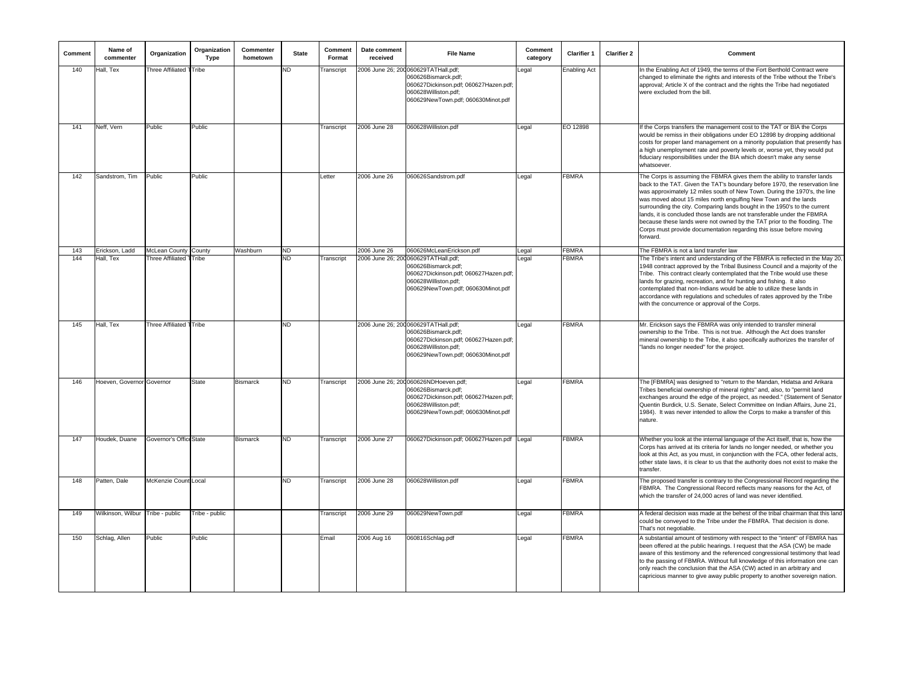| Comment | Name of commenter | Organization | Organization Type | Commenter hometown | State | Comment Format | Date comment received | File Name | Comment category | Clarifier 1 | Clarifier 2 | Comment |
|---|---|---|---|---|---|---|---|---|---|---|---|---|
| 140 | Hall, Tex | Three Affiliated T | Tribe | | ND | Transcript | 2006 June 26; 200 | 060629TATHall.pdf; 060626Bismarck.pdf; 060627Dickinson.pdf; 060627Hazen.pdf; 060628Williston.pdf; 060629NewTown.pdf; 060630Minot.pdf | Legal | Enabling Act | | In the Enabling Act of 1949, the terms of the Fort Berthold Contract were changed to eliminate the rights and interests of the Tribe without the Tribe's approval; Article X of the contract and the rights the Tribe had negotiated were excluded from the bill. |
| 141 | Neff, Vern | Public | Public | | | Transcript | 2006 June 28 | 060628Williston.pdf | Legal | EO 12898 | | If the Corps transfers the management cost to the TAT or BIA the Corps would be remiss in their obligations under EO 12898 by dropping additional costs for proper land management on a minority population that presently has a high unemployment rate and poverty levels or, worse yet, they would put fiduciary responsibilities under the BIA which doesn't make any sense whatsoever. |
| 142 | Sandstrom, Tim | Public | Public | | | Letter | 2006 June 26 | 060626Sandstrom.pdf | Legal | FBMRA | | The Corps is assuming the FBMRA gives them the ability to transfer lands back to the TAT. Given the TAT's boundary before 1970, the reservation line was approximately 12 miles south of New Town. During the 1970's, the line was moved about 15 miles north engulfing New Town and the lands surrounding the city. Comparing lands bought in the 1950's to the current lands, it is concluded those lands are not transferable under the FBMRA because these lands were not owned by the TAT prior to the flooding. The Corps must provide documentation regarding this issue before moving forward. |
| 143 | Erickson, Ladd | McLean County | County | Washburn | ND | | 2006 June 26 | 060626McLeanErickson.pdf | Legal | FBMRA | | The FBMRA is not a land transfer law |
| 144 | Hall, Tex | Three Affiliated T | Tribe | | ND | Transcript | 2006 June 26; 200 | 060629TATHall.pdf; 060626Bismarck.pdf; 060627Dickinson.pdf; 060627Hazen.pdf; 060628Williston.pdf; 060629NewTown.pdf; 060630Minot.pdf | Legal | FBMRA | | The Tribe's intent and understanding of the FBMRA is reflected in the May 20, 1948 contract approved by the Tribal Business Council and a majority of the Tribe. This contract clearly contemplated that the Tribe would use these lands for grazing, recreation, and for hunting and fishing. It also contemplated that non-Indians would be able to utilize these lands in accordance with regulations and schedules of rates approved by the Tribe with the concurrence or approval of the Corps. |
| 145 | Hall, Tex | Three Affiliated T | Tribe | | ND | | 2006 June 26; 200 | 060629TATHall.pdf; 060626Bismarck.pdf; 060627Dickinson.pdf; 060627Hazen.pdf; 060628Williston.pdf; 060629NewTown.pdf; 060630Minot.pdf | Legal | FBMRA | | Mr. Erickson says the FBMRA was only intended to transfer mineral ownership to the Tribe. This is not true. Although the Act does transfer mineral ownership to the Tribe, it also specifically authorizes the transfer of "lands no longer needed" for the project. |
| 146 | Hoeven, Governor | Governor | State | Bismarck | ND | Transcript | 2006 June 26; 200 | 060626NDHoeven.pdf; 060626Bismarck.pdf; 060627Dickinson.pdf; 060627Hazen.pdf; 060628Williston.pdf; 060629NewTown.pdf; 060630Minot.pdf | Legal | FBMRA | | The [FBMRA] was designed to "return to the Mandan, Hidatsa and Arikara Tribes beneficial ownership of mineral rights" and, also, to "permit land exchanges around the edge of the project, as needed." (Statement of Senator Quentin Burdick, U.S. Senate, Select Committee on Indian Affairs, June 21, 1984). It was never intended to allow the Corps to make a transfer of this nature. |
| 147 | Houdek, Duane | Governor's Office | State | Bismarck | ND | Transcript | 2006 June 27 | 060627Dickinson.pdf; 060627Hazen.pdf | Legal | FBMRA | | Whether you look at the internal language of the Act itself, that is, how the Corps has arrived at its criteria for lands no longer needed, or whether you look at this Act, as you must, in conjunction with the FCA, other federal acts, other state laws, it is clear to us that the authority does not exist to make the transfer. |
| 148 | Patten, Dale | McKenzie County | Local | | ND | Transcript | 2006 June 28 | 060628Williston.pdf | Legal | FBMRA | | The proposed transfer is contrary to the Congressional Record regarding the FBMRA. The Congressional Record reflects many reasons for the Act, of which the transfer of 24,000 acres of land was never identified. |
| 149 | Wilkinson, Wilbur | Tribe - public | Tribe - public | | | Transcript | 2006 June 29 | 060629NewTown.pdf | Legal | FBMRA | | A federal decision was made at the behest of the tribal chairman that this land could be conveyed to the Tribe under the FBMRA. That decision is done. That's not negotiable. |
| 150 | Schlag, Allen | Public | Public | | | Email | 2006 Aug 16 | 060816Schlag.pdf | Legal | FBMRA | | A substantial amount of testimony with respect to the "intent" of FBMRA has been offered at the public hearings. I request that the ASA (CW) be made aware of this testimony and the referenced congressional testimony that lead to the passing of FBMRA. Without full knowledge of this information one can only reach the conclusion that the ASA (CW) acted in an arbitrary and capricious manner to give away public property to another sovereign nation. |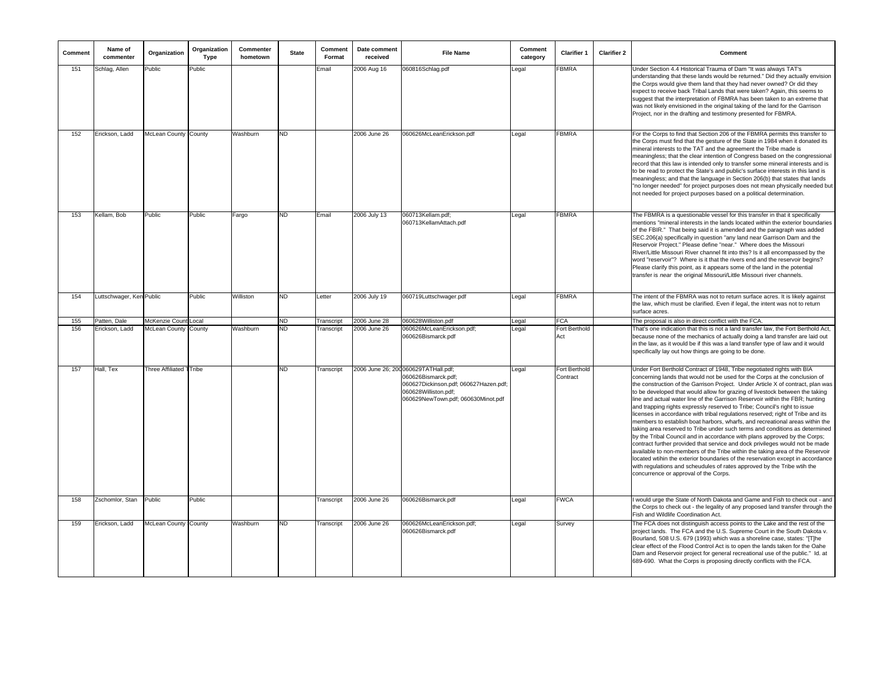| Comment | Name of commenter | Organization | Organization Type | Commenter hometown | State | Comment Format | Date comment received | File Name | Comment category | Clarifier 1 | Clarifier 2 | Comment |
|---|---|---|---|---|---|---|---|---|---|---|---|---|
| 151 | Schlag, Allen | Public | Public | | | Email | 2006 Aug 16 | 060816Schlag.pdf | Legal | FBMRA | | Under Section 4.4 Historical Trauma of Dam "It was always TAT's understanding that these lands would be returned." Did they actually envision the Corps would give them land that they had never owned? Or did they expect to receive back Tribal Lands that were taken? Again, this seems to suggest that the interpretation of FBMRA has been taken to an extreme that was not likely envisioned in the original taking of the land for the Garrison Project, nor in the drafting and testimony presented for FBMRA. |
| 152 | Erickson, Ladd | McLean County | County | Washburn | ND | | 2006 June 26 | 060626McLeanErickson.pdf | Legal | FBMRA | | For the Corps to find that Section 206 of the FBMRA permits this transfer to the Corps must find that the gesture of the State in 1984 when it donated its mineral interests to the TAT and the agreement the Tribe made is meaningless; that the clear intention of Congress based on the congressional record that this law is intended only to transfer some mineral interests and is to be read to protect the State's and public's surface interests in this land is meaningless; and that the language in Section 206(b) that states that lands "no longer needed" for project purposes does not mean physically needed but not needed for project purposes based on a political determination. |
| 153 | Kellam, Bob | Public | Public | Fargo | ND | Email | 2006 July 13 | 060713Kellam.pdf; 060713KellamAttach.pdf | Legal | FBMRA | | The FBMRA is a questionable vessel for this transfer in that it specifically mentions "mineral interests in the lands located within the exterior boundaries of the FBIR." That being said it is amended and the paragraph was added SEC.206(a) specifically in question "any land near Garrison Dam and the Reservoir Project." Please define "near." Where does the Missouri River/Little Missouri River channel fit into this? Is it all encompassed by the word "reservoir"? Where is it that the rivers end and the reservoir begins? Please clarify this point, as it appears some of the land in the potential transfer is *near* the original Missouri/Little Missouri river channels. |
| 154 | Luttschwager, Ken | Public | Public | Williston | ND | Letter | 2006 July 19 | 060719Luttschwager.pdf | Legal | FBMRA | | The intent of the FBMRA was not to return surface acres. It is likely against the law, which must be clarified. Even if legal, the intent was not to return surface acres. |
| 155 | Patten, Dale | McKenzie County | Local | | ND | Transcript | 2006 June 28 | 060628Williston.pdf | Legal | FCA | | The proposal is also in direct conflict with the FCA. |
| 156 | Erickson, Ladd | McLean County | County | Washburn | ND | Transcript | 2006 June 26 | 060626McLeanErickson.pdf; 060626Bismarck.pdf | Legal | Fort Berthold Act | | That's one indication that this is not a land transfer law, the Fort Berthold Act, because none of the mechanics of actually doing a land transfer are laid out in the law, as it would be if this was a land transfer type of law and it would specifically lay out how things are going to be done. |
| 157 | Hall, Tex | Three Affiliated Tribes | Tribe | | ND | Transcript | 2006 June 26; 20 | 060629TATHall.pdf; 060626Bismarck.pdf; 060627Dickinson.pdf; 060627Hazen.pdf; 060628Williston.pdf; 060629NewTown.pdf; 060630Minot.pdf | Legal | Fort Berthold Contract | | Under Fort Berthold Contract of 1948, Tribe negotiated rights with BIA concerning lands that would not be used for the Corps at the conclusion of the construction of the Garrison Project. Under Article X of contract, plan was to be developed that would allow for grazing of livestock between the taking line and actual water line of the Garrison Reservoir within the FBR; hunting and trapping rights expressly reserved to Tribe; Council's right to issue licenses in accordance with tribal regulations reserved; right of Tribe and its members to establish boat harbors, wharfs, and recreational areas within the taking area reserved to Tribe under such terms and conditions as determined by the Tribal Council and in accordance with plans approved by the Corps; contract further provided that service and dock privileges would not be made available to non-members of the Tribe within the taking area of the Reservoir located wtihin the exterior boundaries of the reservation except in accordance with regulations and scheudules of rates approved by the Tribe wtih the concurrence or approval of the Corps. |
| 158 | Zschomlor, Stan | Public | Public | | | Transcript | 2006 June 26 | 060626Bismarck.pdf | Legal | FWCA | | I would urge the State of North Dakota and Game and Fish to check out - and the Corps to check out - the legality of any proposed land transfer through the Fish and Wildlife Coordination Act. |
| 159 | Erickson, Ladd | McLean County | County | Washburn | ND | Transcript | 2006 June 26 | 060626McLeanErickson.pdf; 060626Bismarck.pdf | Legal | Survey | | The FCA does not distinguish access points to the Lake and the rest of the project lands. The FCA and the U.S. Supreme Court in the South Dakota v. Bourland, 508 U.S. 679 (1993) which was a shoreline case, states: "[T]he clear effect of the Flood Control Act is to open the lands taken for the Oahe Dam and Reservoir project for general recreational use of the public." Id. at 689-690. What the Corps is proposing directly conflicts with the FCA. |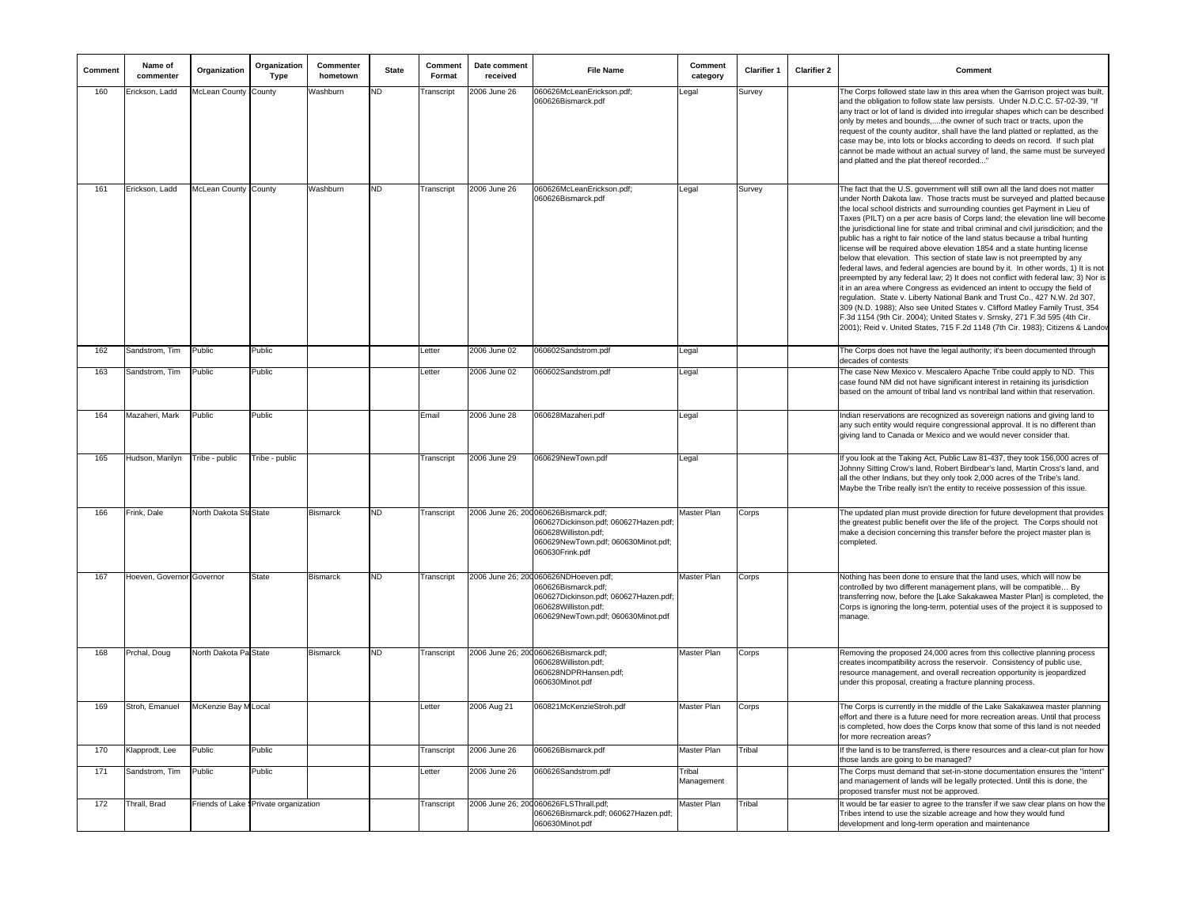| Comment | Name of commenter | Organization | Organization Type | Commenter hometown | State | Comment Format | Date comment received | File Name | Comment category | Clarifier 1 | Clarifier 2 | Comment |
|---|---|---|---|---|---|---|---|---|---|---|---|---|
| 160 | Erickson, Ladd | McLean County | County | Washburn | ND | Transcript | 2006 June 26 | 060626McLeanErickson.pdf; 060626Bismarck.pdf | Legal | Survey | | The Corps followed state law in this area when the Garrison project was built, and the obligation to follow state law persists. Under N.D.C.C. 57-02-39, "If any tract or lot of land is divided into irregular shapes which can be described only by metes and bounds,....the owner of such tract or tracts, upon the request of the county auditor, shall have the land platted or replatted, as the case may be, into lots or blocks according to deeds on record. If such plat cannot be made without an actual survey of land, the same must be surveyed and platted and the plat thereof recorded..." |
| 161 | Erickson, Ladd | McLean County | County | Washburn | ND | Transcript | 2006 June 26 | 060626McLeanErickson.pdf; 060626Bismarck.pdf | Legal | Survey | | The fact that the U.S. government will still own all the land does not matter under North Dakota law. Those tracts must be surveyed and platted because the local school districts and surrounding counties get Payment in Lieu of Taxes (PILT) on a per acre basis of Corps land; the elevation line will become the jurisdictional line for state and tribal criminal and civil jurisdicition; and the public has a right to fair notice of the land status because a tribal hunting license will be required above elevation 1854 and a state hunting license below that elevation. This section of state law is not preempted by any federal laws, and federal agencies are bound by it. In other words, 1) It is not preempted by any federal law; 2) It does not conflict with federal law; 3) Nor is it in an area where Congress as evidenced an intent to occupy the field of regulation. State v. Liberty National Bank and Trust Co., 427 N.W. 2d 307, 309 (N.D. 1988); Also see United States v. Clifford Matley Family Trust, 354 F.3d 1154 (9th Cir. 2004); United States v. Srnsky, 271 F.3d 595 (4th Cir. 2001); Reid v. United States, 715 F.2d 1148 (7th Cir. 1983); Citizens & Landov |
| 162 | Sandstrom, Tim | Public | Public | | | Letter | 2006 June 02 | 060602Sandstrom.pdf | Legal | | | The Corps does not have the legal authority; it's been documented through decades of contests |
| 163 | Sandstrom, Tim | Public | Public | | | Letter | 2006 June 02 | 060602Sandstrom.pdf | Legal | | | The case New Mexico v. Mescalero Apache Tribe could apply to ND. This case found NM did not have significant interest in retaining its jurisdiction based on the amount of tribal land vs nontribal land within that reservation. |
| 164 | Mazaheri, Mark | Public | Public | | | Email | 2006 June 28 | 060628Mazaheri.pdf | Legal | | | Indian reservations are recognized as sovereign nations and giving land to any such entity would require congressional approval. It is no different than giving land to Canada or Mexico and we would never consider that. |
| 165 | Hudson, Marilyn | Tribe - public | Tribe - public | | | Transcript | 2006 June 29 | 060629NewTown.pdf | Legal | | | If you look at the Taking Act, Public Law 81-437, they took 156,000 acres of Johnny Sitting Crow's land, Robert Birdbear's land, Martin Cross's land, and all the other Indians, but they only took 2,000 acres of the Tribe's land. Maybe the Tribe really isn't the entity to receive possession of this issue. |
| 166 | Frink, Dale | North Dakota Sta | State | Bismarck | ND | Transcript | 2006 June 26; 200 | 060626Bismarck.pdf; 060627Dickinson.pdf; 060627Hazen.pdf; 060628Williston.pdf; 060629NewTown.pdf; 060630Minot.pdf; 060630Frink.pdf | Master Plan | Corps | | The updated plan must provide direction for future development that provides the greatest public benefit over the life of the project. The Corps should not make a decision concerning this transfer before the project master plan is completed. |
| 167 | Hoeven, Governor | Governor | State | Bismarck | ND | Transcript | 2006 June 26; 200 | 060626NDHoeven.pdf; 060626Bismarck.pdf; 060627Dickinson.pdf; 060627Hazen.pdf; 060628Williston.pdf; 060629NewTown.pdf; 060630Minot.pdf | Master Plan | Corps | | Nothing has been done to ensure that the land uses, which will now be controlled by two different management plans, will be compatible… By transferring now, before the [Lake Sakakawea Master Plan] is completed, the Corps is ignoring the long-term, potential uses of the project it is supposed to manage. |
| 168 | Prchal, Doug | North Dakota Pa | State | Bismarck | ND | Transcript | 2006 June 26; 200 | 060626Bismarck.pdf; 060628Williston.pdf; 060628NDPRHansen.pdf; 060630Minot.pdf | Master Plan | Corps | | Removing the proposed 24,000 acres from this collective planning process creates incompatibility across the reservoir. Consistency of public use, resource management, and overall recreation opportunity is jeopardized under this proposal, creating a fracture planning process. |
| 169 | Stroh, Emanuel | McKenzie Bay M | Local | | | Letter | 2006 Aug 21 | 060821McKenzieStroh.pdf | Master Plan | Corps | | The Corps is currently in the middle of the Lake Sakakawea master planning effort and there is a future need for more recreation areas. Until that process is completed, how does the Corps know that some of this land is not needed for more recreation areas? |
| 170 | Klappродt, Lee | Public | Public | | | Transcript | 2006 June 26 | 060626Bismarck.pdf | Master Plan | Tribal | | If the land is to be transferred, is there resources and a clear-cut plan for how those lands are going to be managed? |
| 171 | Sandstrom, Tim | Public | Public | | | Letter | 2006 June 26 | 060626Sandstrom.pdf | Tribal Management | | | The Corps must demand that set-in-stone documentation ensures the "intent" and management of lands will be legally protected. Until this is done, the proposed transfer must not be approved. |
| 172 | Thrall, Brad | Friends of Lake S | Private organization | | | Transcript | 2006 June 26; 200 | 060626FLSThrall.pdf; 060626Bismarck.pdf; 060627Hazen.pdf; 060630Minot.pdf | Master Plan | Tribal | | It would be far easier to agree to the transfer if we saw clear plans on how the Tribes intend to use the sizable acreage and how they would fund development and long-term operation and maintenance |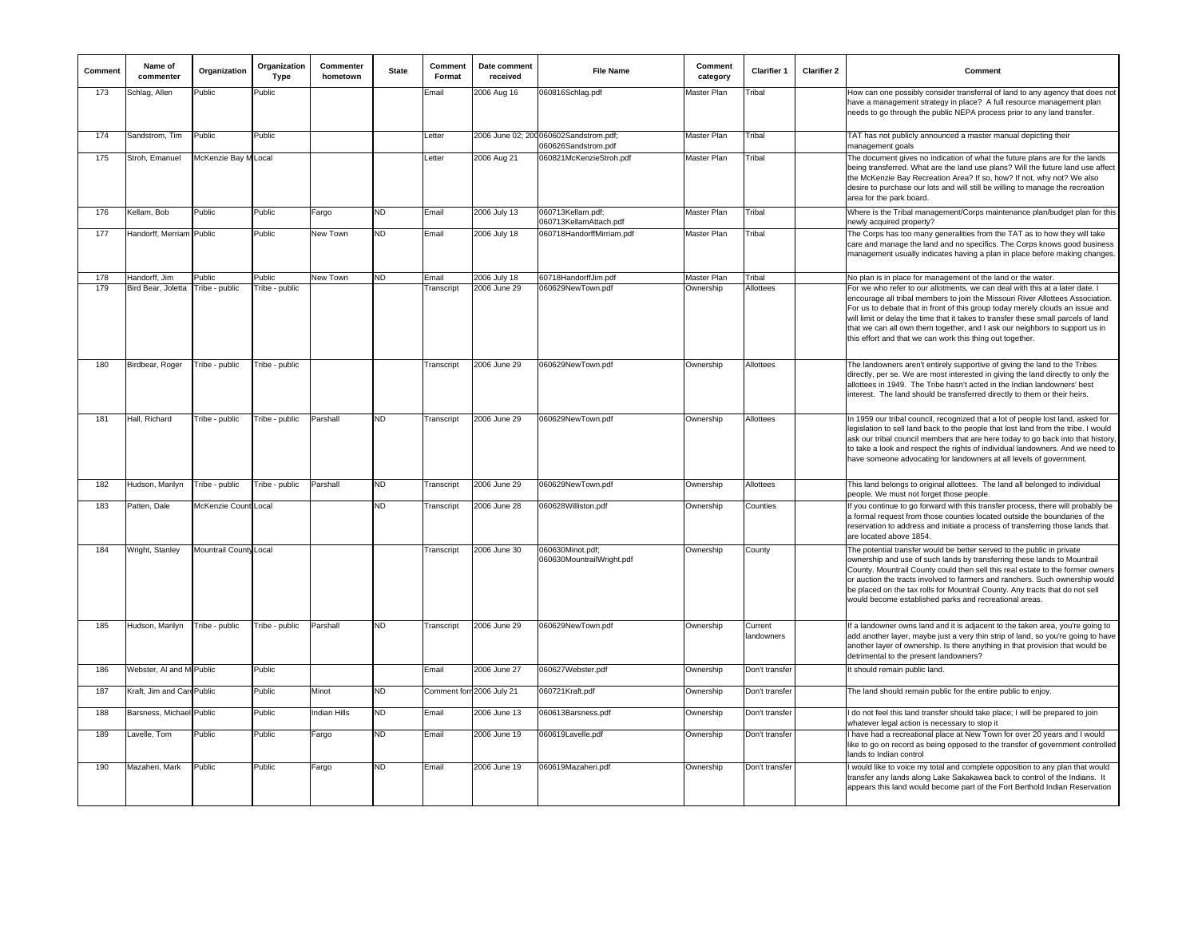| Comment | Name of commenter | Organization | Organization Type | Commenter hometown | State | Comment Format | Date comment received | File Name | Comment category | Clarifier 1 | Clarifier 2 | Comment |
|---|---|---|---|---|---|---|---|---|---|---|---|---|
| 173 | Schlag, Allen | Public | Public | | | Email | 2006 Aug 16 | 060816Schlag.pdf | Master Plan | Tribal | | How can one possibly consider transferral of land to any agency that does not have a management strategy in place? A full resource management plan needs to go through the public NEPA process prior to any land transfer. |
| 174 | Sandstrom, Tim | Public | Public | | | Letter | 2006 June 02; 200 | 060602Sandstrom.pdf; 060626Sandstrom.pdf | Master Plan | Tribal | | TAT has not publicly announced a master manual depicting their management goals |
| 175 | Stroh, Emanuel | McKenzie Bay M | Local | | | Letter | 2006 Aug 21 | 060821McKenzieStroh.pdf | Master Plan | Tribal | | The document gives no indication of what the future plans are for the lands being transferred. What are the land use plans? Will the future land use affect the McKenzie Bay Recreation Area? If so, how? If not, why not? We also desire to purchase our lots and will still be willing to manage the recreation area for the park board. |
| 176 | Kellam, Bob | Public | Public | Fargo | ND | Email | 2006 July 13 | 060713Kellam.pdf; 060713KellamAttach.pdf | Master Plan | Tribal | | Where is the Tribal management/Corps maintenance plan/budget plan for this newly acquired property? |
| 177 | Handorff, Merriam | Public | Public | New Town | ND | Email | 2006 July 18 | 060718HandorffMirriam.pdf | Master Plan | Tribal | | The Corps has too many generalities from the TAT as to how they will take care and manage the land and no specifics. The Corps knows good business management usually indicates having a plan in place before making changes. |
| 178 | Handorff, Jim | Public | Public | New Town | ND | Email | 2006 July 18 | 60718HandorffJim.pdf | Master Plan | Tribal | | No plan is in place for management of the land or the water. |
| 179 | Bird Bear, Joletta | Tribe - public | Tribe - public | | | Transcript | 2006 June 29 | 060629NewTown.pdf | Ownership | Allottees | | For we who refer to our allotments, we can deal with this at a later date. I encourage all tribal members to join the Missouri River Allottees Association. For us to debate that in front of this group today merely clouds an issue and will limit or delay the time that it takes to transfer these small parcels of land that we can all own them together, and I ask our neighbors to support us in this effort and that we can work this thing out together. |
| 180 | Birdbear, Roger | Tribe - public | Tribe - public | | | Transcript | 2006 June 29 | 060629NewTown.pdf | Ownership | Allottees | | The landowners aren't entirely supportive of giving the land to the Tribes directly, per se. We are most interested in giving the land directly to only the allottees in 1949. The Tribe hasn't acted in the Indian landowners' best interest. The land should be transferred directly to them or their heirs. |
| 181 | Hall, Richard | Tribe - public | Tribe - public | Parshall | ND | Transcript | 2006 June 29 | 060629NewTown.pdf | Ownership | Allottees | | In 1959 our tribal council, recognized that a lot of people lost land, asked for legislation to sell land back to the people that lost land from the tribe. I would ask our tribal council members that are here today to go back into that history, to take a look and respect the rights of individual landowners. And we need to have someone advocating for landowners at all levels of government. |
| 182 | Hudson, Marilyn | Tribe - public | Tribe - public | Parshall | ND | Transcript | 2006 June 29 | 060629NewTown.pdf | Ownership | Allottees | | This land belongs to original allottees. The land all belonged to individual people. We must not forget those people. |
| 183 | Patten, Dale | McKenzie Count | Local | | ND | Transcript | 2006 June 28 | 060628Williston.pdf | Ownership | Counties | | If you continue to go forward with this transfer process, there will probably be a formal request from those counties located outside the boundaries of the reservation to address and initiate a process of transferring those lands that are located above 1854. |
| 184 | Wright, Stanley | Mountrail County | Local | | | Transcript | 2006 June 30 | 060630Minot.pdf; 060630MountrailWright.pdf | Ownership | County | | The potential transfer would be better served to the public in private ownership and use of such lands by transferring these lands to Mountrail County. Mountrail County could then sell this real estate to the former owners or auction the tracts involved to farmers and ranchers. Such ownership would be placed on the tax rolls for Mountrail County. Any tracts that do not sell would become established parks and recreational areas. |
| 185 | Hudson, Marilyn | Tribe - public | Tribe - public | Parshall | ND | Transcript | 2006 June 29 | 060629NewTown.pdf | Ownership | Current landowners | | If a landowner owns land and it is adjacent to the taken area, you're going to add another layer, maybe just a very thin strip of land, so you're going to have another layer of ownership. Is there anything in that provision that would be detrimental to the present landowners? |
| 186 | Webster, Al and M | Public | Public | | | Email | 2006 June 27 | 060627Webster.pdf | Ownership | Don't transfer | | It should remain public land. |
| 187 | Kraft, Jim and Car | Public | Public | Minot | ND | Comment forn | 2006 July 21 | 060721Kraft.pdf | Ownership | Don't transfer | | The land should remain public for the entire public to enjoy. |
| 188 | Barsness, Michael | Public | Public | Indian Hills | ND | Email | 2006 June 13 | 060613Barsness.pdf | Ownership | Don't transfer | | I do not feel this land transfer should take place; I will be prepared to join whatever legal action is necessary to stop it |
| 189 | Lavelle, Tom | Public | Public | Fargo | ND | Email | 2006 June 19 | 060619Lavelle.pdf | Ownership | Don't transfer | | I have had a recreational place at New Town for over 20 years and I would like to go on record as being opposed to the transfer of government controlled lands to Indian control |
| 190 | Mazaheri, Mark | Public | Public | Fargo | ND | Email | 2006 June 19 | 060619Mazaheri.pdf | Ownership | Don't transfer | | I would like to voice my total and complete opposition to any plan that would transfer any lands along Lake Sakakawea back to control of the Indians. It appears this land would become part of the Fort Berthold Indian Reservation |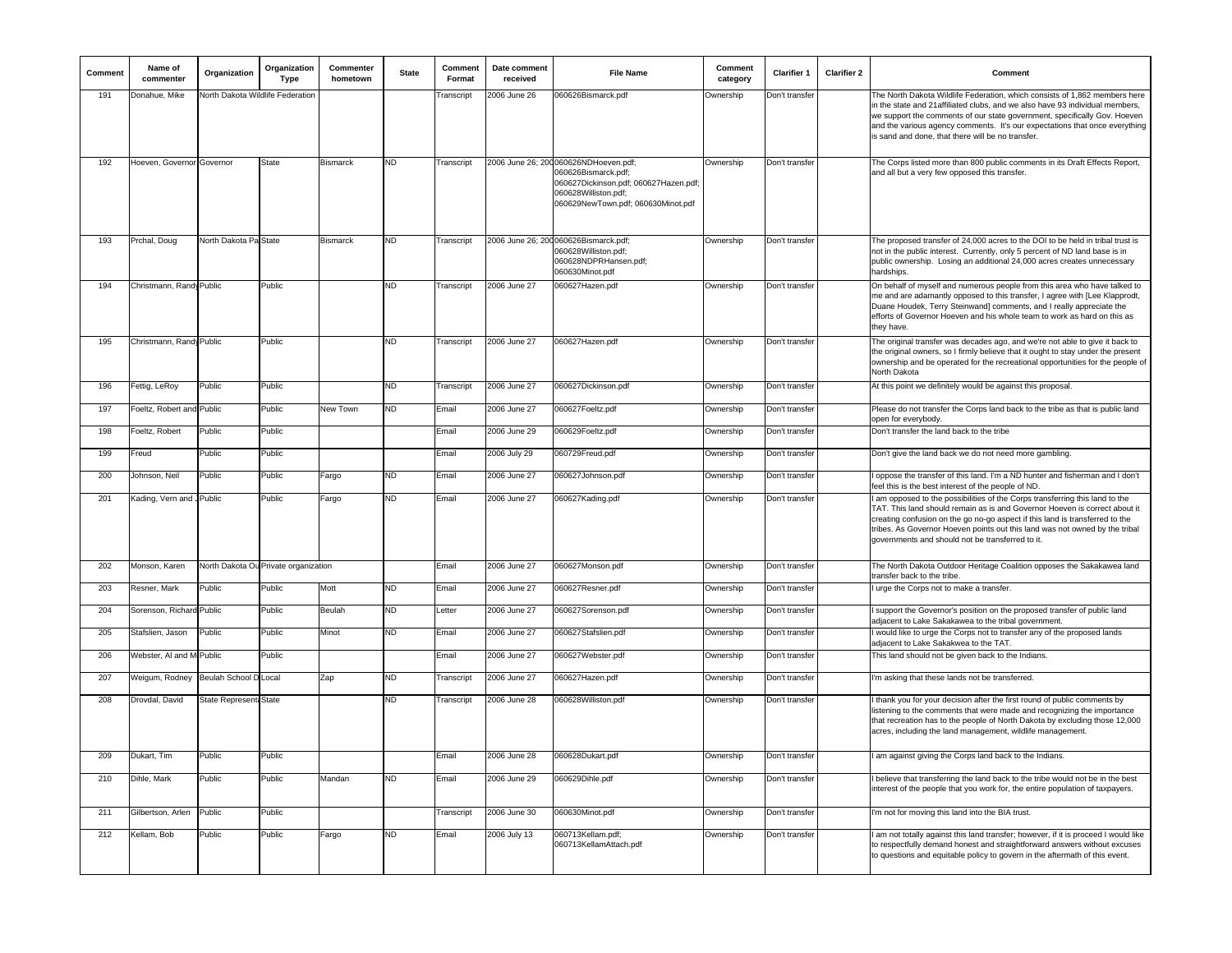| Comment | Name of commenter | Organization | Organization Type | Commenter hometown | State | Comment Format | Date comment received | File Name | Comment category | Clarifier 1 | Clarifier 2 | Comment |
|---|---|---|---|---|---|---|---|---|---|---|---|---|
| 191 | Donahue, Mike | North Dakota Wildlife Federation | | | | Transcript | 2006 June 26 | 060626Bismarck.pdf | Ownership | Don't transfer | | The North Dakota Wildlife Federation, which consists of 1,862 members here in the state and 21affiliated clubs, and we also have 93 individual members, we support the comments of our state government, specifically Gov. Hoeven and the various agency comments. It's our expectations that once everything is sand and done, that there will be no transfer. |
| 192 | Hoeven, Governor | Governor | State | Bismarck | ND | Transcript | 2006 June 26; 200 | 060626NDHoeven.pdf; 060626Bismarck.pdf; 060627Dickinson.pdf; 060627Hazen.pdf; 060628Williston.pdf; 060629NewTown.pdf; 060630Minot.pdf | Ownership | Don't transfer | | The Corps listed more than 800 public comments in its Draft Effects Report, and all but a very few opposed this transfer. |
| 193 | Prchal, Doug | North Dakota Pa | State | Bismarck | ND | Transcript | 2006 June 26; 200 | 060626Bismarck.pdf; 060628Williston.pdf; 060628NDPRHansen.pdf; 060630Minot.pdf | Ownership | Don't transfer | | The proposed transfer of 24,000 acres to the DOI to be held in tribal trust is not in the public interest. Currently, only 5 percent of ND land base is in public ownership. Losing an additional 24,000 acres creates unnecessary hardships. |
| 194 | Christmann, Randy | Public | Public | | ND | Transcript | 2006 June 27 | 060627Hazen.pdf | Ownership | Don't transfer | | On behalf of myself and numerous people from this area who have talked to me and are adamantly opposed to this transfer, I agree with [Lee Klapprodt, Duane Houdek, Terry Steinwand] comments, and I really appreciate the efforts of Governor Hoeven and his whole team to work as hard on this as they have. |
| 195 | Christmann, Randy | Public | Public | | ND | Transcript | 2006 June 27 | 060627Hazen.pdf | Ownership | Don't transfer | | The original transfer was decades ago, and we're not able to give it back to the original owners, so I firmly believe that it ought to stay under the present ownership and be operated for the recreational opportunities for the people of North Dakota |
| 196 | Fettig, LeRoy | Public | Public | | ND | Transcript | 2006 June 27 | 060627Dickinson.pdf | Ownership | Don't transfer | | At this point we definitely would be against this proposal. |
| 197 | Foeltz, Robert and | Public | Public | New Town | ND | Email | 2006 June 27 | 060627Foeltz.pdf | Ownership | Don't transfer | | Please do not transfer the Corps land back to the tribe as that is public land open for everybody. |
| 198 | Foeltz, Robert | Public | Public | | | Email | 2006 June 29 | 060629Foeltz.pdf | Ownership | Don't transfer | | Don't transfer the land back to the tribe |
| 199 | Freud | Public | Public | | | Email | 2006 July 29 | 060729Freud.pdf | Ownership | Don't transfer | | Don't give the land back we do not need more gambling. |
| 200 | Johnson, Neil | Public | Public | Fargo | ND | Email | 2006 June 27 | 060627Johnson.pdf | Ownership | Don't transfer | | I oppose the transfer of this land. I'm a ND hunter and fisherman and I don't feel this is the best interest of the people of ND. |
| 201 | Kading, Vern and J | Public | Public | Fargo | ND | Email | 2006 June 27 | 060627Kading.pdf | Ownership | Don't transfer | | I am opposed to the possibilities of the Corps transferring this land to the TAT. This land should remain as is and Governor Hoeven is correct about it creating confusion on the go no-go aspect if this land is transferred to the tribes. As Governor Hoeven points out this land was not owned by the tribal governments and should not be transferred to it. |
| 202 | Monson, Karen | North Dakota Ou | Private organization | | | Email | 2006 June 27 | 060627Monson.pdf | Ownership | Don't transfer | | The North Dakota Outdoor Heritage Coalition opposes the Sakakawea land transfer back to the tribe. |
| 203 | Resner, Mark | Public | Public | Mott | ND | Email | 2006 June 27 | 060627Resner.pdf | Ownership | Don't transfer | | I urge the Corps not to make a transfer. |
| 204 | Sorenson, Richard | Public | Public | Beulah | ND | Letter | 2006 June 27 | 060627Sorenson.pdf | Ownership | Don't transfer | | I support the Governor's position on the proposed transfer of public land adjacent to Lake Sakakawea to the tribal government. |
| 205 | Stafslien, Jason | Public | Public | Minot | ND | Email | 2006 June 27 | 060627Stafslien.pdf | Ownership | Don't transfer | | I would like to urge the Corps not to transfer any of the proposed lands adjacent to Lake Sakakwea to the TAT. |
| 206 | Webster, Al and M | Public | Public | | | Email | 2006 June 27 | 060627Webster.pdf | Ownership | Don't transfer | | This land should not be given back to the Indians. |
| 207 | Weigum, Rodney | Beulah School D | Local | Zap | ND | Transcript | 2006 June 27 | 060627Hazen.pdf | Ownership | Don't transfer | | I'm asking that these lands not be transferred. |
| 208 | Drovdal, David | State Represent | State | | ND | Transcript | 2006 June 28 | 060628Williston.pdf | Ownership | Don't transfer | | I thank you for your decision after the first round of public comments by listening to the comments that were made and recognizing the importance that recreation has to the people of North Dakota by excluding those 12,000 acres, including the land management, wildlife management. |
| 209 | Dukart, Tim | Public | Public | | | Email | 2006 June 28 | 060628Dukart.pdf | Ownership | Don't transfer | | I am against giving the Corps land back to the Indians. |
| 210 | Dihle, Mark | Public | Public | Mandan | ND | Email | 2006 June 29 | 060629Dihle.pdf | Ownership | Don't transfer | | I believe that transferring the land back to the tribe would not be in the best interest of the people that you work for, the entire population of taxpayers. |
| 211 | Gilbertson, Arlen | Public | Public | | | Transcript | 2006 June 30 | 060630Minot.pdf | Ownership | Don't transfer | | I'm not for moving this land into the BIA trust. |
| 212 | Kellam, Bob | Public | Public | Fargo | ND | Email | 2006 July 13 | 060713Kellam.pdf; 060713KellamAttach.pdf | Ownership | Don't transfer | | I am not totally against this land transfer; however, if it is proceed I would like to respectfully demand honest and straightforward answers without excuses to questions and equitable policy to govern in the aftermath of this event. |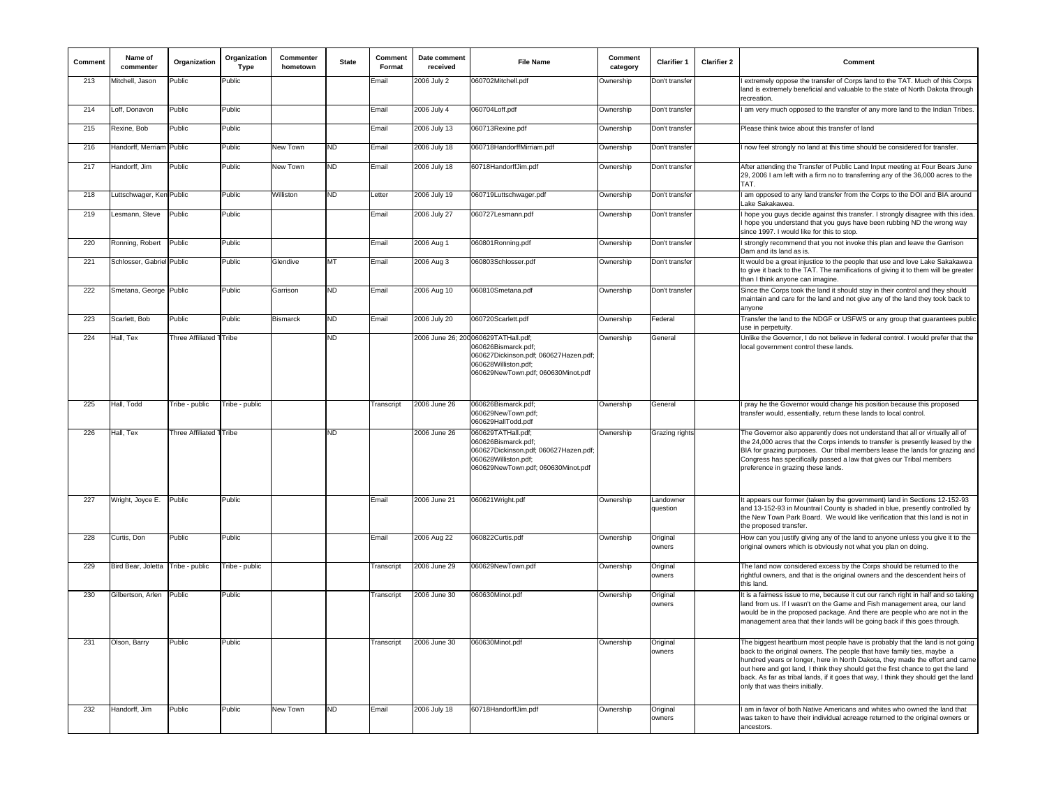| Comment | Name of commenter | Organization | Organization Type | Commenter hometown | State | Comment Format | Date comment received | File Name | Comment category | Clarifier 1 | Clarifier 2 | Comment |
|---|---|---|---|---|---|---|---|---|---|---|---|---|
| 213 | Mitchell, Jason | Public | Public | | | Email | 2006 July 2 | 060702Mitchell.pdf | Ownership | Don't transfer | | I extremely oppose the transfer of Corps land to the TAT. Much of this Corps land is extremely beneficial and valuable to the state of North Dakota through recreation. |
| 214 | Loff, Donavon | Public | Public | | | Email | 2006 July 4 | 060704Loff.pdf | Ownership | Don't transfer | | I am very much opposed to the transfer of any more land to the Indian Tribes. |
| 215 | Rexine, Bob | Public | Public | | | Email | 2006 July 13 | 060713Rexine.pdf | Ownership | Don't transfer | | Please think twice about this transfer of land |
| 216 | Handorff, Merriam | Public | Public | New Town | ND | Email | 2006 July 18 | 060718HandorffMirriam.pdf | Ownership | Don't transfer | | I now feel strongly no land at this time should be considered for transfer. |
| 217 | Handorff, Jim | Public | Public | New Town | ND | Email | 2006 July 18 | 60718HandorffJim.pdf | Ownership | Don't transfer | | After attending the Transfer of Public Land Input meeting at Four Bears June 29, 2006 I am left with a firm no to transferring any of the 36,000 acres to the TAT. |
| 218 | Luttschwager, Ken | Public | Public | Williston | ND | Letter | 2006 July 19 | 060719Luttschwager.pdf | Ownership | Don't transfer | | I am opposed to any land transfer from the Corps to the DOI and BIA around Lake Sakakawea. |
| 219 | Lesmann, Steve | Public | Public | | | Email | 2006 July 27 | 060727Lesmann.pdf | Ownership | Don't transfer | | I hope you guys decide against this transfer. I strongly disagree with this idea. I hope you understand that you guys have been rubbing ND the wrong way since 1997. I would like for this to stop. |
| 220 | Ronning, Robert | Public | Public | | | Email | 2006 Aug 1 | 060801Ronning.pdf | Ownership | Don't transfer | | I strongly recommend that you not invoke this plan and leave the Garrison Dam and its land as is. |
| 221 | Schlosser, Gabriel | Public | Public | Glendive | MT | Email | 2006 Aug 3 | 060803Schlosser.pdf | Ownership | Don't transfer | | It would be a great injustice to the people that use and love Lake Sakakawea to give it back to the TAT. The ramifications of giving it to them will be greater than I think anyone can imagine. |
| 222 | Smetana, George | Public | Public | Garrison | ND | Email | 2006 Aug 10 | 060810Smetana.pdf | Ownership | Don't transfer | | Since the Corps took the land it should stay in their control and they should maintain and care for the land and not give any of the land they took back to anyone |
| 223 | Scarlett, Bob | Public | Public | Bismarck | ND | Email | 2006 July 20 | 060720Scarlett.pdf | Ownership | Federal | | Transfer the land to the NDGF or USFWS or any group that guarantees public use in perpetuity. |
| 224 | Hall, Tex | Three Affiliated T | Tribe | | ND | | 2006 June 26; 200 | 060629TATHall.pdf; 060626Bismarck.pdf; 060627Dickinson.pdf; 060627Hazen.pdf; 060628Williston.pdf; 060629NewTown.pdf; 060630Minot.pdf | Ownership | General | | Unlike the Governor, I do not believe in federal control. I would prefer that the local government control these lands. |
| 225 | Hall, Todd | Tribe - public | Tribe - public | | | Transcript | 2006 June 26 | 060626Bismarck.pdf; 060629NewTown.pdf; 060629HallTodd.pdf | Ownership | General | | I pray he the Governor would change his position because this proposed transfer would, essentially, return these lands to local control. |
| 226 | Hall, Tex | Three Affiliated T | Tribe | | ND | | 2006 June 26 | 060629TATHall.pdf; 060626Bismarck.pdf; 060627Dickinson.pdf; 060627Hazen.pdf; 060628Williston.pdf; 060629NewTown.pdf; 060630Minot.pdf | Ownership | Grazing rights | | The Governor also apparently does not understand that all or virtually all of the 24,000 acres that the Corps intends to transfer is presently leased by the BIA for grazing purposes. Our tribal members lease the lands for grazing and Congress has specifically passed a law that gives our Tribal members preference in grazing these lands. |
| 227 | Wright, Joyce E. | Public | Public | | | Email | 2006 June 21 | 060621Wright.pdf | Ownership | Landowner question | | It appears our former (taken by the government) land in Sections 12-152-93 and 13-152-93 in Mountrail County is shaded in blue, presently controlled by the New Town Park Board. We would like verification that this land is not in the proposed transfer. |
| 228 | Curtis, Don | Public | Public | | | Email | 2006 Aug 22 | 060822Curtis.pdf | Ownership | Original owners | | How can you justify giving any of the land to anyone unless you give it to the original owners which is obviously not what you plan on doing. |
| 229 | Bird Bear, Joletta | Tribe - public | Tribe - public | | | Transcript | 2006 June 29 | 060629NewTown.pdf | Ownership | Original owners | | The land now considered excess by the Corps should be returned to the rightful owners, and that is the original owners and the descendent heirs of this land. |
| 230 | Gilbertson, Arlen | Public | Public | | | Transcript | 2006 June 30 | 060630Minot.pdf | Ownership | Original owners | | It is a fairness issue to me, because it cut our ranch right in half and so taking land from us. If I wasn't on the Game and Fish management area, our land would be in the proposed package. And there are people who are not in the management area that their lands will be going back if this goes through. |
| 231 | Olson, Barry | Public | Public | | | Transcript | 2006 June 30 | 060630Minot.pdf | Ownership | Original owners | | The biggest heartburn most people have is probably that the land is not going back to the original owners. The people that have family ties, maybe a hundred years or longer, here in North Dakota, they made the effort and came out here and got land, I think they should get the first chance to get the land back. As far as tribal lands, if it goes that way, I think they should get the land only that was theirs initially. |
| 232 | Handorff, Jim | Public | Public | New Town | ND | Email | 2006 July 18 | 60718HandorffJim.pdf | Ownership | Original owners | | I am in favor of both Native Americans and whites who owned the land that was taken to have their individual acreage returned to the original owners or ancestors. |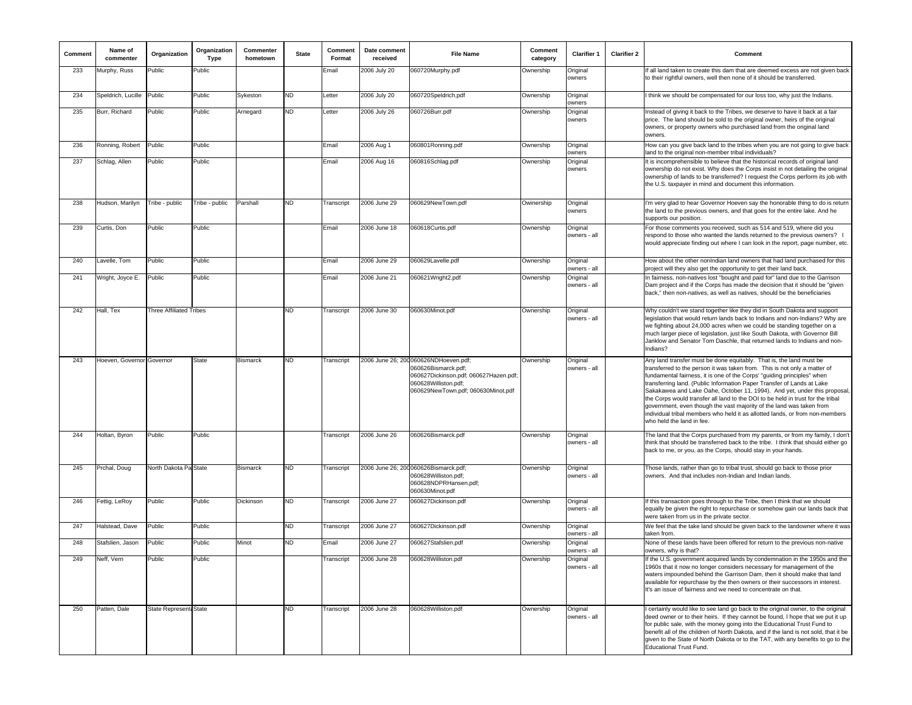| Comment | Name of commenter | Organization | Organization Type | Commenter hometown | State | Comment Format | Date comment received | File Name | Comment category | Clarifier 1 | Clarifier 2 | Comment |
|---|---|---|---|---|---|---|---|---|---|---|---|---|
| 233 | Murphy, Russ | Public | Public | | | Email | 2006 July 20 | 060720Murphy.pdf | Ownership | Original owners | | If all land taken to create this dam that are deemed excess are not given back to their rightful owners, well then none of it should be transferred. |
| 234 | Speldrich, Lucille | Public | Public | Sykeston | ND | Letter | 2006 July 20 | 060720Speldrich.pdf | Ownership | Original owners | | I think we should be compensated for our loss too, why just the Indians. |
| 235 | Burr, Richard | Public | Public | Arnegard | ND | Letter | 2006 July 26 | 060726Burr.pdf | Ownership | Original owners | | Instead of giving it back to the Tribes, we deserve to have it back at a fair price. The land should be sold to the original owner, heirs of the original owners, or property owners who purchased land from the original land owners. |
| 236 | Ronning, Robert | Public | Public | | | Email | 2006 Aug 1 | 060801Ronning.pdf | Ownership | Original owners | | How can you give back land to the tribes when you are not going to give back land to the original non-member tribal individuals? |
| 237 | Schlag, Allen | Public | Public | | | Email | 2006 Aug 16 | 060816Schlag.pdf | Ownership | Original owners | | It is incomprehensible to believe that the historical records of original land ownership do not exist. Why does the Corps insist in not detailing the original owners, or ownership of lands to be transferred? I request the Corps perform its job with the U.S. taxpayer in mind and document this information. |
| 238 | Hudson, Marilyn | Tribe - public | Tribe - public | Parshall | ND | Transcript | 2006 June 29 | 060629NewTown.pdf | Owinership | Original owners | | I'm very glad to hear Governor Hoeven say the honorable thing to do is return the land to the previous owners, and that goes for the entire lake. And he supports our position. |
| 239 | Curtis, Don | Public | Public | | | Email | 2006 June 18 | 060618Curtis.pdf | Ownership | Original owners - all | | For those comments you received, such as 514 and 519, where did you respond to those who wanted the lands returned to the previous owners? I would appreciate finding out where I can look in the report, page number, etc. |
| 240 | Lavelle, Tom | Public | Public | | | Email | 2006 June 29 | 060629Lavelle.pdf | Ownership | Original owners - all | | How about the other nonIndian land owners that had land purchased for this project will they also get the opportunity to get their land back. |
| 241 | Wright, Joyce E. | Public | Public | | | Email | 2006 June 21 | 060621Wright2.pdf | Ownership | Original owners - all | | In fairness, non-natives lost "bought and paid for" land due to the Garrison Dam project and if the Corps has made the decision that it should be "given back," then non-natives, as well as natives, should be the beneficiaries |
| 242 | Hall, Tex | Three Affiliated Tribes | | | ND | Transcript | 2006 June 30 | 060630Minot.pdf | Ownership | Original owners - all | | Why couldn't we stand together like they did in South Dakota and support legislation that would return lands back to Indians and non-Indians? Why are we fighting about 24,000 acres when we could be standing together on a much larger piece of legislation, just like South Dakota, with Governor Bill Janklow and Senator Tom Daschle, that returned lands to Indians and non-Indians? |
| 243 | Hoeven, Governor | Governor | State | Bismarck | ND | Transcript | 2006 June 26; 200 | 060626NDHoeven.pdf; 060626Bismarck.pdf; 060627Dickinson.pdf; 060627Hazen.pdf; 060628Williston.pdf; 060629NewTown.pdf; 060630Minot.pdf | Ownership | Original owners - all | | Any land transfer must be done equitably. That is, the land must be transferred to the person it was taken from. This is not only a matter of fundamental fairness, it is one of the Corps' "guiding principles" when transferring land. (Public Information Paper Transfer of Lands at Lake Sakakawea and Lake Oahe, October 11, 1994). And yet, under this proposal, the Corps would transfer all land to the DOI to be held in trust for the tribal government, even though the vast majority of the land was taken from individual tribal members who held it as allotted lands, or from non-members who held the land in fee. |
| 244 | Holtan, Byron | Public | Public | | | Transcript | 2006 June 26 | 060626Bismarck.pdf | Ownership | Original owners - all | | The land that the Corps purchased from my parents, or from my family, I don't think that should be transferred back to the tribe. I think that should either go back to me, or you, as the Corps, should stay in your hands. |
| 245 | Prchal, Doug | North Dakota Pa | State | Bismarck | ND | Transcript | 2006 June 26; 200 | 060626Bismarck.pdf; 060628Williston.pdf; 060628NDPRHansen.pdf; 060630Minot.pdf | Ownership | Original owners - all | | Those lands, rather than go to tribal trust, should go back to those prior owners. And that includes non-Indian and Indian lands. |
| 246 | Fettig, LeRoy | Public | Public | Dickinson | ND | Transcript | 2006 June 27 | 060627Dickinson.pdf | Ownership | Original owners - all | | If this transaction goes through to the Tribe, then I think that we should equally be given the right to repurchase or somehow gain our lands back that were taken from us in the private sector. |
| 247 | Halstead, Dave | Public | Public | | ND | Transcript | 2006 June 27 | 060627Dickinson.pdf | Ownership | Original owners - all | | We feel that the take land should be given back to the landowner where it was taken from. |
| 248 | Stafslien, Jason | Public | Public | Minot | ND | Email | 2006 June 27 | 060627Stafslien.pdf | Ownership | Original owners - all | | None of these lands have been offered for return to the previous non-native owners, why is that? |
| 249 | Neff, Vern | Public | Public | | | Transcript | 2006 June 28 | 060628Williston.pdf | Ownership | Original owners - all | | If the U.S. government acquired lands by condemnation in the 1950s and the 1960s that it now no longer considers necessary for management of the waters impounded behind the Garrison Dam, then it should make that land available for repurchase by the then owners or their successors in interest. It's an issue of fairness and we need to concentrate on that. |
| 250 | Patten, Dale | State Represent | State | | ND | Transcript | 2006 June 28 | 060628Williston.pdf | Ownership | Original owners - all | | I certainly would like to see land go back to the original owner, to the original deed owner or to their heirs. If they cannot be found, I hope that we put it up for public sale, with the money going into the Educational Trust Fund to benefit all of the children of North Dakota, and if the land is not sold, that it be given to the State of North Dakota or to the TAT, with any benefits to go to the Educational Trust Fund. |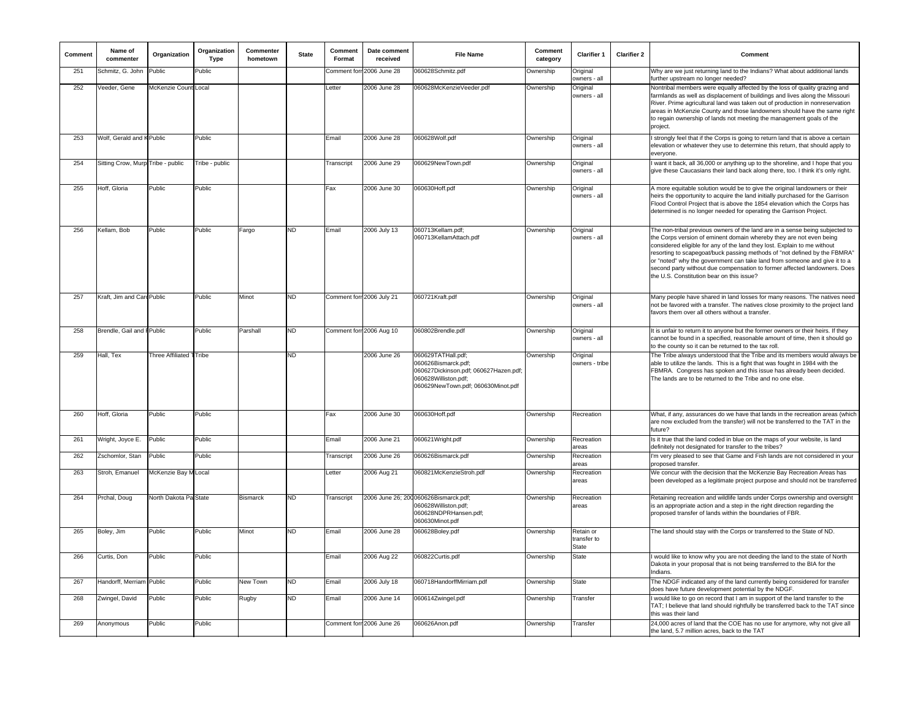| Comment | Name of commenter | Organization | Organization Type | Commenter hometown | State | Comment Format | Date comment received | File Name | Comment category | Clarifier 1 | Clarifier 2 | Comment |
|---|---|---|---|---|---|---|---|---|---|---|---|---|
| 251 | Schmitz, G. John | Public | Public | | | Comment forr | 2006 June 28 | 060628Schmitz.pdf | Ownership | Original owners - all | | Why are we just returning land to the Indians? What about additional lands further upstream no longer needed? |
| 252 | Veeder, Gene | McKenzie Count | Local | | | Letter | 2006 June 28 | 060628McKenzieVeeder.pdf | Ownership | Original owners - all | | Nontribal members were equally affected by the loss of quality grazing and farmlands as well as displacement of buildings and lives along the Missouri River. Prime agricultural land was taken out of production in nonreservation areas in McKenzie County and those landowners should have the same right to regain ownership of lands not meeting the management goals of the project. |
| 253 | Wolf, Gerald and K | Public | Public | | | Email | 2006 June 28 | 060628Wolf.pdf | Ownership | Original owners - all | | I strongly feel that if the Corps is going to return land that is above a certain elevation or whatever they use to determine this return, that should apply to everyone. |
| 254 | Sitting Crow, Murp | Tribe - public | Tribe - public | | | Transcript | 2006 June 29 | 060629NewTown.pdf | Ownership | Original owners - all | | I want it back, all 36,000 or anything up to the shoreline, and I hope that you give these Caucasians their land back along there, too. I think it's only right. |
| 255 | Hoff, Gloria | Public | Public | | | Fax | 2006 June 30 | 060630Hoff.pdf | Ownership | Original owners - all | | A more equitable solution would be to give the original landowners or their heirs the opportunity to acquire the land initially purchased for the Garrison Flood Control Project that is above the 1854 elevation which the Corps has determined is no longer needed for operating the Garrison Project. |
| 256 | Kellam, Bob | Public | Public | Fargo | ND | Email | 2006 July 13 | 060713Kellam.pdf; 060713KellamAttach.pdf | Ownership | Original owners - all | | The non-tribal previous owners of the land are in a sense being subjected to the Corps version of eminent domain whereby they are not even being considered eligible for any of the land they lost. Explain to me without resorting to scapegoat/buck passing methods of "not defined by the FBMRA" or "noted" why the government can take land from someone and give it to a second party without due compensation to former affected landowners. Does the U.S. Constitution bear on this issue? |
| 257 | Kraft, Jim and Car | Public | Public | Minot | ND | Comment forr | 2006 July 21 | 060721Kraft.pdf | Ownership | Original owners - all | | Many people have shared in land losses for many reasons. The natives need not be favored with a transfer. The natives close proximity to the project land favors them over all others without a transfer. |
| 258 | Brendle, Gail and I | Public | Public | Parshall | ND | Comment forr | 2006 Aug 10 | 060802Brendle.pdf | Ownership | Original owners - all | | It is unfair to return it to anyone but the former owners or their heirs. If they cannot be found in a specified, reasonable amount of time, then it should go to the county so it can be returned to the tax roll. |
| 259 | Hall, Tex | Three Affiliated T | Tribe | | ND | | 2006 June 26 | 060629TATHall.pdf; 060626Bismarck.pdf; 060627Dickinson.pdf; 060627Hazen.pdf; 060628Williston.pdf; 060629NewTown.pdf; 060630Minot.pdf | Ownership | Original owners - tribe | | The Tribe always understood that the Tribe and its members would always be able to utilize the lands. This is a fight that was fought in 1984 with the FBMRA. Congress has spoken and this issue has already been decided. The lands are to be returned to the Tribe and no one else. |
| 260 | Hoff, Gloria | Public | Public | | | Fax | 2006 June 30 | 060630Hoff.pdf | Ownership | Recreation | | What, if any, assurances do we have that lands in the recreation areas (which are now excluded from the transfer) will not be transferred to the TAT in the future? |
| 261 | Wright, Joyce E. | Public | Public | | | Email | 2006 June 21 | 060621Wright.pdf | Ownership | Recreation areas | | Is it true that the land coded in blue on the maps of your website, is land definitely not designated for transfer to the tribes? |
| 262 | Zschomlor, Stan | Public | Public | | | Transcript | 2006 June 26 | 060626Bismarck.pdf | Ownership | Recreation areas | | I'm very pleased to see that Game and Fish lands are not considered in your proposed transfer. |
| 263 | Stroh, Emanuel | McKenzie Bay M | Local | | | Letter | 2006 Aug 21 | 060821McKenzieStroh.pdf | Ownership | Recreation areas | | We concur with the decision that the McKenzie Bay Recreation Areas has been developed as a legitimate project purpose and should not be transferred |
| 264 | Prchal, Doug | North Dakota Pa | State | Bismarck | ND | Transcript | 2006 June 26; 200 | 060626Bismarck.pdf; 060628Williston.pdf; 060628NDPRHansen.pdf; 060630Minot.pdf | Ownership | Recreation areas | | Retaining recreation and wildlife lands under Corps ownership and oversight is an appropriate action and a step in the right direction regarding the proposed transfer of lands within the boundaries of FBR. |
| 265 | Boley, Jim | Public | Public | Minot | ND | Email | 2006 June 28 | 060628Boley.pdf | Ownership | Retain or transfer to State | | The land should stay with the Corps or transferred to the State of ND. |
| 266 | Curtis, Don | Public | Public | | | Email | 2006 Aug 22 | 060822Curtis.pdf | Ownership | State | | I would like to know why you are not deeding the land to the state of North Dakota in your proposal that is not being transferred to the BIA for the Indians. |
| 267 | Handorff, Merriam | Public | Public | New Town | ND | Email | 2006 July 18 | 060718HandorffMirriam.pdf | Ownership | State | | The NDGF indicated any of the land currently being considered for transfer does have future development potential by the NDGF. |
| 268 | Zwingel, David | Public | Public | Rugby | ND | Email | 2006 June 14 | 060614Zwingel.pdf | Ownership | Transfer | | I would like to go on record that I am in support of the land transfer to the TAT; I believe that land should rightfully be transferred back to the TAT since this was their land |
| 269 | Anonymous | Public | Public | | | Comment forr | 2006 June 26 | 060626Anon.pdf | Ownership | Transfer | | 24,000 acres of land that the COE has no use for anymore, why not give all the land, 5.7 million acres, back to the TAT |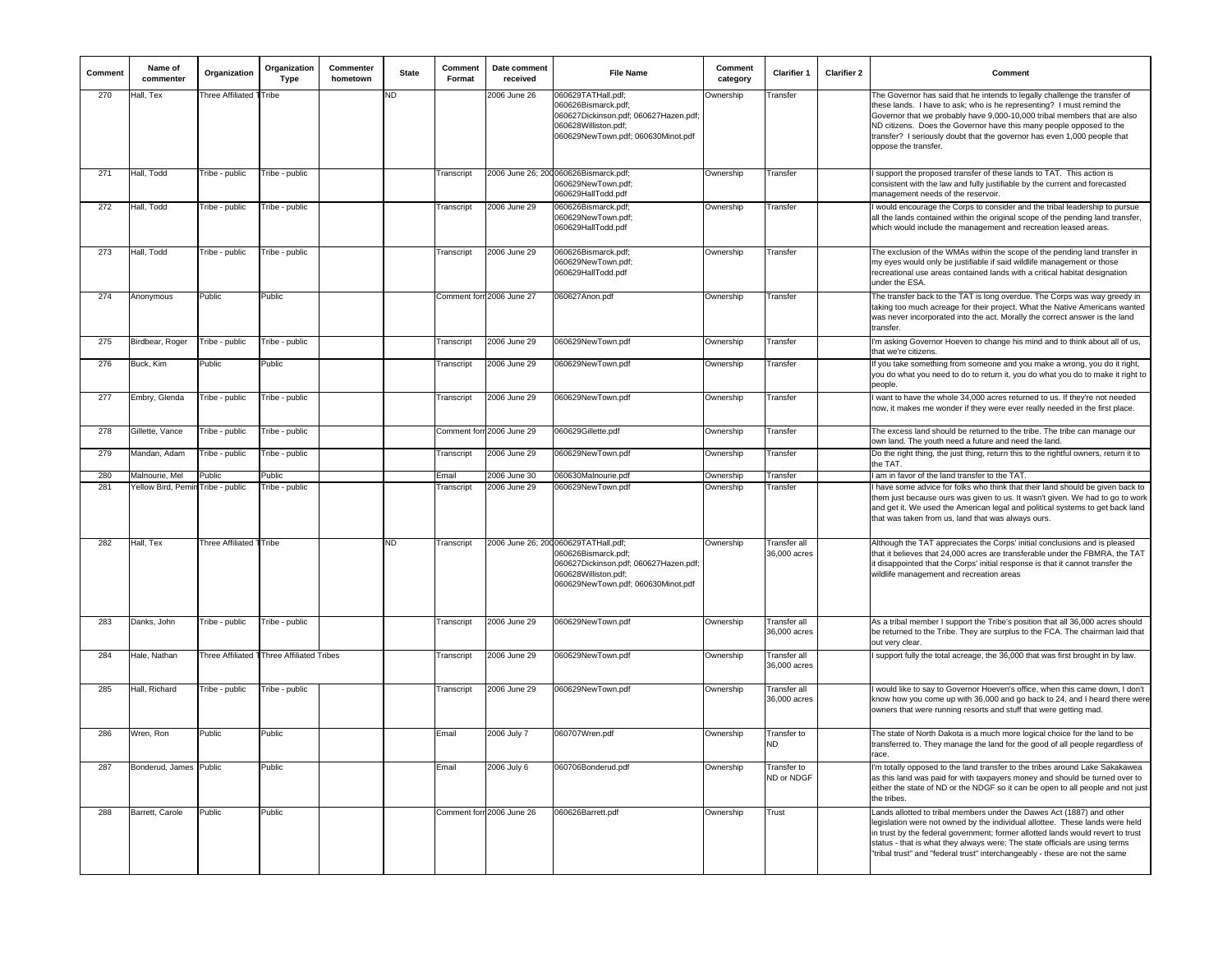| Comment | Name of commenter | Organization | Organization Type | Commenter hometown | State | Comment Format | Date comment received | File Name | Comment category | Clarifier 1 | Clarifier 2 | Comment |
|---|---|---|---|---|---|---|---|---|---|---|---|---|
| 270 | Hall, Tex | Three Affiliated T | Tribe | | ND | | 2006 June 26 | 060629TATHall.pdf; 060626Bismarck.pdf; 060627Dickinson.pdf; 060627Hazen.pdf; 060628Williston.pdf; 060629NewTown.pdf; 060630Minot.pdf | Ownership | Transfer | | The Governor has said that he intends to legally challenge the transfer of these lands. I have to ask; who is he representing? I must remind the Governor that we probably have 9,000-10,000 tribal members that are also ND citizens. Does the Governor have this many people opposed to the transfer? I seriously doubt that the governor has even 1,000 people that oppose the transfer. |
| 271 | Hall, Todd | Tribe - public | Tribe - public | | | Transcript | 2006 June 26; 200 | 060626Bismarck.pdf; 060629NewTown.pdf; 060629HallTodd.pdf | Ownership | Transfer | | I support the proposed transfer of these lands to TAT. This action is consistent with the law and fully justifiable by the current and forecasted management needs of the reservoir. |
| 272 | Hall, Todd | Tribe - public | Tribe - public | | | Transcript | 2006 June 29 | 060626Bismarck.pdf; 060629NewTown.pdf; 060629HallTodd.pdf | Ownership | Transfer | | I would encourage the Corps to consider and the tribal leadership to pursue all the lands contained within the original scope of the pending land transfer, which would include the management and recreation leased areas. |
| 273 | Hall, Todd | Tribe - public | Tribe - public | | | Transcript | 2006 June 29 | 060626Bismarck.pdf; 060629NewTown.pdf; 060629HallTodd.pdf | Ownership | Transfer | | The exclusion of the WMAs within the scope of the pending land transfer in my eyes would only be justifiable if said wildlife management or those recreational use areas contained lands with a critical habitat designation under the ESA. |
| 274 | Anonymous | Public | Public | | | Comment forr | 2006 June 27 | 060627Anon.pdf | Ownership | Transfer | | The transfer back to the TAT is long overdue. The Corps was way greedy in taking too much acreage for their project. What the Native Americans wanted was never incorporated into the act. Morally the correct answer is the land transfer. |
| 275 | Birdbear, Roger | Tribe - public | Tribe - public | | | Transcript | 2006 June 29 | 060629NewTown.pdf | Ownership | Transfer | | I'm asking Governor Hoeven to change his mind and to think about all of us, that we're citizens. |
| 276 | Buck, Kim | Public | Public | | | Transcript | 2006 June 29 | 060629NewTown.pdf | Ownership | Transfer | | If you take something from someone and you make a wrong, you do it right, you do what you need to do to return it, you do what you do to make it right to people. |
| 277 | Embry, Glenda | Tribe - public | Tribe - public | | | Transcript | 2006 June 29 | 060629NewTown.pdf | Ownership | Transfer | | I want to have the whole 34,000 acres returned to us. If they're not needed now, it makes me wonder if they were ever really needed in the first place. |
| 278 | Gillette, Vance | Tribe - public | Tribe - public | | | Comment forr | 2006 June 29 | 060629Gillette.pdf | Ownership | Transfer | | The excess land should be returned to the tribe. The tribe can manage our own land. The youth need a future and need the land. |
| 279 | Mandan, Adam | Tribe - public | Tribe - public | | | Transcript | 2006 June 29 | 060629NewTown.pdf | Ownership | Transfer | | Do the right thing, the just thing, return this to the rightful owners, return it to the TAT. |
| 280 | Malnourie, Mel | Public | Public | | | Email | 2006 June 30 | 060630Malnourie.pdf | Ownership | Transfer | | I am in favor of the land transfer to the TAT. |
| 281 | Yellow Bird, Pemin | Tribe - public | Tribe - public | | | Transcript | 2006 June 29 | 060629NewTown.pdf | Ownership | Transfer | | I have some advice for folks who think that their land should be given back to them just because ours was given to us. It wasn't given. We had to go to work and get it. We used the American legal and political systems to get back land that was taken from us, land that was always ours. |
| 282 | Hall, Tex | Three Affiliated T | Tribe | | ND | Transcript | 2006 June 26; 200 | 060629TATHall.pdf; 060626Bismarck.pdf; 060627Dickinson.pdf; 060627Hazen.pdf; 060628Williston.pdf; 060629NewTown.pdf; 060630Minot.pdf | Ownership | Transfer all 36,000 acres | | Although the TAT appreciates the Corps' initial conclusions and is pleased that it believes that 24,000 acres are transferable under the FBMRA, the TAT it disappointed that the Corps' initial response is that it cannot transfer the wildlife management and recreation areas |
| 283 | Danks, John | Tribe - public | Tribe - public | | | Transcript | 2006 June 29 | 060629NewTown.pdf | Ownership | Transfer all 36,000 acres | | As a tribal member I support the Tribe's position that all 36,000 acres should be returned to the Tribe. They are surplus to the FCA. The chairman laid that out very clear. |
| 284 | Hale, Nathan | Three Affiliated T | Three Affiliated Tribes | | | Transcript | 2006 June 29 | 060629NewTown.pdf | Ownership | Transfer all 36,000 acres | | I support fully the total acreage, the 36,000 that was first brought in by law. |
| 285 | Hall, Richard | Tribe - public | Tribe - public | | | Transcript | 2006 June 29 | 060629NewTown.pdf | Ownership | Transfer all 36,000 acres | | I would like to say to Governor Hoeven's office, when this came down, I don't know how you come up with 36,000 and go back to 24, and I heard there were owners that were running resorts and stuff that were getting mad. |
| 286 | Wren, Ron | Public | Public | | | Email | 2006 July 7 | 060707Wren.pdf | Ownership | Transfer to ND | | The state of North Dakota is a much more logical choice for the land to be transferred to. They manage the land for the good of all people regardless of race. |
| 287 | Bonderud, James | Public | Public | | | Email | 2006 July 6 | 060706Bonderud.pdf | Ownership | Transfer to ND or NDGF | | I'm totally opposed to the land transfer to the tribes around Lake Sakakawea as this land was paid for with taxpayers money and should be turned over to either the state of ND or the NDGF so it can be open to all people and not just the tribes. |
| 288 | Barrett, Carole | Public | Public | | | Comment forr | 2006 June 26 | 060626Barrett.pdf | Ownership | Trust | | Lands allotted to tribal members under the Dawes Act (1887) and other legislation were not owned by the individual allottee. These lands were held in trust by the federal government; former allotted lands would revert to trust status - that is what they always were; The state officials are using terms "tribal trust" and "federal trust" interchangeably - these are not the same |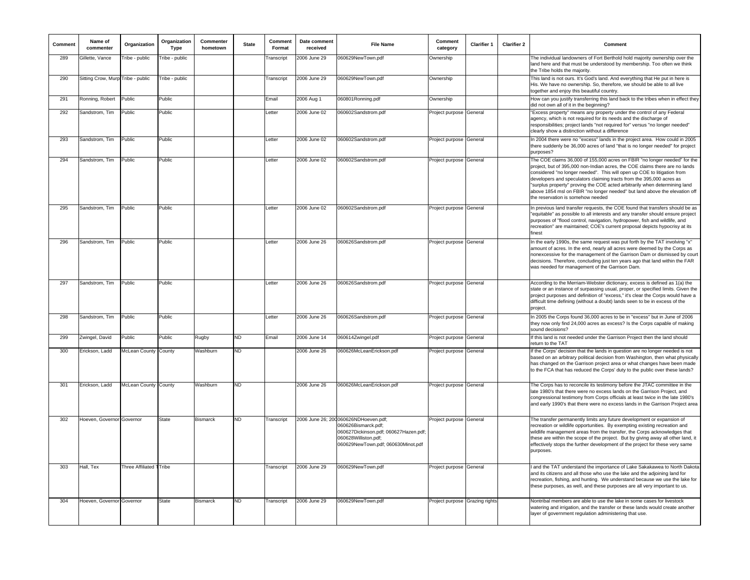| Comment | Name of commenter | Organization | Organization Type | Commenter hometown | State | Comment Format | Date comment received | File Name | Comment category | Clarifier 1 | Clarifier 2 | Comment |
|---|---|---|---|---|---|---|---|---|---|---|---|---|
| 289 | Gillette, Vance | Tribe - public | Tribe - public | | | Transcript | 2006 June 29 | 060629NewTown.pdf | Ownership | | | The individual landowners of Fort Berthold hold majority ownership over the land here and that must be understood by membership. Too often we think the Tribe holds the majority. |
| 290 | Sitting Crow, Murp | Tribe - public | Tribe - public | | | Transcript | 2006 June 29 | 060629NewTown.pdf | Ownership | | | This land is not ours. It's God's land. And everything that He put in here is His. We have no ownership. So, therefore, we should be able to all live together and enjoy this beautiful country. |
| 291 | Ronning, Robert | Public | Public | | | Email | 2006 Aug 1 | 060801Ronning.pdf | Ownership | | | How can you justify transferring this land back to the tribes when in effect they did not own all of it in the beginning? |
| 292 | Sandstrom, Tim | Public | Public | | | Letter | 2006 June 02 | 060602Sandstrom.pdf | Project purpose | General | | "Excess property" means any property under the control of any Federal agency, which is not required for its needs and the discharge of responsibilities; project lands "not required for" versus "no longer needed" clearly show a distinction without a difference |
| 293 | Sandstrom, Tim | Public | Public | | | Letter | 2006 June 02 | 060602Sandstrom.pdf | Project purpose | General | | In 2004 there were no "excess" lands in the project area. How could in 2005 there suddenly be 36,000 acres of land "that is no longer needed" for project purposes? |
| 294 | Sandstrom, Tim | Public | Public | | | Letter | 2006 June 02 | 060602Sandstrom.pdf | Project purpose | General | | The COE claims 36,000 of 155,000 acres on FBIR "no longer needed" for the project, but of 395,000 non-Indian acres, the COE claims there are no lands considered "no longer needed". This will open up COE to litigation from developers and speculators claiming tracts from the 395,000 acres as "surplus property" proving the COE acted arbitrarily when determining land above 1854 msl on FBIR "no longer needed" but land above the elevation off the reservation is somehow needed |
| 295 | Sandstrom, Tim | Public | Public | | | Letter | 2006 June 02 | 060602Sandstrom.pdf | Project purpose | General | | In previous land transfer requests, the COE found that transfers should be as "equitable" as possible to all interests and any transfer should ensure project purposes of "flood control, navigation, hydropower, fish and wildlife, and recreation" are maintained; COE's current proposal depicts hypocrisy at its finest |
| 296 | Sandstrom, Tim | Public | Public | | | Letter | 2006 June 26 | 060626Sandstrom.pdf | Project purpose | General | | In the early 1990s, the same request was put forth by the TAT involving "x" amount of acres. In the end, nearly all acres were deemed by the Corps as nonexcessive for the management of the Garrison Dam or dismissed by court decisions. Therefore, concluding just ten years ago that land within the FAR was needed for management of the Garrison Dam. |
| 297 | Sandstrom, Tim | Public | Public | | | Letter | 2006 June 26 | 060626Sandstrom.pdf | Project purpose | General | | According to the Merriam-Webster dictionary, excess is defined as 1(a) the state or an instance of surpassing usual, proper, or specified limits. Given the project purposes and definition of "excess," it's clear the Corps would have a difficult time defining (without a doubt) lands seen to be in excess of the project. |
| 298 | Sandstrom, Tim | Public | Public | | | Letter | 2006 June 26 | 060626Sandstrom.pdf | Project purpose | General | | In 2005 the Corps found 36,000 acres to be in "excess" but in June of 2006 they now only find 24,000 acres as excess? Is the Corps capable of making sound decisions? |
| 299 | Zwingel, David | Public | Public | Rugby | ND | Email | 2006 June 14 | 060614Zwingel.pdf | Project purpose | General | | If this land is not needed under the Garrison Project then the land should return to the TAT |
| 300 | Erickson, Ladd | McLean County | County | Washburn | ND | | 2006 June 26 | 060626McLeanErickson.pdf | Project purpose | General | | If the Corps' decision that the lands in question are no longer needed is not based on an arbitrary political decision from Washington, then what physically has changed on the Garrison project area or what changes have been made to the FCA that has reduced the Corps' duty to the public over these lands? |
| 301 | Erickson, Ladd | McLean County | County | Washburn | ND | | 2006 June 26 | 060626McLeanErickson.pdf | Project purpose | General | | The Corps has to reconcile its testimony before the JTAC committee in the late 1980's that there were no excess lands on the Garrison Project, and congressional testimony from Corps officials at least twice in the late 1980's and early 1990's that there were no excess lands in the Garrison Project area |
| 302 | Hoeven, Governor | Governor | State | Bismarck | ND | Transcript | 2006 June 26; 200 | 060626NDHoeven.pdf; 060626Bismarck.pdf; 060627Dickinson.pdf; 060627Hazen.pdf; 060628Williston.pdf; 060629NewTown.pdf; 060630Minot.pdf | Project purpose | General | | The transfer permanently limits any future development or expansion of recreation or wildlife opportunities. By exempting existing recreation and wildlife management areas from the transfer, the Corps acknowledges that these are within the scope of the project. But by giving away all other land, it effectively stops the further development of the project for these very same purposes. |
| 303 | Hall, Tex | Three Affiliated T | Tribe | | | Transcript | 2006 June 29 | 060629NewTown.pdf | Project purpose | General | | I and the TAT understand the importance of Lake Sakakawea to North Dakota and its citizens and all those who use the lake and the adjoining land for recreation, fishing, and hunting. We understand because we use the lake for these purposes, as well, and these purposes are all very important to us. |
| 304 | Hoeven, Governor | Governor | State | Bismarck | ND | Transcript | 2006 June 29 | 060629NewTown.pdf | Project purpose | Grazing rights | | Nontribal members are able to use the lake in some cases for livestock watering and irrigation, and the transfer or these lands would create another layer of government regulation administering that use. |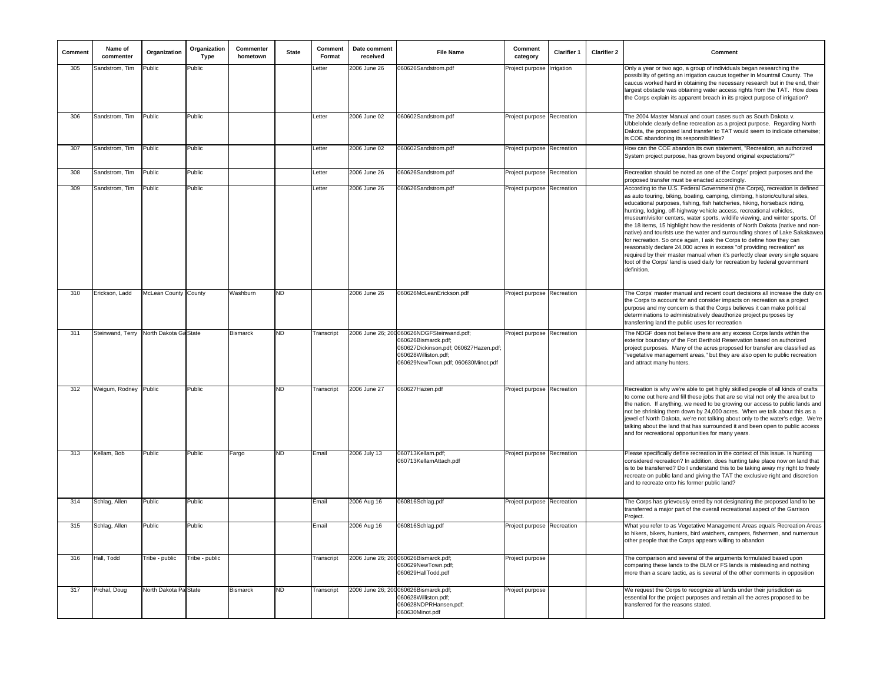| Comment | Name of commenter | Organization | Organization Type | Commenter hometown | State | Comment Format | Date comment received | File Name | Comment category | Clarifier 1 | Clarifier 2 | Comment |
|---|---|---|---|---|---|---|---|---|---|---|---|---|
| 305 | Sandstrom, Tim | Public | Public | | | Letter | 2006 June 26 | 060626Sandstrom.pdf | Project purpose | Irrigation | | Only a year or two ago, a group of individuals began researching the possibility of getting an irrigation caucus together in Mountrail County. The caucus worked hard in obtaining the necessary research but in the end, their largest obstacle was obtaining water access rights from the TAT. How does the Corps explain its apparent breach in its project purpose of irrigation? |
| 306 | Sandstrom, Tim | Public | Public | | | Letter | 2006 June 02 | 060602Sandstrom.pdf | Project purpose | Recreation | | The 2004 Master Manual and court cases such as South Dakota v. Ubbelohde clearly define recreation as a project purpose. Regarding North Dakota, the proposed land transfer to TAT would seem to indicate otherwise; is COE abandoning its responsibilities? |
| 307 | Sandstrom, Tim | Public | Public | | | Letter | 2006 June 02 | 060602Sandstrom.pdf | Project purpose | Recreation | | How can the COE abandon its own statement, "Recreation, an authorized System project purpose, has grown beyond original expectations?" |
| 308 | Sandstrom, Tim | Public | Public | | | Letter | 2006 June 26 | 060626Sandstrom.pdf | Project purpose | Recreation | | Recreation should be noted as one of the Corps' project purposes and the proposed transfer must be enacted accordingly. |
| 309 | Sandstrom, Tim | Public | Public | | | Letter | 2006 June 26 | 060626Sandstrom.pdf | Project purpose | Recreation | | According to the U.S. Federal Government (the Corps), recreation is defined as auto touring, biking, boating, camping, climbing, historic/cultural sites, educational purposes, fishing, fish hatcheries, hiking, horseback riding, hunting, lodging, off-highway vehicle access, recreational vehicles, museum/visitor centers, water sports, wildlife viewing, and winter sports. Of the 18 items, 15 highlight how the residents of North Dakota (native and non-native) and tourists use the water and surrounding shores of Lake Sakakawea for recreation. So once again, I ask the Corps to define how they can reasonably declare 24,000 acres in excess "of providing recreation" as required by their master manual when it's perfectly clear every single square foot of the Corps' land is used daily for recreation by federal government definition. |
| 310 | Erickson, Ladd | McLean County | County | Washburn | ND | | 2006 June 26 | 060626McLeanErickson.pdf | Project purpose | Recreation | | The Corps' master manual and recent court decisions all increase the duty on the Corps to account for and consider impacts on recreation as a project purpose and my concern is that the Corps believes it can make political determinations to administratively deauthorize project purposes by transferring land the public uses for recreation |
| 311 | Steinwand, Terry | North Dakota Ga | State | Bismarck | ND | Transcript | 2006 June 26; 200 | 060626NDGFSteinwand.pdf; 060626Bismarck.pdf; 060627Dickinson.pdf; 060627Hazen.pdf; 060628Williston.pdf; 060629NewTown.pdf; 060630Minot.pdf | Project purpose | Recreation | | The NDGF does not believe there are any excess Corps lands within the exterior boundary of the Fort Berthold Reservation based on authorized project purposes. Many of the acres proposed for transfer are classified as "vegetative management areas," but they are also open to public recreation and attract many hunters. |
| 312 | Weigum, Rodney | Public | Public | | ND | Transcript | 2006 June 27 | 060627Hazen.pdf | Project purpose | Recreation | | Recreation is why we're able to get highly skilled people of all kinds of crafts to come out here and fill these jobs that are so vital not only the area but to the nation. If anything, we need to be growing our access to public lands and not be shrinking them down by 24,000 acres. When we talk about this as a jewel of North Dakota, we're not talking about only to the water's edge. We're talking about the land that has surrounded it and been open to public access and for recreational opportunities for many years. |
| 313 | Kellam, Bob | Public | Public | Fargo | ND | Email | 2006 July 13 | 060713Kellam.pdf; 060713KellamAttach.pdf | Project purpose | Recreation | | Please specifically define recreation in the context of this issue. Is hunting considered recreation? In addition, does hunting take place now on land that is to be transferred? Do I understand this to be taking away my right to freely recreate on public land and giving the TAT the exclusive right and discretion and to recreate onto his former public land? |
| 314 | Schlag, Allen | Public | Public | | | Email | 2006 Aug 16 | 060816Schlag.pdf | Project purpose | Recreation | | The Corps has grievously erred by not designating the proposed land to be transferred a major part of the overall recreational aspect of the Garrison Project. |
| 315 | Schlag, Allen | Public | Public | | | Email | 2006 Aug 16 | 060816Schlag.pdf | Project purpose | Recreation | | What you refer to as Vegetative Management Areas equals Recreation Areas to hikers, bikers, hunters, bird watchers, campers, fishermen, and numerous other people that the Corps appears willing to abandon |
| 316 | Hall, Todd | Tribe - public | Tribe - public | | | Transcript | 2006 June 26; 200 | 060626Bismarck.pdf; 060629NewTown.pdf; 060629HallTodd.pdf | Project purpose | | | The comparison and several of the arguments formulated based upon comparing these lands to the BLM or FS lands is misleading and nothing more than a scare tactic, as is several of the other comments in opposition |
| 317 | Prchal, Doug | North Dakota Pa | State | Bismarck | ND | Transcript | 2006 June 26; 200 | 060626Bismarck.pdf; 060628Williston.pdf; 060628NDPRHansen.pdf; 060630Minot.pdf | Project purpose | | | We request the Corps to recognize all lands under their jurisdiction as essential for the project purposes and retain all the acres proposed to be transferred for the reasons stated. |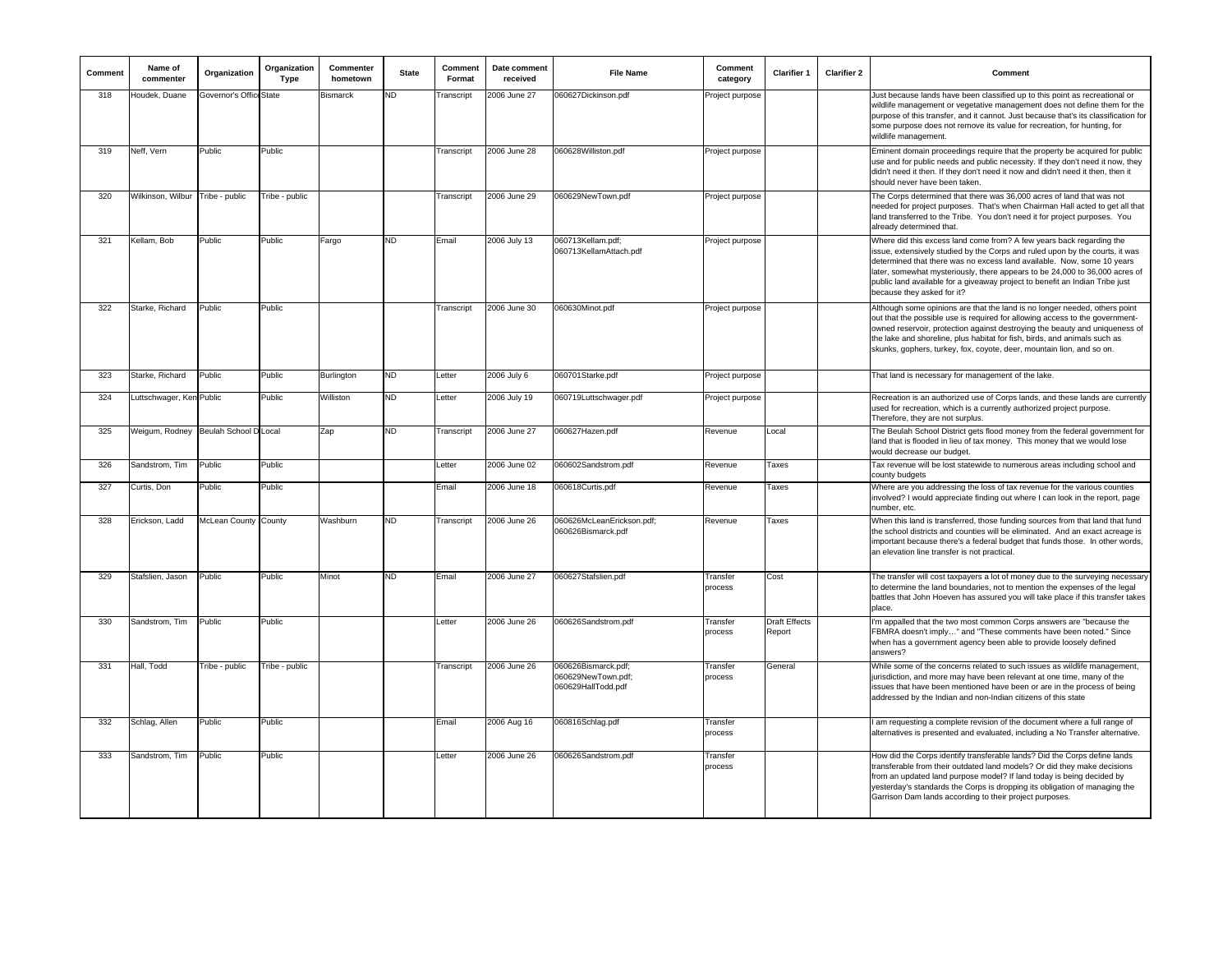| Comment | Name of commenter | Organization | Organization Type | Commenter hometown | State | Comment Format | Date comment received | File Name | Comment category | Clarifier 1 | Clarifier 2 | Comment |
|---|---|---|---|---|---|---|---|---|---|---|---|---|
| 318 | Houdek, Duane | Governor's Office | State | Bismarck | ND | Transcript | 2006 June 27 | 060627Dickinson.pdf | Project purpose | | | Just because lands have been classified up to this point as recreational or wildlife management or vegetative management does not define them for the purpose of this transfer, and it cannot. Just because that's its classification for some purpose does not remove its value for recreation, for hunting, for wildlife management. |
| 319 | Neff, Vern | Public | Public | | | Transcript | 2006 June 28 | 060628Williston.pdf | Project purpose | | | Eminent domain proceedings require that the property be acquired for public use and for public needs and public necessity. If they don't need it now, they didn't need it then. If they don't need it now and didn't need it then, then it should never have been taken. |
| 320 | Wilkinson, Wilbur | Tribe - public | Tribe - public | | | Transcript | 2006 June 29 | 060629NewTown.pdf | Project purpose | | | The Corps determined that there was 36,000 acres of land that was not needed for project purposes. That's when Chairman Hall acted to get all that land transferred to the Tribe. You don't need it for project purposes. You already determined that. |
| 321 | Kellam, Bob | Public | Public | Fargo | ND | Email | 2006 July 13 | 060713Kellam.pdf; 060713KellamAttach.pdf | Project purpose | | | Where did this excess land come from? A few years back regarding the issue, extensively studied by the Corps and ruled upon by the courts, it was determined that there was no excess land available. Now, some 10 years later, somewhat mysteriously, there appears to be 24,000 to 36,000 acres of public land available for a giveaway project to benefit an Indian Tribe just because they asked for it? |
| 322 | Starke, Richard | Public | Public | | | Transcript | 2006 June 30 | 060630Minot.pdf | Project purpose | | | Although some opinions are that the land is no longer needed, others point out that the possible use is required for allowing access to the government-owned reservoir, protection against destroying the beauty and uniqueness of the lake and shoreline, plus habitat for fish, birds, and animals such as skunks, gophers, turkey, fox, coyote, deer, mountain lion, and so on. |
| 323 | Starke, Richard | Public | Public | Burlington | ND | Letter | 2006 July 6 | 060701Starke.pdf | Project purpose | | | That land is necessary for management of the lake. |
| 324 | Luttschwager, Ken | Public | Public | Williston | ND | Letter | 2006 July 19 | 060719Luttschwager.pdf | Project purpose | | | Recreation is an authorized use of Corps lands, and these lands are currently used for recreation, which is a currently authorized project purpose. Therefore, they are not surplus. |
| 325 | Weigum, Rodney | Beulah School D | Local | Zap | ND | Transcript | 2006 June 27 | 060627Hazen.pdf | Revenue | Local | | The Beulah School District gets flood money from the federal government for land that is flooded in lieu of tax money. This money that we would lose would decrease our budget. |
| 326 | Sandstrom, Tim | Public | Public | | | Letter | 2006 June 02 | 060602Sandstrom.pdf | Revenue | Taxes | | Tax revenue will be lost statewide to numerous areas including school and county budgets |
| 327 | Curtis, Don | Public | Public | | | Email | 2006 June 18 | 060618Curtis.pdf | Revenue | Taxes | | Where are you addressing the loss of tax revenue for the various counties involved? I would appreciate finding out where I can look in the report, page number, etc. |
| 328 | Erickson, Ladd | McLean County | County | Washburn | ND | Transcript | 2006 June 26 | 060626McLeanErickson.pdf; 060626Bismarck.pdf | Revenue | Taxes | | When this land is transferred, those funding sources from that land that fund the school districts and counties will be eliminated. And an exact acreage is important because there's a federal budget that funds those. In other words, an elevation line transfer is not practical. |
| 329 | Stafslien, Jason | Public | Public | Minot | ND | Email | 2006 June 27 | 060627Stafslien.pdf | Transfer process | Cost | | The transfer will cost taxpayers a lot of money due to the surveying necessary to determine the land boundaries, not to mention the expenses of the legal battles that John Hoeven has assured you will take place if this transfer takes place. |
| 330 | Sandstrom, Tim | Public | Public | | | Letter | 2006 June 26 | 060626Sandstrom.pdf | Transfer process | Draft Effects Report | | I'm appalled that the two most common Corps answers are "because the FBMRA doesn't imply…" and "These comments have been noted." Since when has a government agency been able to provide loosely defined answers? |
| 331 | Hall, Todd | Tribe - public | Tribe - public | | | Transcript | 2006 June 26 | 060626Bismarck.pdf; 060629NewTown.pdf; 060629HallTodd.pdf | Transfer process | General | | While some of the concerns related to such issues as wildlife management, jurisdiction, and more may have been relevant at one time, many of the issues that have been mentioned have been or are in the process of being addressed by the Indian and non-Indian citizens of this state |
| 332 | Schlag, Allen | Public | Public | | | Email | 2006 Aug 16 | 060816Schlag.pdf | Transfer process | | | I am requesting a complete revision of the document where a full range of alternatives is presented and evaluated, including a No Transfer alternative. |
| 333 | Sandstrom, Tim | Public | Public | | | Letter | 2006 June 26 | 060626Sandstrom.pdf | Transfer process | | | How did the Corps identify transferable lands? Did the Corps define lands transferable from their outdated land models? Or did they make decisions from an updated land purpose model? If land today is being decided by yesterday's standards the Corps is dropping its obligation of managing the Garrison Dam lands according to their project purposes. |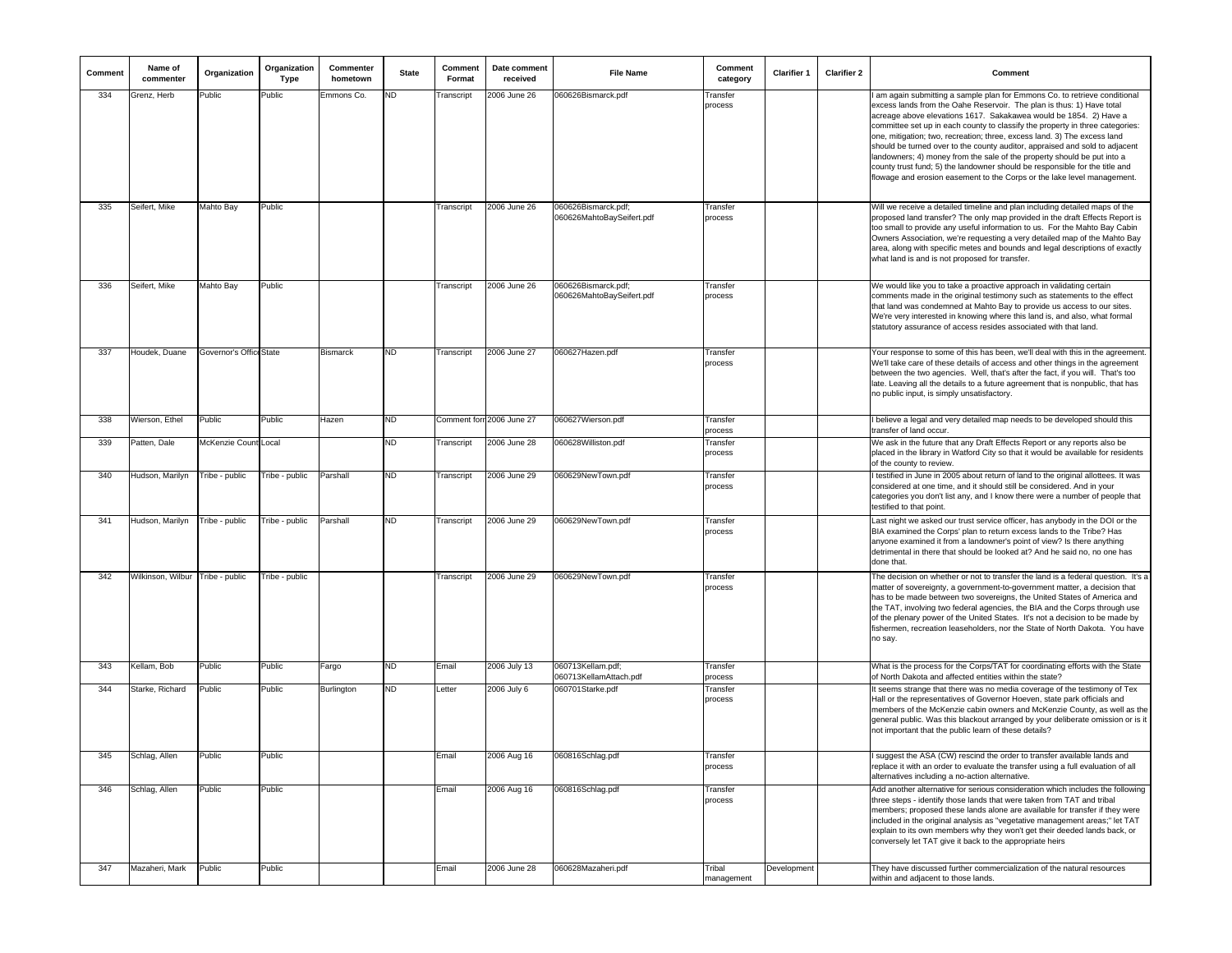| Comment | Name of commenter | Organization | Organization Type | Commenter hometown | State | Comment Format | Date comment received | File Name | Comment category | Clarifier 1 | Clarifier 2 | Comment |
|---|---|---|---|---|---|---|---|---|---|---|---|---|
| 334 | Grenz, Herb | Public | Public | Emmons Co. | ND | Transcript | 2006 June 26 | 060626Bismarck.pdf | Transfer process | | | I am again submitting a sample plan for Emmons Co. to retrieve conditional excess lands from the Oahe Reservoir. The plan is thus: 1) Have total acreage above elevations 1617. Sakakawea would be 1854. 2) Have a committee set up in each county to classify the property in three categories: one, mitigation; two, recreation; three, excess land. 3) The excess land should be turned over to the county auditor, appraised and sold to adjacent landowners; 4) money from the sale of the property should be put into a county trust fund; 5) the landowner should be responsible for the title and flowage and erosion easement to the Corps or the lake level management. |
| 335 | Seifert, Mike | Mahto Bay | Public | | | Transcript | 2006 June 26 | 060626Bismarck.pdf; 060626MahtoBaySeifert.pdf | Transfer process | | | Will we receive a detailed timeline and plan including detailed maps of the proposed land transfer? The only map provided in the draft Effects Report is too small to provide any useful information to us. For the Mahto Bay Cabin Owners Association, we're requesting a very detailed map of the Mahto Bay area, along with specific metes and bounds and legal descriptions of exactly what land is and is not proposed for transfer. |
| 336 | Seifert, Mike | Mahto Bay | Public | | | Transcript | 2006 June 26 | 060626Bismarck.pdf; 060626MahtoBaySeifert.pdf | Transfer process | | | We would like you to take a proactive approach in validating certain comments made in the original testimony such as statements to the effect that land was condemned at Mahto Bay to provide us access to our sites. We're very interested in knowing where this land is, and also, what formal statutory assurance of access resides associated with that land. |
| 337 | Houdek, Duane | Governor's Office | State | Bismarck | ND | Transcript | 2006 June 27 | 060627Hazen.pdf | Transfer process | | | Your response to some of this has been, we'll deal with this in the agreement. We'll take care of these details of access and other things in the agreement between the two agencies. Well, that's after the fact, if you will. That's too late. Leaving all the details to a future agreement that is nonpublic, that has no public input, is simply unsatisfactory. |
| 338 | Wierson, Ethel | Public | Public | Hazen | ND | Comment form | 2006 June 27 | 060627Wierson.pdf | Transfer process | | | I believe a legal and very detailed map needs to be developed should this transfer of land occur. |
| 339 | Patten, Dale | McKenzie County | Local | | ND | Transcript | 2006 June 28 | 060628Williston.pdf | Transfer process | | | We ask in the future that any Draft Effects Report or any reports also be placed in the library in Watford City so that it would be available for residents of the county to review. |
| 340 | Hudson, Marilyn | Tribe - public | Tribe - public | Parshall | ND | Transcript | 2006 June 29 | 060629NewTown.pdf | Transfer process | | | I testified in June in 2005 about return of land to the original allottees. It was considered at one time, and it should still be considered. And in your categories you don't list any, and I know there were a number of people that testified to that point. |
| 341 | Hudson, Marilyn | Tribe - public | Tribe - public | Parshall | ND | Transcript | 2006 June 29 | 060629NewTown.pdf | Transfer process | | | Last night we asked our trust service officer, has anybody in the DOI or the BIA examined the Corps' plan to return excess lands to the Tribe? Has anyone examined it from a landowner's point of view? Is there anything detrimental in there that should be looked at? And he said no, no one has done that. |
| 342 | Wilkinson, Wilbur | Tribe - public | Tribe - public | | | Transcript | 2006 June 29 | 060629NewTown.pdf | Transfer process | | | The decision on whether or not to transfer the land is a federal question. It's a matter of sovereignty, a government-to-government matter, a decision that has to be made between two sovereigns, the United States of America and the TAT, involving two federal agencies, the BIA and the Corps through use of the plenary power of the United States. It's not a decision to be made by fishermen, recreation leaseholders, nor the State of North Dakota. You have no say. |
| 343 | Kellam, Bob | Public | Public | Fargo | ND | Email | 2006 July 13 | 060713Kellam.pdf; 060713KellamAttach.pdf | Transfer process | | | What is the process for the Corps/TAT for coordinating efforts with the State of North Dakota and affected entities within the state? |
| 344 | Starke, Richard | Public | Public | Burlington | ND | Letter | 2006 July 6 | 060701Starke.pdf | Transfer process | | | It seems strange that there was no media coverage of the testimony of Tex Hall or the representatives of Governor Hoeven, state park officials and members of the McKenzie cabin owners and McKenzie County, as well as the general public. Was this blackout arranged by your deliberate omission or is it not important that the public learn of these details? |
| 345 | Schlag, Allen | Public | Public | | | Email | 2006 Aug 16 | 060816Schlag.pdf | Transfer process | | | I suggest the ASA (CW) rescind the order to transfer available lands and replace it with an order to evaluate the transfer using a full evaluation of all alternatives including a no-action alternative. |
| 346 | Schlag, Allen | Public | Public | | | Email | 2006 Aug 16 | 060816Schlag.pdf | Transfer process | | | Add another alternative for serious consideration which includes the following three steps - identify those lands that were taken from TAT and tribal members; proposed these lands alone are available for transfer if they were included in the original analysis as "vegetative management areas;" let TAT explain to its own members why they won't get their deeded lands back, or conversely let TAT give it back to the appropriate heirs |
| 347 | Mazaheri, Mark | Public | Public | | | Email | 2006 June 28 | 060628Mazaheri.pdf | Tribal management | Development | | They have discussed further commercialization of the natural resources within and adjacent to those lands. |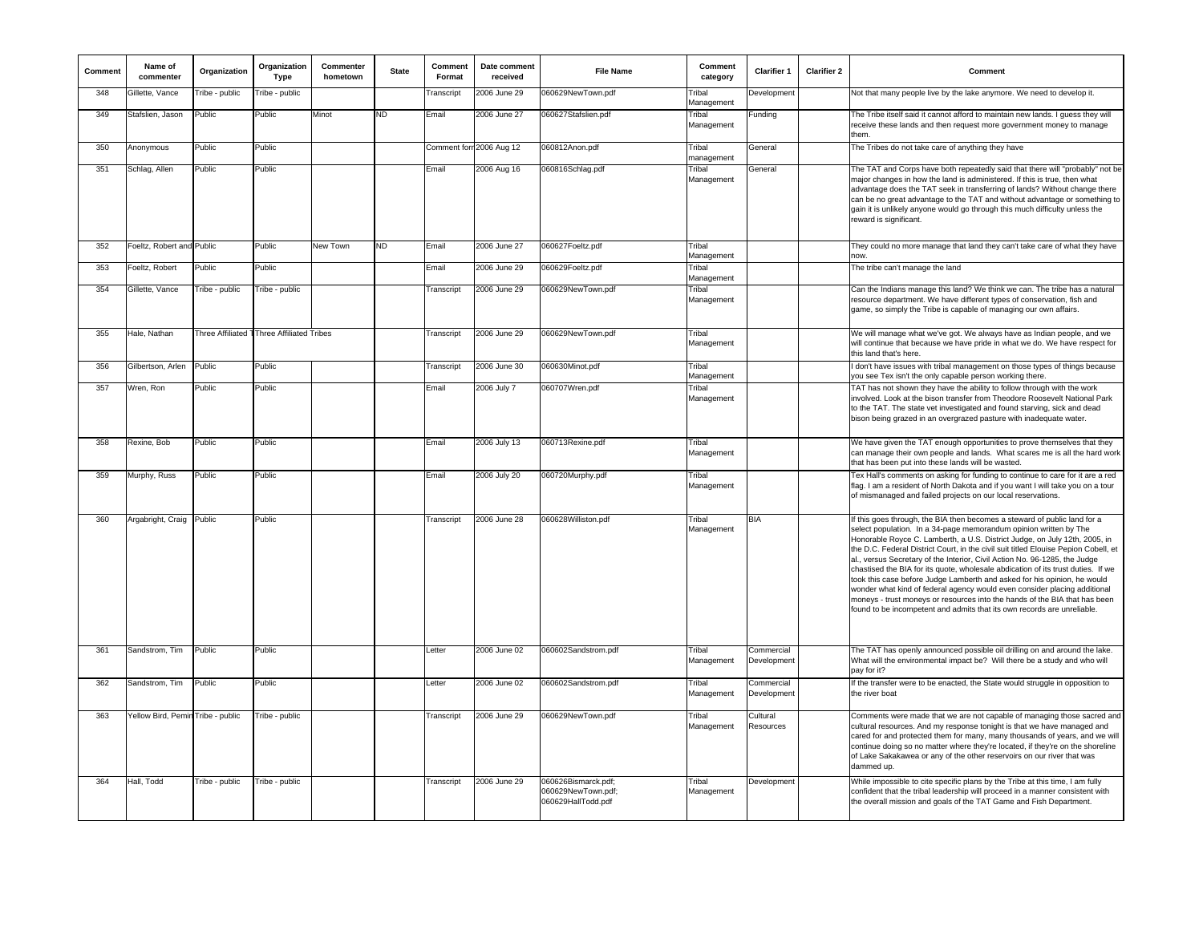| Comment | Name of commenter | Organization | Organization Type | Commenter hometown | State | Comment Format | Date comment received | File Name | Comment category | Clarifier 1 | Clarifier 2 | Comment |
|---|---|---|---|---|---|---|---|---|---|---|---|---|
| 348 | Gillette, Vance | Tribe - public | Tribe - public | | | Transcript | 2006 June 29 | 060629NewTown.pdf | Tribal Management | Development | | Not that many people live by the lake anymore. We need to develop it. |
| 349 | Stafslien, Jason | Public | Public | Minot | ND | Email | 2006 June 27 | 060627Stafslien.pdf | Tribal Management | Funding | | The Tribe itself said it cannot afford to maintain new lands. I guess they will receive these lands and then request more government money to manage them. |
| 350 | Anonymous | Public | Public | | | Comment forr | 2006 Aug 12 | 060812Anon.pdf | Tribal management | General | | The Tribes do not take care of anything they have |
| 351 | Schlag, Allen | Public | Public | | | Email | 2006 Aug 16 | 060816Schlag.pdf | Tribal Management | General | | The TAT and Corps have both repeatedly said that there will "probably" not be major changes in how the land is administered. If this is true, then what advantage does the TAT seek in transferring of lands? Without change there can be no great advantage to the TAT and without advantage or something to gain it is unlikely anyone would go through this much difficulty unless the reward is significant. |
| 352 | Foeltz, Robert and | Public | Public | New Town | ND | Email | 2006 June 27 | 060627Foeltz.pdf | Tribal Management | | | They could no more manage that land they can't take care of what they have now. |
| 353 | Foeltz, Robert | Public | Public | | | Email | 2006 June 29 | 060629Foeltz.pdf | Tribal Management | | | The tribe can't manage the land |
| 354 | Gillette, Vance | Tribe - public | Tribe - public | | | Transcript | 2006 June 29 | 060629NewTown.pdf | Tribal Management | | | Can the Indians manage this land? We think we can. The tribe has a natural resource department. We have different types of conservation, fish and game, so simply the Tribe is capable of managing our own affairs. |
| 355 | Hale, Nathan | Three Affiliated T | Three Affiliated Tribes | | | Transcript | 2006 June 29 | 060629NewTown.pdf | Tribal Management | | | We will manage what we've got. We always have as Indian people, and we will continue that because we have pride in what we do. We have respect for this land that's here. |
| 356 | Gilbertson, Arlen | Public | Public | | | Transcript | 2006 June 30 | 060630Minot.pdf | Tribal Management | | | I don't have issues with tribal management on those types of things because you see Tex isn't the only capable person working there. |
| 357 | Wren, Ron | Public | Public | | | Email | 2006 July 7 | 060707Wren.pdf | Tribal Management | | | TAT has not shown they have the ability to follow through with the work involved. Look at the bison transfer from Theodore Roosevelt National Park to the TAT. The state vet investigated and found starving, sick and dead bison being grazed in an overgrazed pasture with inadequate water. |
| 358 | Rexine, Bob | Public | Public | | | Email | 2006 July 13 | 060713Rexine.pdf | Tribal Management | | | We have given the TAT enough opportunities to prove themselves that they can manage their own people and lands. What scares me is all the hard work that has been put into these lands will be wasted. |
| 359 | Murphy, Russ | Public | Public | | | Email | 2006 July 20 | 060720Murphy.pdf | Tribal Management | | | Tex Hall's comments on asking for funding to continue to care for it are a red flag. I am a resident of North Dakota and if you want I will take you on a tour of mismanaged and failed projects on our local reservations. |
| 360 | Argabright, Craig | Public | Public | | | Transcript | 2006 June 28 | 060628Williston.pdf | Tribal Management | BIA | | If this goes through, the BIA then becomes a steward of public land for a select population. In a 34-page memorandum opinion written by The Honorable Royce C. Lamberth, a U.S. District Judge, on July 12th, 2005, in the D.C. Federal District Court, in the civil suit titled Elouise Pepion Cobell, et al., versus Secretary of the Interior, Civil Action No. 96-1285, the Judge chastised the BIA for its quote, wholesale abdication of its trust duties. If we took this case before Judge Lamberth and asked for his opinion, he would wonder what kind of federal agency would even consider placing additional moneys - trust moneys or resources into the hands of the BIA that has been found to be incompetent and admits that its own records are unreliable. |
| 361 | Sandstrom, Tim | Public | Public | | | Letter | 2006 June 02 | 060602Sandstrom.pdf | Tribal Management | Commercial Development | | The TAT has openly announced possible oil drilling on and around the lake. What will the environmental impact be? Will there be a study and who will pay for it? |
| 362 | Sandstrom, Tim | Public | Public | | | Letter | 2006 June 02 | 060602Sandstrom.pdf | Tribal Management | Commercial Development | | If the transfer were to be enacted, the State would struggle in opposition to the river boat |
| 363 | Yellow Bird, Pemin | Tribe - public | Tribe - public | | | Transcript | 2006 June 29 | 060629NewTown.pdf | Tribal Management | Cultural Resources | | Comments were made that we are not capable of managing those sacred and cultural resources. And my response tonight is that we have managed and cared for and protected them for many, many thousands of years, and we will continue doing so no matter where they're located, if they're on the shoreline of Lake Sakakawea or any of the other reservoirs on our river that was dammed up. |
| 364 | Hall, Todd | Tribe - public | Tribe - public | | | Transcript | 2006 June 29 | 060626Bismarck.pdf; 060629NewTown.pdf; 060629HallTodd.pdf | Tribal Management | Development | | While impossible to cite specific plans by the Tribe at this time, I am fully confident that the tribal leadership will proceed in a manner consistent with the overall mission and goals of the TAT Game and Fish Department. |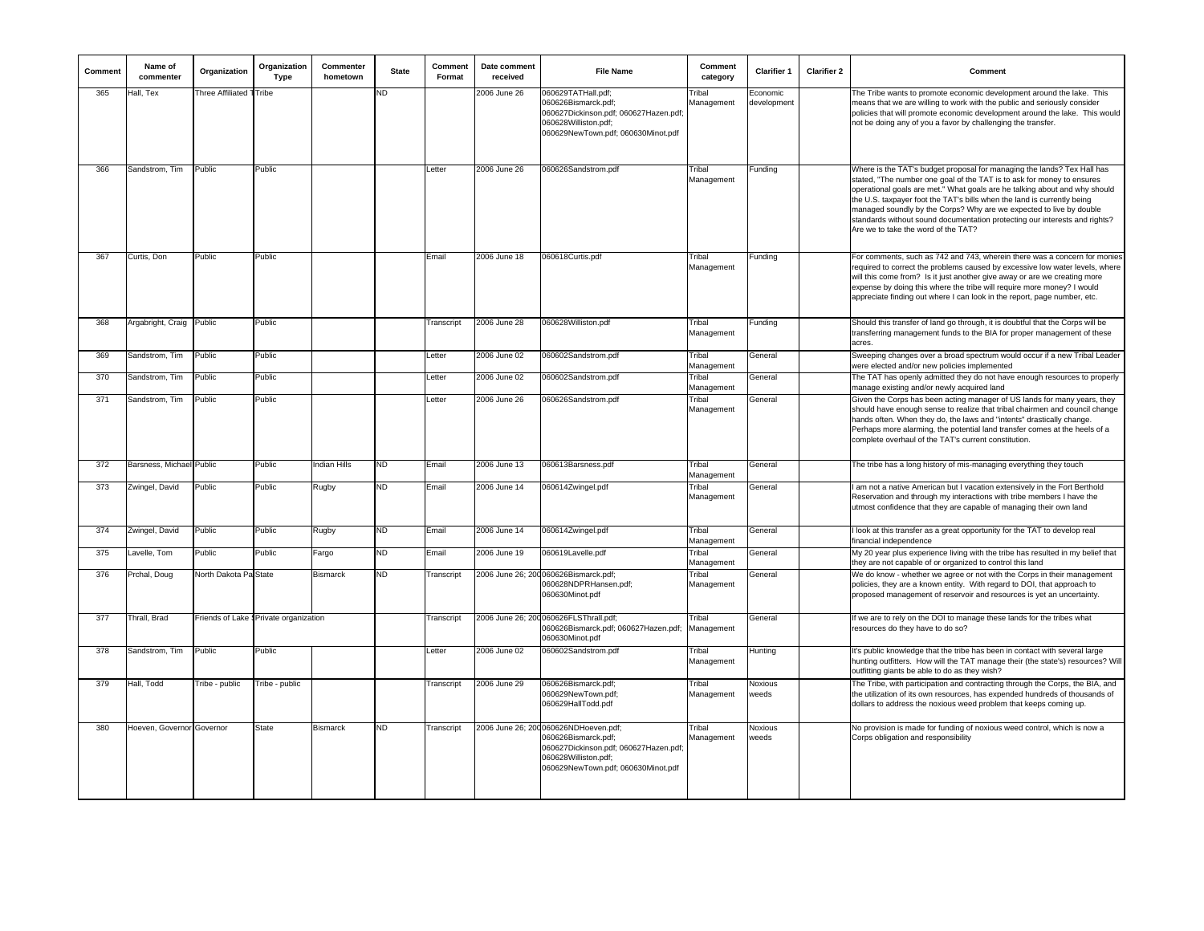| Comment | Name of commenter | Organization | Organization Type | Commenter hometown | State | Comment Format | Date comment received | File Name | Comment category | Clarifier 1 | Clarifier 2 | Comment |
|---|---|---|---|---|---|---|---|---|---|---|---|---|
| 365 | Hall, Tex | Three Affiliated T | Tribe | | ND | | 2006 June 26 | 060629TATHall.pdf; 060626Bismarck.pdf; 060627Dickinson.pdf; 060627Hazen.pdf; 060628Williston.pdf; 060629NewTown.pdf; 060630Minot.pdf | Tribal Management | Economic development | | The Tribe wants to promote economic development around the lake. This means that we are willing to work with the public and seriously consider policies that will promote economic development around the lake. This would not be doing any of you a favor by challenging the transfer. |
| 366 | Sandstrom, Tim | Public | Public | | | Letter | 2006 June 26 | 060626Sandstrom.pdf | Tribal Management | Funding | | Where is the TAT's budget proposal for managing the lands? Tex Hall has stated, "The number one goal of the TAT is to ask for money to ensure operational goals are met." What goals are he talking about and why should the U.S. taxpayer foot the TAT's bills when the land is currently being managed soundly by the Corps? Why are we expected to live by double standards without sound documentation protecting our interests and rights? Are we to take the word of the TAT? |
| 367 | Curtis, Don | Public | Public | | | Email | 2006 June 18 | 060618Curtis.pdf | Tribal Management | Funding | | For comments, such as 742 and 743, wherein there was a concern for monies required to correct the problems caused by excessive low water levels, where will this come from? Is it just another give away or are we creating more expense by doing this where the tribe will require more money? I would appreciate finding out where I can look in the report, page number, etc. |
| 368 | Argabright, Craig | Public | Public | | | Transcript | 2006 June 28 | 060628Williston.pdf | Tribal Management | Funding | | Should this transfer of land go through, it is doubtful that the Corps will be transferring management funds to the BIA for proper management of these acres. |
| 369 | Sandstrom, Tim | Public | Public | | | Letter | 2006 June 02 | 060602Sandstrom.pdf | Tribal Management | General | | Sweeping changes over a broad spectrum would occur if a new Tribal Leader were elected and/or new policies implemented |
| 370 | Sandstrom, Tim | Public | Public | | | Letter | 2006 June 02 | 060602Sandstrom.pdf | Tribal Management | General | | The TAT has openly admitted they do not have enough resources to properly manage existing and/or newly acquired land |
| 371 | Sandstrom, Tim | Public | Public | | | Letter | 2006 June 26 | 060626Sandstrom.pdf | Tribal Management | General | | Given the Corps has been acting manager of US lands for many years, they should have enough sense to realize that tribal chairmen and council change hands often. When they do, the laws and "intents" drastically change. Perhaps more alarming, the potential land transfer comes at the heels of a complete overhaul of the TAT's current constitution. |
| 372 | Barsness, Michael | Public | Public | Indian Hills | ND | Email | 2006 June 13 | 060613Barsness.pdf | Tribal Management | General | | The tribe has a long history of mis-managing everything they touch |
| 373 | Zwingel, David | Public | Public | Rugby | ND | Email | 2006 June 14 | 060614Zwingel.pdf | Tribal Management | General | | I am not a native American but I vacation extensively in the Fort Berthold Reservation and through my interactions with tribe members I have the utmost confidence that they are capable of managing their own land |
| 374 | Zwingel, David | Public | Public | Rugby | ND | Email | 2006 June 14 | 060614Zwingel.pdf | Tribal Management | General | | I look at this transfer as a great opportunity for the TAT to develop real financial independence |
| 375 | Lavelle, Tom | Public | Public | Fargo | ND | Email | 2006 June 19 | 060619Lavelle.pdf | Tribal Management | General | | My 20 year plus experience living with the tribe has resulted in my belief that they are not capable of or organized to control this land |
| 376 | Prchal, Doug | North Dakota Pa | State | Bismarck | ND | Transcript | 2006 June 26; 200 | 060626Bismarck.pdf; 060628NDPRHansen.pdf; 060630Minot.pdf | Tribal Management | General | | We do know - whether we agree or not with the Corps in their management policies, they are a known entity. With regard to DOI, that approach to proposed management of reservoir and resources is yet an uncertainty. |
| 377 | Thrall, Brad | Friends of Lake S | Private organization | | | Transcript | 2006 June 26; 200 | 060626FLSThrall.pdf; 060626Bismarck.pdf; 060627Hazen.pdf; 060630Minot.pdf | Tribal Management | General | | If we are to rely on the DOI to manage these lands for the tribes what resources do they have to do so? |
| 378 | Sandstrom, Tim | Public | Public | | | Letter | 2006 June 02 | 060602Sandstrom.pdf | Tribal Management | Hunting | | It's public knowledge that the tribe has been in contact with several large hunting outfitters. How will the TAT manage their (the state's) resources? Will outfitting giants be able to do as they wish? |
| 379 | Hall, Todd | Tribe - public | Tribe - public | | | Transcript | 2006 June 29 | 060626Bismarck.pdf; 060629NewTown.pdf; 060629HallTodd.pdf | Tribal Management | Noxious weeds | | The Tribe, with participation and contracting through the Corps, the BIA, and the utilization of its own resources, has expended hundreds of thousands of dollars to address the noxious weed problem that keeps coming up. |
| 380 | Hoeven, Governor | Governor | State | Bismarck | ND | Transcript | 2006 June 26; 200 | 060626NDHoeven.pdf; 060626Bismarck.pdf; 060627Dickinson.pdf; 060627Hazen.pdf; 060628Williston.pdf; 060629NewTown.pdf; 060630Minot.pdf | Tribal Management | Noxious weeds | | No provision is made for funding of noxious weed control, which is now a Corps obligation and responsibility |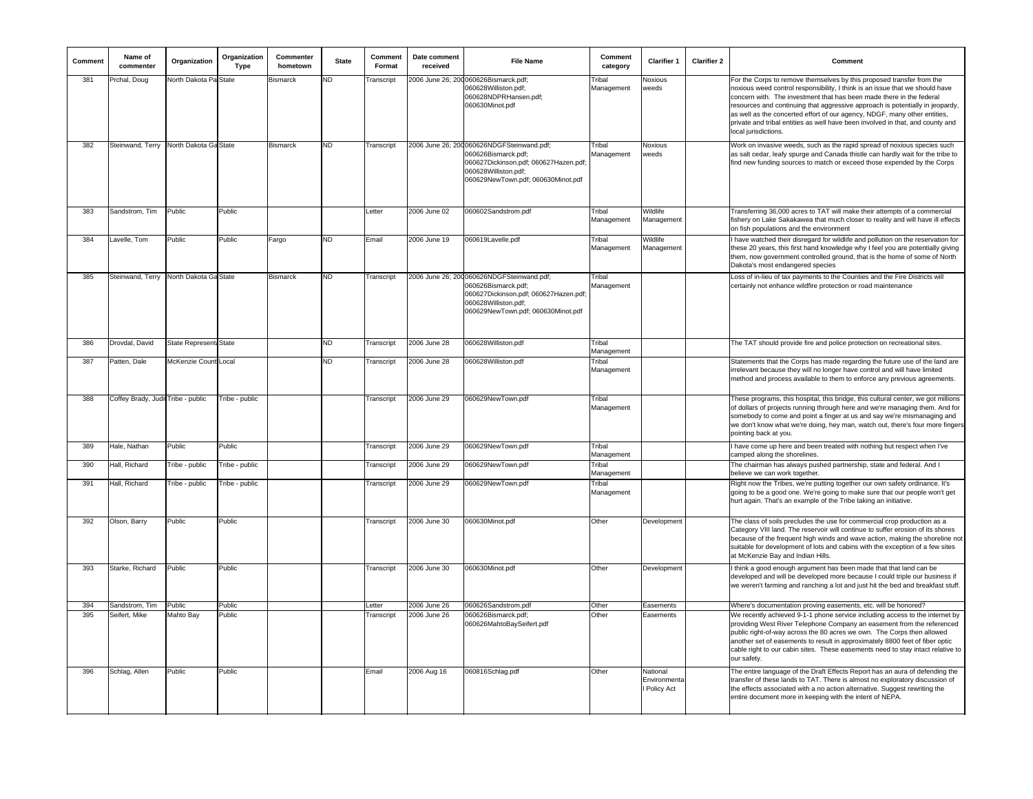| Comment | Name of commenter | Organization | Organization Type | Commenter hometown | State | Comment Format | Date comment received | File Name | Comment category | Clarifier 1 | Clarifier 2 | Comment |
|---|---|---|---|---|---|---|---|---|---|---|---|---|
| 381 | Prchal, Doug | North Dakota Pa | State | Bismarck | ND | Transcript | 2006 June 26; 200 | 060626Bismarck.pdf; 060628Williston.pdf; 060628NDPRHansen.pdf; 060630Minot.pdf | Tribal Management | Noxious weeds | | For the Corps to remove themselves by this proposed transfer from the noxious weed control responsibility, I think is an issue that we should have concern with. The investment that has been made there in the federal resources and continuing that aggressive approach is potentially in jeopardy, as well as the concerted effort of our agency, NDGF, many other entities, private and tribal entities as well have been involved in that, and county and local jurisdictions. |
| 382 | Steinwand, Terry | North Dakota Ga | State | Bismarck | ND | Transcript | 2006 June 26; 200 | 060626NDGFSteinwand.pdf; 060626Bismarck.pdf; 060627Dickinson.pdf; 060627Hazen.pdf; 060628Williston.pdf; 060629NewTown.pdf; 060630Minot.pdf | Tribal Management | Noxious weeds | | Work on invasive weeds, such as the rapid spread of noxious species such as salt cedar, leafy spurge and Canada thistle can hardly wait for the tribe to find new funding sources to match or exceed those expended by the Corps |
| 383 | Sandstrom, Tim | Public | Public | | | Letter | 2006 June 02 | 060602Sandstrom.pdf | Tribal Management | Wildlife Management | | Transferring 36,000 acres to TAT will make their attempts of a commercial fishery on Lake Sakakawea that much closer to reality and will have ill effects on fish populations and the environment |
| 384 | Lavelle, Tom | Public | Public | Fargo | ND | Email | 2006 June 19 | 060619Lavelle.pdf | Tribal Management | Wildlife Management | | I have watched their disregard for wildlife and pollution on the reservation for these 20 years, this first hand knowledge why I feel you are potentially giving them, now government controlled ground, that is the home of some of North Dakota's most endangered species |
| 385 | Steinwand, Terry | North Dakota Ga | State | Bismarck | ND | Transcript | 2006 June 26; 200 | 060626NDGFSteinwand.pdf; 060626Bismarck.pdf; 060627Dickinson.pdf; 060627Hazen.pdf; 060628Williston.pdf; 060629NewTown.pdf; 060630Minot.pdf | Tribal Management | | | Loss of in-lieu of tax payments to the Counties and the Fire Districts will certainly not enhance wildfire protection or road maintenance |
| 386 | Drovdal, David | State Represent | State | | ND | Transcript | 2006 June 28 | 060628Williston.pdf | Tribal Management | | | The TAT should provide fire and police protection on recreational sites. |
| 387 | Patten, Dale | McKenzie Count | Local | | ND | Transcript | 2006 June 28 | 060628Williston.pdf | Tribal Management | | | Statements that the Corps has made regarding the future use of the land are irrelevant because they will no longer have control and will have limited method and process available to them to enforce any previous agreements. |
| 388 | Coffey Brady, Judi | Tribe - public | Tribe - public | | | Transcript | 2006 June 29 | 060629NewTown.pdf | Tribal Management | | | These programs, this hospital, this bridge, this cultural center, we got millions of dollars of projects running through here and we're managing them. And for somebody to come and point a finger at us and say we're mismanaging and we don't know what we're doing, hey man, watch out, there's four more fingers pointing back at you. |
| 389 | Hale, Nathan | Public | Public | | | Transcript | 2006 June 29 | 060629NewTown.pdf | Tribal Management | | | I have come up here and been treated with nothing but respect when I've camped along the shorelines. |
| 390 | Hall, Richard | Tribe - public | Tribe - public | | | Transcript | 2006 June 29 | 060629NewTown.pdf | Tribal Management | | | The chairman has always pushed partnership, state and federal. And I believe we can work together. |
| 391 | Hall, Richard | Tribe - public | Tribe - public | | | Transcript | 2006 June 29 | 060629NewTown.pdf | Tribal Management | | | Right now the Tribes, we're putting together our own safety ordinance. It's going to be a good one. We're going to make sure that our people won't get hurt again. That's an example of the Tribe taking an initiative. |
| 392 | Olson, Barry | Public | Public | | | Transcript | 2006 June 30 | 060630Minot.pdf | Other | Development | | The class of soils precludes the use for commercial crop production as a Category VIII land. The reservoir will continue to suffer erosion of its shores because of the frequent high winds and wave action, making the shoreline not suitable for development of lots and cabins with the exception of a few sites at McKenzie Bay and Indian Hills. |
| 393 | Starke, Richard | Public | Public | | | Transcript | 2006 June 30 | 060630Minot.pdf | Other | Development | | I think a good enough argument has been made that that land can be developed and will be developed more because I could triple our business if we weren't farming and ranching a lot and just hit the bed and breakfast stuff. |
| 394 | Sandstrom, Tim | Public | Public | | | Letter | 2006 June 26 | 060626Sandstrom.pdf | Other | Easements | | Where's documentation proving easements, etc. will be honored? |
| 395 | Seifert, Mike | Mahto Bay | Public | | | Transcript | 2006 June 26 | 060626Bismarck.pdf; 060626MahtoBaySeifert.pdf | Other | Easements | | We recently achieved 9-1-1 phone service including access to the internet by providing West River Telephone Company an easement from the referenced public right-of-way across the 80 acres we own. The Corps then allowed another set of easements to result in approximately 8800 feet of fiber optic cable right to our cabin sites. These easements need to stay intact relative to our safety. |
| 396 | Schlag, Allen | Public | Public | | | Email | 2006 Aug 16 | 060816Schlag.pdf | Other | National Environmental Policy Act | | The entire language of the Draft Effects Report has an aura of defending the transfer of these lands to TAT. There is almost no exploratory discussion of the effects associated with a no action alternative. Suggest rewriting the entire document more in keeping with the intent of NEPA. |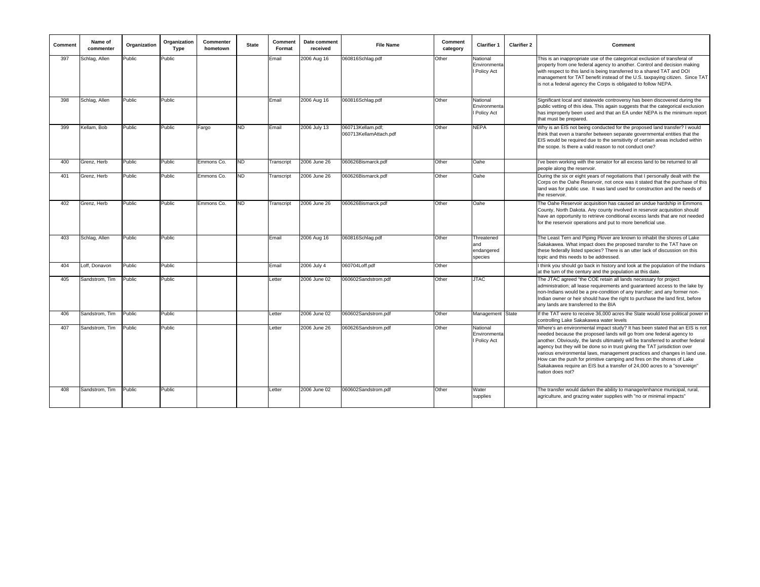| Comment | Name of commenter | Organization | Organization Type | Commenter hometown | State | Comment Format | Date comment received | File Name | Comment category | Clarifier 1 | Clarifier 2 | Comment |
|---|---|---|---|---|---|---|---|---|---|---|---|---|
| 397 | Schlag, Allen | Public | Public | | | Email | 2006 Aug 16 | 060816Schlag.pdf | Other | National Environmental Policy Act | | This is an inappropriate use of the categorical exclusion of transferal of property from one federal agency to another. Control and decision making with respect to this land is being transferred to a shared TAT and DOI management for TAT benefit instead of the U.S. taxpaying citizen. Since TAT is not a federal agency the Corps is obligated to follow NEPA. |
| 398 | Schlag, Allen | Public | Public | | | Email | 2006 Aug 16 | 060816Schlag.pdf | Other | National Environmental Policy Act | | Significant local and statewide controversy has been discovered during the public vetting of this idea. This again suggests that the categorical exclusion has improperly been used and that an EA under NEPA is the minimum report that must be prepared. |
| 399 | Kellam, Bob | Public | Public | Fargo | ND | Email | 2006 July 13 | 060713Kellam.pdf; 060713KellamAttach.pdf | Other | NEPA | | Why is an EIS not being conducted for the proposed land transfer? I would think that even a transfer between separate governmental entities that the EIS would be required due to the sensitivity of certain areas included within the scope. Is there a valid reason to not conduct one? |
| 400 | Grenz, Herb | Public | Public | Emmons Co. | ND | Transcript | 2006 June 26 | 060626Bismarck.pdf | Other | Oahe | | I've been working with the senator for all excess land to be returned to all people along the reservoir. |
| 401 | Grenz, Herb | Public | Public | Emmons Co. | ND | Transcript | 2006 June 26 | 060626Bismarck.pdf | Other | Oahe | | During the six or eight years of negotiations that I personally dealt with the Corps on the Oahe Reservoir, not once was it stated that the purchase of this land was for public use. It was land used for construction and the needs of the reservoir. |
| 402 | Grenz, Herb | Public | Public | Emmons Co. | ND | Transcript | 2006 June 26 | 060626Bismarck.pdf | Other | Oahe | | The Oahe Reservoir acquisition has caused an undue hardship in Emmons County, North Dakota. Any county involved in reservoir acquisition should have an opportunity to retrieve conditional excess lands that are not needed for the reservoir operations and put to more beneficial use. |
| 403 | Schlag, Allen | Public | Public | | | Email | 2006 Aug 16 | 060816Schlag.pdf | Other | Threatened and endangered species | | The Least Tern and Piping Plover are known to inhabit the shores of Lake Sakakawea. What impact does the proposed transfer to the TAT have on these federally listed species? There is an utter lack of discussion on this topic and this needs to be addressed. |
| 404 | Loff, Donavon | Public | Public | | | Email | 2006 July 4 | 060704Loff.pdf | Other | | | I think you should go back in history and look at the population of the Indians at the turn of the century and the population at this date. |
| 405 | Sandstrom, Tim | Public | Public | | | Letter | 2006 June 02 | 060602Sandstrom.pdf | Other | JTAC | | The JTAC agreed "the COE retain all lands necessary for project administration; all lease requirements and guaranteed access to the lake by non-Indians would be a pre-condition of any transfer; and any former non-Indian owner or heir should have the right to purchase the land first, before any lands are transferred to the BIA |
| 406 | Sandstrom, Tim | Public | Public | | | Letter | 2006 June 02 | 060602Sandstrom.pdf | Other | Management | State | If the TAT were to receive 36,000 acres the State would lose political power in controlling Lake Sakakawea water levels |
| 407 | Sandstrom, Tim | Public | Public | | | Letter | 2006 June 26 | 060626Sandstrom.pdf | Other | National Environmental Policy Act | | Where's an environmental impact study? It has been stated that an EIS is not needed because the proposed lands will go from one federal agency to another. Obviously, the lands ultimately will be transferred to another federal agency but they will be done so in trust giving the TAT jurisdiction over various environmental laws, management practices and changes in land use. How can the push for primitive camping and fires on the shores of Lake Sakakawea require an EIS but a transfer of 24,000 acres to a "sovereign" nation does not? |
| 408 | Sandstrom, Tim | Public | Public | | | Letter | 2006 June 02 | 060602Sandstrom.pdf | Other | Water supplies | | The transfer would darken the ability to manage/enhance municipal, rural, agriculture, and grazing water supplies with "no or minimal impacts" |